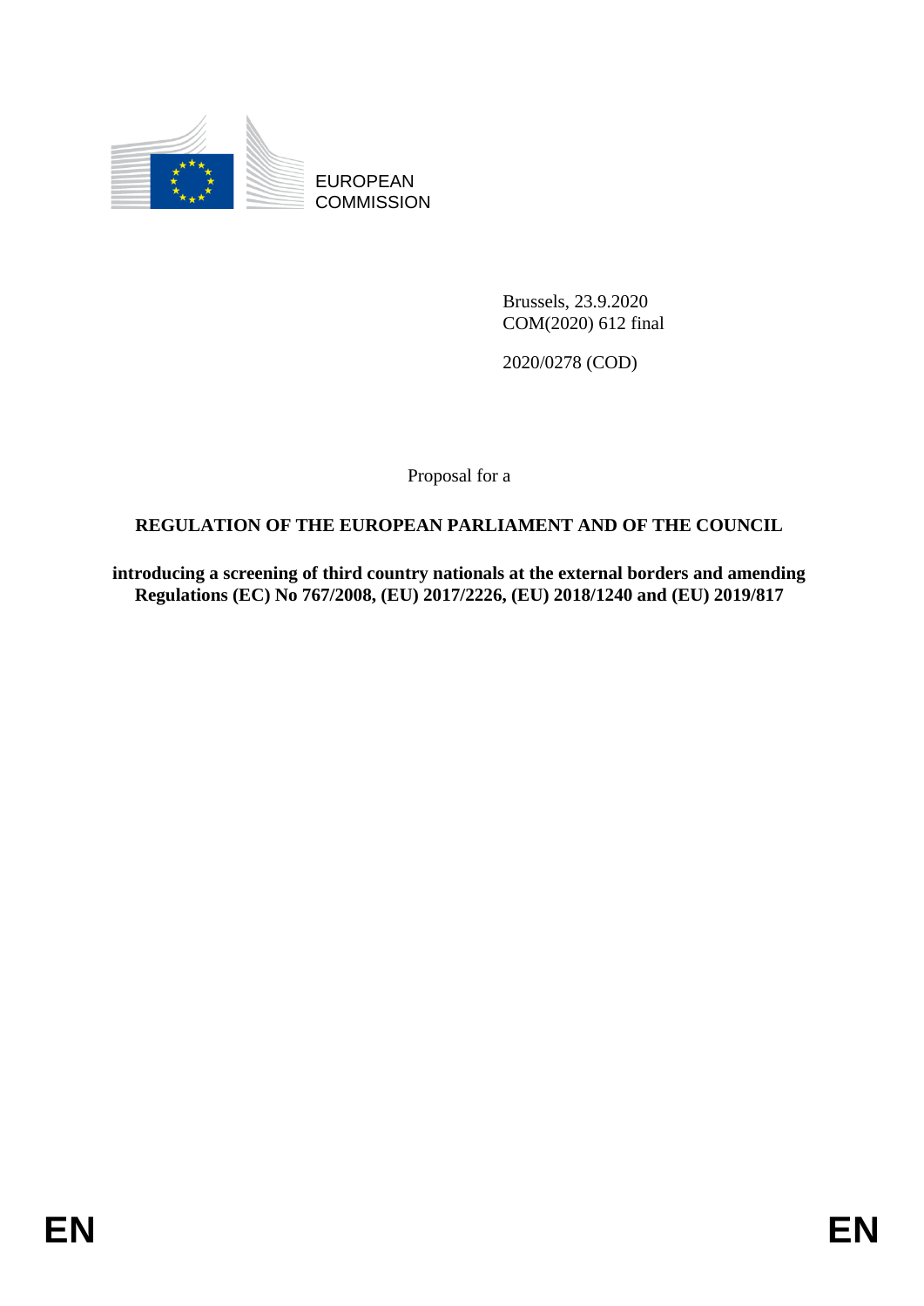EUROPEAN COMMISSION

Brussels, 23.9.2020
COM(2020) 612 final

2020/0278 (COD)

Proposal for a

# REGULATION OF THE EUROPEAN PARLIAMENT AND OF THE COUNCIL

**introducing a screening of third country nationals at the external borders and amending Regulations (EC) No 767/2008, (EU) 2017/2226, (EU) 2018/1240 and (EU) 2019/817**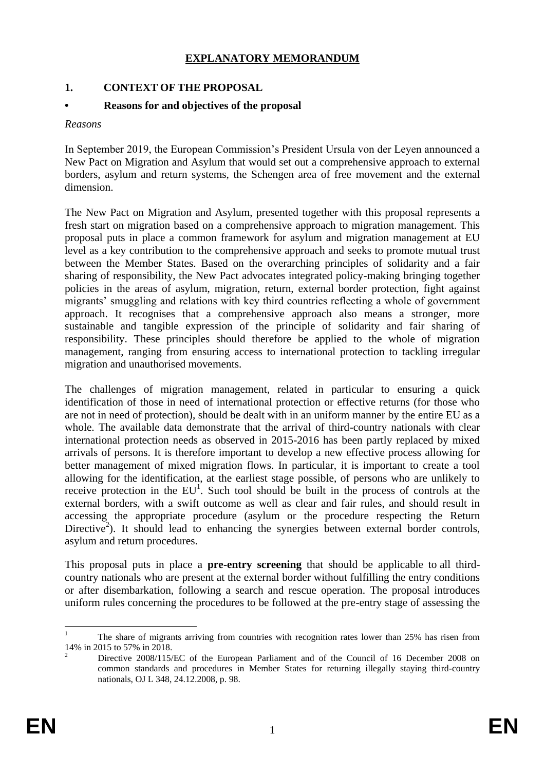# EXPLANATORY MEMORANDUM

## 1. CONTEXT OF THE PROPOSAL

### • Reasons for and objectives of the proposal

*Reasons*

In September 2019, the European Commission's President Ursula von der Leyen announced a New Pact on Migration and Asylum that would set out a comprehensive approach to external borders, asylum and return systems, the Schengen area of free movement and the external dimension.

The New Pact on Migration and Asylum, presented together with this proposal represents a fresh start on migration based on a comprehensive approach to migration management. This proposal puts in place a common framework for asylum and migration management at EU level as a key contribution to the comprehensive approach and seeks to promote mutual trust between the Member States. Based on the overarching principles of solidarity and a fair sharing of responsibility, the New Pact advocates integrated policy-making bringing together policies in the areas of asylum, migration, return, external border protection, fight against migrants' smuggling and relations with key third countries reflecting a whole of government approach. It recognises that a comprehensive approach also means a stronger, more sustainable and tangible expression of the principle of solidarity and fair sharing of responsibility. These principles should therefore be applied to the whole of migration management, ranging from ensuring access to international protection to tackling irregular migration and unauthorised movements.

The challenges of migration management, related in particular to ensuring a quick identification of those in need of international protection or effective returns (for those who are not in need of protection), should be dealt with in an uniform manner by the entire EU as a whole. The available data demonstrate that the arrival of third-country nationals with clear international protection needs as observed in 2015-2016 has been partly replaced by mixed arrivals of persons. It is therefore important to develop a new effective process allowing for better management of mixed migration flows. In particular, it is important to create a tool allowing for the identification, at the earliest stage possible, of persons who are unlikely to receive protection in the EU[1]. Such tool should be built in the process of controls at the external borders, with a swift outcome as well as clear and fair rules, and should result in accessing the appropriate procedure (asylum or the procedure respecting the Return Directive[2]). It should lead to enhancing the synergies between external border controls, asylum and return procedures.

This proposal puts in place a **pre-entry screening** that should be applicable to all third-country nationals who are present at the external border without fulfilling the entry conditions or after disembarkation, following a search and rescue operation. The proposal introduces uniform rules concerning the procedures to be followed at the pre-entry stage of assessing the

---

[1] The share of migrants arriving from countries with recognition rates lower than 25% has risen from 14% in 2015 to 57% in 2018.

[2] Directive 2008/115/EC of the European Parliament and of the Council of 16 December 2008 on common standards and procedures in Member States for returning illegally staying third-country nationals, OJ L 348, 24.12.2008, p. 98.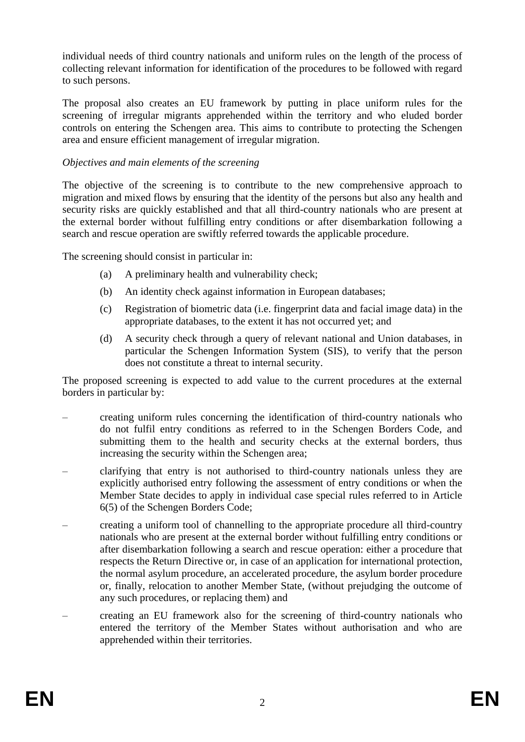individual needs of third country nationals and uniform rules on the length of the process of collecting relevant information for identification of the procedures to be followed with regard to such persons.

The proposal also creates an EU framework by putting in place uniform rules for the screening of irregular migrants apprehended within the territory and who eluded border controls on entering the Schengen area. This aims to contribute to protecting the Schengen area and ensure efficient management of irregular migration.

*Objectives and main elements of the screening*

The objective of the screening is to contribute to the new comprehensive approach to migration and mixed flows by ensuring that the identity of the persons but also any health and security risks are quickly established and that all third-country nationals who are present at the external border without fulfilling entry conditions or after disembarkation following a search and rescue operation are swiftly referred towards the applicable procedure.

The screening should consist in particular in:

(a) A preliminary health and vulnerability check;

(b) An identity check against information in European databases;

(c) Registration of biometric data (i.e. fingerprint data and facial image data) in the appropriate databases, to the extent it has not occurred yet; and

(d) A security check through a query of relevant national and Union databases, in particular the Schengen Information System (SIS), to verify that the person does not constitute a threat to internal security.

The proposed screening is expected to add value to the current procedures at the external borders in particular by:

– creating uniform rules concerning the identification of third-country nationals who do not fulfil entry conditions as referred to in the Schengen Borders Code, and submitting them to the health and security checks at the external borders, thus increasing the security within the Schengen area;

– clarifying that entry is not authorised to third-country nationals unless they are explicitly authorised entry following the assessment of entry conditions or when the Member State decides to apply in individual case special rules referred to in Article 6(5) of the Schengen Borders Code;

– creating a uniform tool of channelling to the appropriate procedure all third-country nationals who are present at the external border without fulfilling entry conditions or after disembarkation following a search and rescue operation: either a procedure that respects the Return Directive or, in case of an application for international protection, the normal asylum procedure, an accelerated procedure, the asylum border procedure or, finally, relocation to another Member State, (without prejudging the outcome of any such procedures, or replacing them) and

– creating an EU framework also for the screening of third-country nationals who entered the territory of the Member States without authorisation and who are apprehended within their territories.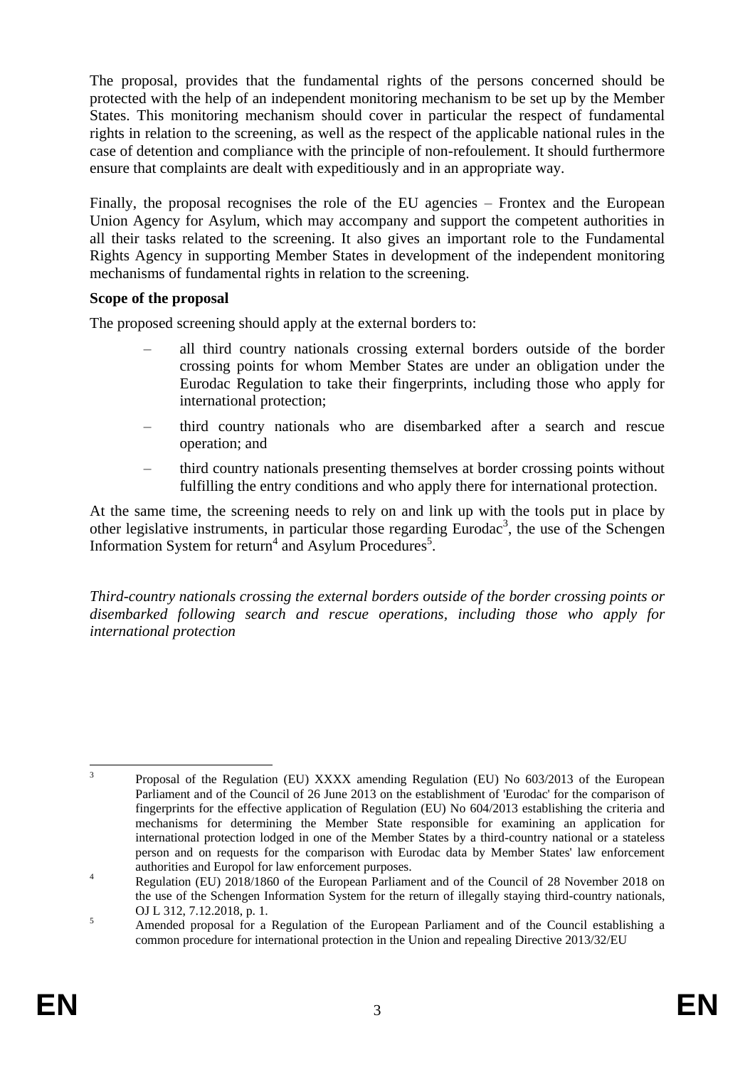The proposal, provides that the fundamental rights of the persons concerned should be protected with the help of an independent monitoring mechanism to be set up by the Member States. This monitoring mechanism should cover in particular the respect of fundamental rights in relation to the screening, as well as the respect of the applicable national rules in the case of detention and compliance with the principle of non-refoulement. It should furthermore ensure that complaints are dealt with expeditiously and in an appropriate way.

Finally, the proposal recognises the role of the EU agencies – Frontex and the European Union Agency for Asylum, which may accompany and support the competent authorities in all their tasks related to the screening. It also gives an important role to the Fundamental Rights Agency in supporting Member States in development of the independent monitoring mechanisms of fundamental rights in relation to the screening.

**Scope of the proposal**

The proposed screening should apply at the external borders to:

- all third country nationals crossing external borders outside of the border crossing points for whom Member States are under an obligation under the Eurodac Regulation to take their fingerprints, including those who apply for international protection;
- third country nationals who are disembarked after a search and rescue operation; and
- third country nationals presenting themselves at border crossing points without fulfilling the entry conditions and who apply there for international protection.

At the same time, the screening needs to rely on and link up with the tools put in place by other legislative instruments, in particular those regarding Eurodac[3], the use of the Schengen Information System for return[4] and Asylum Procedures[5].

*Third-country nationals crossing the external borders outside of the border crossing points or disembarked following search and rescue operations, including those who apply for international protection*

---

[3] Proposal of the Regulation (EU) XXXX amending Regulation (EU) No 603/2013 of the European Parliament and of the Council of 26 June 2013 on the establishment of 'Eurodac' for the comparison of fingerprints for the effective application of Regulation (EU) No 604/2013 establishing the criteria and mechanisms for determining the Member State responsible for examining an application for international protection lodged in one of the Member States by a third-country national or a stateless person and on requests for the comparison with Eurodac data by Member States' law enforcement authorities and Europol for law enforcement purposes.

[4] Regulation (EU) 2018/1860 of the European Parliament and of the Council of 28 November 2018 on the use of the Schengen Information System for the return of illegally staying third-country nationals, OJ L 312, 7.12.2018, p. 1.

[5] Amended proposal for a Regulation of the European Parliament and of the Council establishing a common procedure for international protection in the Union and repealing Directive 2013/32/EU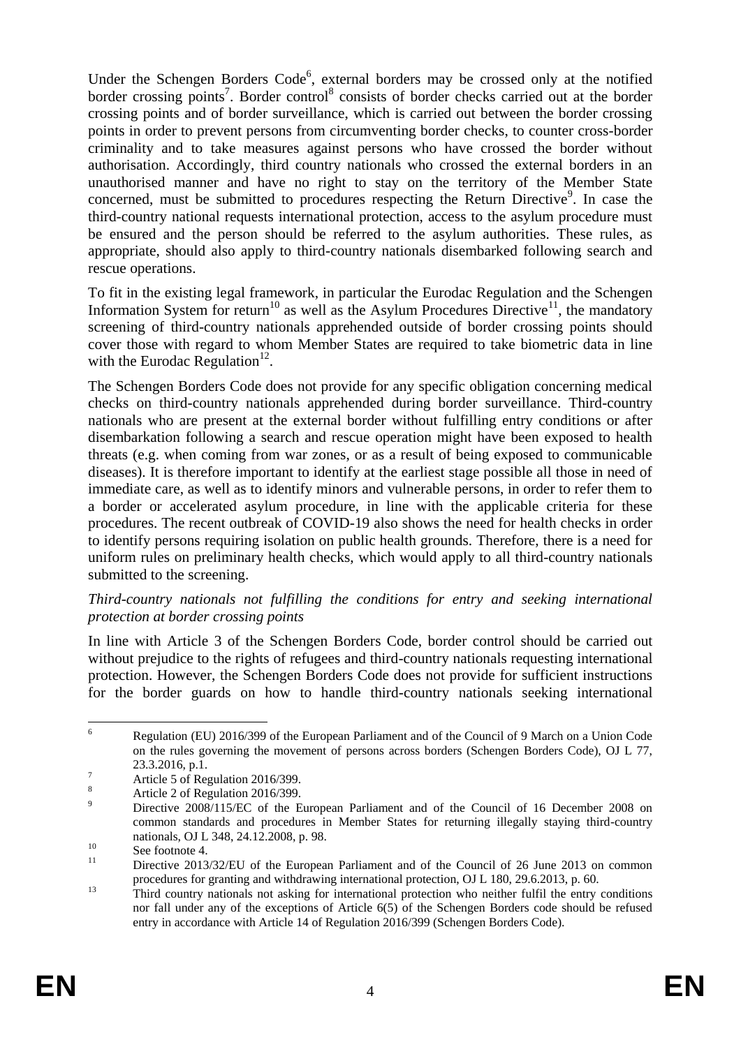Under the Schengen Borders Code[6], external borders may be crossed only at the notified border crossing points[7]. Border control[8] consists of border checks carried out at the border crossing points and of border surveillance, which is carried out between the border crossing points in order to prevent persons from circumventing border checks, to counter cross-border criminality and to take measures against persons who have crossed the border without authorisation. Accordingly, third country nationals who crossed the external borders in an unauthorised manner and have no right to stay on the territory of the Member State concerned, must be submitted to procedures respecting the Return Directive[9]. In case the third-country national requests international protection, access to the asylum procedure must be ensured and the person should be referred to the asylum authorities. These rules, as appropriate, should also apply to third-country nationals disembarked following search and rescue operations.

To fit in the existing legal framework, in particular the Eurodac Regulation and the Schengen Information System for return[10] as well as the Asylum Procedures Directive[11], the mandatory screening of third-country nationals apprehended outside of border crossing points should cover those with regard to whom Member States are required to take biometric data in line with the Eurodac Regulation[12].

The Schengen Borders Code does not provide for any specific obligation concerning medical checks on third-country nationals apprehended during border surveillance. Third-country nationals who are present at the external border without fulfilling entry conditions or after disembarkation following a search and rescue operation might have been exposed to health threats (e.g. when coming from war zones, or as a result of being exposed to communicable diseases). It is therefore important to identify at the earliest stage possible all those in need of immediate care, as well as to identify minors and vulnerable persons, in order to refer them to a border or accelerated asylum procedure, in line with the applicable criteria for these procedures. The recent outbreak of COVID-19 also shows the need for health checks in order to identify persons requiring isolation on public health grounds. Therefore, there is a need for uniform rules on preliminary health checks, which would apply to all third-country nationals submitted to the screening.

*Third-country nationals not fulfilling the conditions for entry and seeking international protection at border crossing points*

In line with Article 3 of the Schengen Borders Code, border control should be carried out without prejudice to the rights of refugees and third-country nationals requesting international protection. However, the Schengen Borders Code does not provide for sufficient instructions for the border guards on how to handle third-country nationals seeking international

---

[6] Regulation (EU) 2016/399 of the European Parliament and of the Council of 9 March on a Union Code on the rules governing the movement of persons across borders (Schengen Borders Code), OJ L 77, 23.3.2016, p.1.

[7] Article 5 of Regulation 2016/399.

[8] Article 2 of Regulation 2016/399.

[9] Directive 2008/115/EC of the European Parliament and of the Council of 16 December 2008 on common standards and procedures in Member States for returning illegally staying third-country nationals, OJ L 348, 24.12.2008, p. 98.

[10] See footnote 4.

[11] Directive 2013/32/EU of the European Parliament and of the Council of 26 June 2013 on common procedures for granting and withdrawing international protection, OJ L 180, 29.6.2013, p. 60.

[13] Third country nationals not asking for international protection who neither fulfil the entry conditions nor fall under any of the exceptions of Article 6(5) of the Schengen Borders code should be refused entry in accordance with Article 14 of Regulation 2016/399 (Schengen Borders Code).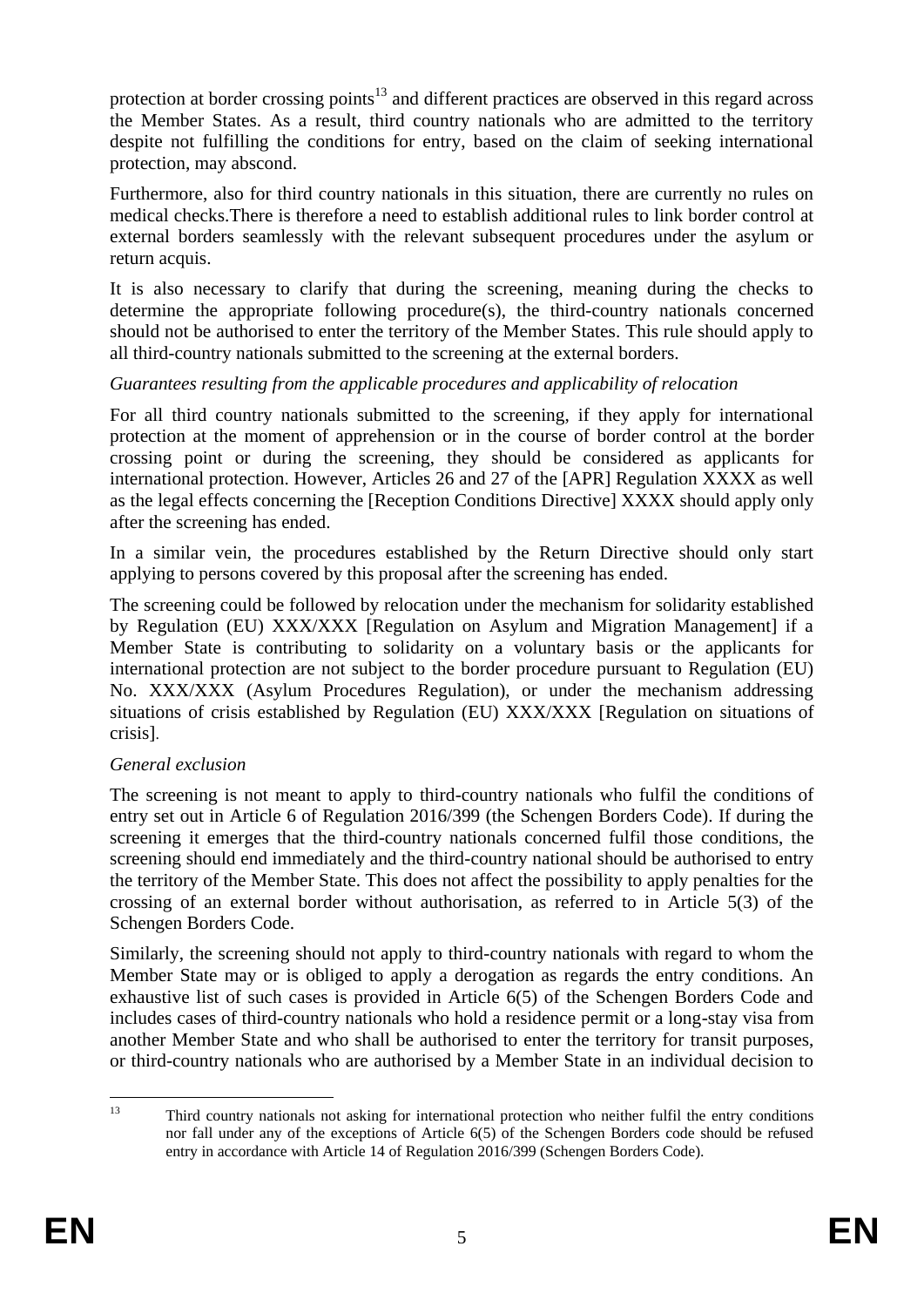protection at border crossing points[13] and different practices are observed in this regard across the Member States. As a result, third country nationals who are admitted to the territory despite not fulfilling the conditions for entry, based on the claim of seeking international protection, may abscond.

Furthermore, also for third country nationals in this situation, there are currently no rules on medical checks.There is therefore a need to establish additional rules to link border control at external borders seamlessly with the relevant subsequent procedures under the asylum or return acquis.

It is also necessary to clarify that during the screening, meaning during the checks to determine the appropriate following procedure(s), the third-country nationals concerned should not be authorised to enter the territory of the Member States. This rule should apply to all third-country nationals submitted to the screening at the external borders.

*Guarantees resulting from the applicable procedures and applicability of relocation*

For all third country nationals submitted to the screening, if they apply for international protection at the moment of apprehension or in the course of border control at the border crossing point or during the screening, they should be considered as applicants for international protection. However, Articles 26 and 27 of the [APR] Regulation XXXX as well as the legal effects concerning the [Reception Conditions Directive] XXXX should apply only after the screening has ended.

In a similar vein, the procedures established by the Return Directive should only start applying to persons covered by this proposal after the screening has ended.

The screening could be followed by relocation under the mechanism for solidarity established by Regulation (EU) XXX/XXX [Regulation on Asylum and Migration Management] if a Member State is contributing to solidarity on a voluntary basis or the applicants for international protection are not subject to the border procedure pursuant to Regulation (EU) No. XXX/XXX (Asylum Procedures Regulation), or under the mechanism addressing situations of crisis established by Regulation (EU) XXX/XXX [Regulation on situations of crisis].

*General exclusion*

The screening is not meant to apply to third-country nationals who fulfil the conditions of entry set out in Article 6 of Regulation 2016/399 (the Schengen Borders Code). If during the screening it emerges that the third-country nationals concerned fulfil those conditions, the screening should end immediately and the third-country national should be authorised to entry the territory of the Member State. This does not affect the possibility to apply penalties for the crossing of an external border without authorisation, as referred to in Article 5(3) of the Schengen Borders Code.

Similarly, the screening should not apply to third-country nationals with regard to whom the Member State may or is obliged to apply a derogation as regards the entry conditions. An exhaustive list of such cases is provided in Article 6(5) of the Schengen Borders Code and includes cases of third-country nationals who hold a residence permit or a long-stay visa from another Member State and who shall be authorised to enter the territory for transit purposes, or third-country nationals who are authorised by a Member State in an individual decision to

[13] Third country nationals not asking for international protection who neither fulfil the entry conditions nor fall under any of the exceptions of Article 6(5) of the Schengen Borders code should be refused entry in accordance with Article 14 of Regulation 2016/399 (Schengen Borders Code).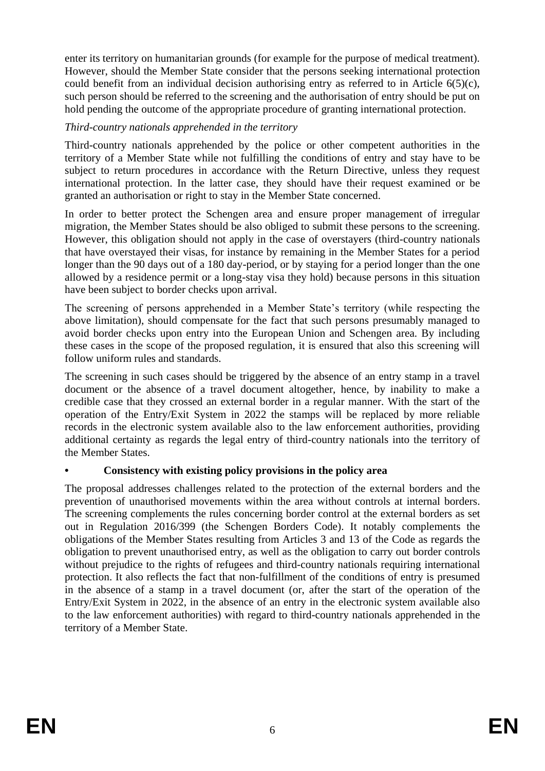enter its territory on humanitarian grounds (for example for the purpose of medical treatment). However, should the Member State consider that the persons seeking international protection could benefit from an individual decision authorising entry as referred to in Article 6(5)(c), such person should be referred to the screening and the authorisation of entry should be put on hold pending the outcome of the appropriate procedure of granting international protection.

*Third-country nationals apprehended in the territory*

Third-country nationals apprehended by the police or other competent authorities in the territory of a Member State while not fulfilling the conditions of entry and stay have to be subject to return procedures in accordance with the Return Directive, unless they request international protection. In the latter case, they should have their request examined or be granted an authorisation or right to stay in the Member State concerned.

In order to better protect the Schengen area and ensure proper management of irregular migration, the Member States should be also obliged to submit these persons to the screening. However, this obligation should not apply in the case of overstayers (third-country nationals that have overstayed their visas, for instance by remaining in the Member States for a period longer than the 90 days out of a 180 day-period, or by staying for a period longer than the one allowed by a residence permit or a long-stay visa they hold) because persons in this situation have been subject to border checks upon arrival.

The screening of persons apprehended in a Member State's territory (while respecting the above limitation), should compensate for the fact that such persons presumably managed to avoid border checks upon entry into the European Union and Schengen area. By including these cases in the scope of the proposed regulation, it is ensured that also this screening will follow uniform rules and standards.

The screening in such cases should be triggered by the absence of an entry stamp in a travel document or the absence of a travel document altogether, hence, by inability to make a credible case that they crossed an external border in a regular manner. With the start of the operation of the Entry/Exit System in 2022 the stamps will be replaced by more reliable records in the electronic system available also to the law enforcement authorities, providing additional certainty as regards the legal entry of third-country nationals into the territory of the Member States.

- **Consistency with existing policy provisions in the policy area**

The proposal addresses challenges related to the protection of the external borders and the prevention of unauthorised movements within the area without controls at internal borders. The screening complements the rules concerning border control at the external borders as set out in Regulation 2016/399 (the Schengen Borders Code). It notably complements the obligations of the Member States resulting from Articles 3 and 13 of the Code as regards the obligation to prevent unauthorised entry, as well as the obligation to carry out border controls without prejudice to the rights of refugees and third-country nationals requiring international protection. It also reflects the fact that non-fulfillment of the conditions of entry is presumed in the absence of a stamp in a travel document (or, after the start of the operation of the Entry/Exit System in 2022, in the absence of an entry in the electronic system available also to the law enforcement authorities) with regard to third-country nationals apprehended in the territory of a Member State.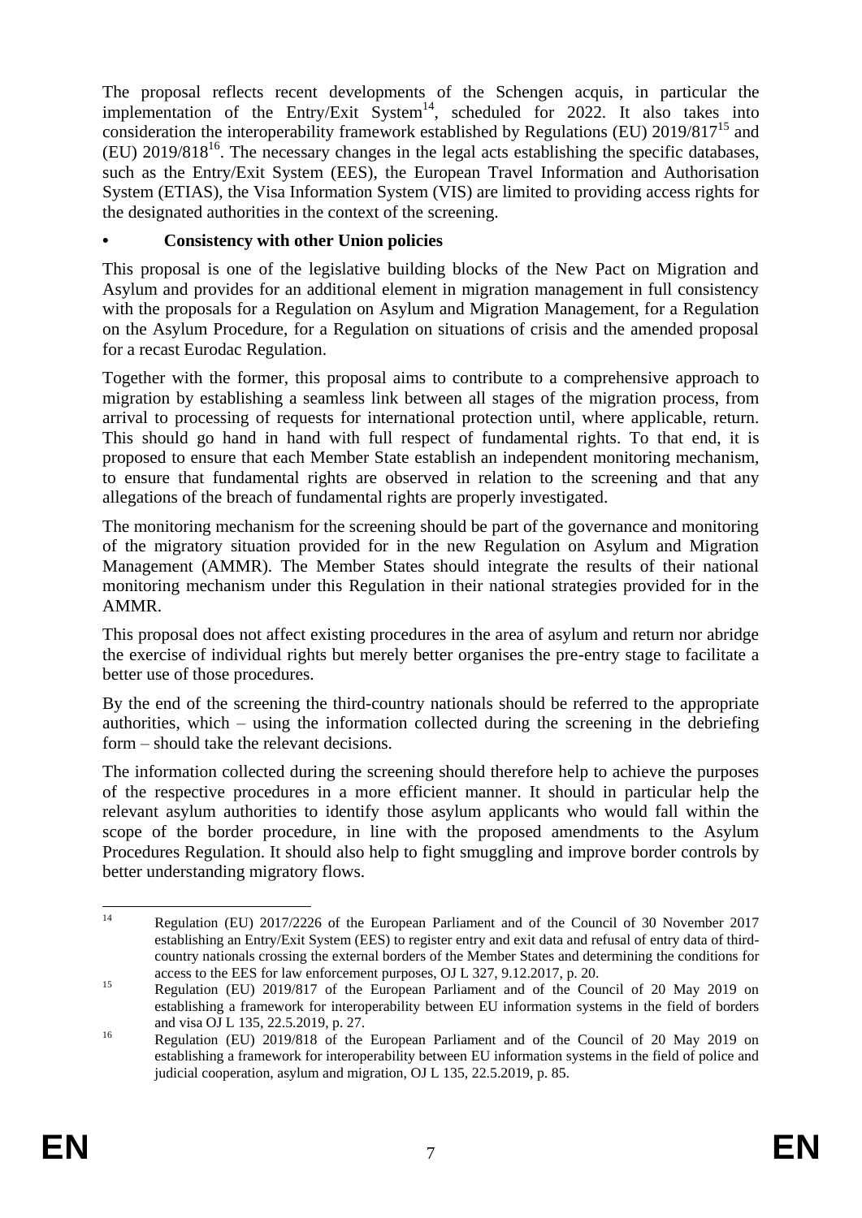The proposal reflects recent developments of the Schengen acquis, in particular the implementation of the Entry/Exit System[14], scheduled for 2022. It also takes into consideration the interoperability framework established by Regulations (EU) 2019/817[15] and (EU) 2019/818[16]. The necessary changes in the legal acts establishing the specific databases, such as the Entry/Exit System (EES), the European Travel Information and Authorisation System (ETIAS), the Visa Information System (VIS) are limited to providing access rights for the designated authorities in the context of the screening.

**• Consistency with other Union policies**

This proposal is one of the legislative building blocks of the New Pact on Migration and Asylum and provides for an additional element in migration management in full consistency with the proposals for a Regulation on Asylum and Migration Management, for a Regulation on the Asylum Procedure, for a Regulation on situations of crisis and the amended proposal for a recast Eurodac Regulation.

Together with the former, this proposal aims to contribute to a comprehensive approach to migration by establishing a seamless link between all stages of the migration process, from arrival to processing of requests for international protection until, where applicable, return. This should go hand in hand with full respect of fundamental rights. To that end, it is proposed to ensure that each Member State establish an independent monitoring mechanism, to ensure that fundamental rights are observed in relation to the screening and that any allegations of the breach of fundamental rights are properly investigated.

The monitoring mechanism for the screening should be part of the governance and monitoring of the migratory situation provided for in the new Regulation on Asylum and Migration Management (AMMR). The Member States should integrate the results of their national monitoring mechanism under this Regulation in their national strategies provided for in the AMMR.

This proposal does not affect existing procedures in the area of asylum and return nor abridge the exercise of individual rights but merely better organises the pre-entry stage to facilitate a better use of those procedures.

By the end of the screening the third-country nationals should be referred to the appropriate authorities, which – using the information collected during the screening in the debriefing form – should take the relevant decisions.

The information collected during the screening should therefore help to achieve the purposes of the respective procedures in a more efficient manner. It should in particular help the relevant asylum authorities to identify those asylum applicants who would fall within the scope of the border procedure, in line with the proposed amendments to the Asylum Procedures Regulation. It should also help to fight smuggling and improve border controls by better understanding migratory flows.

---

[14] Regulation (EU) 2017/2226 of the European Parliament and of the Council of 30 November 2017 establishing an Entry/Exit System (EES) to register entry and exit data and refusal of entry data of third-country nationals crossing the external borders of the Member States and determining the conditions for access to the EES for law enforcement purposes, OJ L 327, 9.12.2017, p. 20.

[15] Regulation (EU) 2019/817 of the European Parliament and of the Council of 20 May 2019 on establishing a framework for interoperability between EU information systems in the field of borders and visa OJ L 135, 22.5.2019, p. 27.

[16] Regulation (EU) 2019/818 of the European Parliament and of the Council of 20 May 2019 on establishing a framework for interoperability between EU information systems in the field of police and judicial cooperation, asylum and migration, OJ L 135, 22.5.2019, p. 85.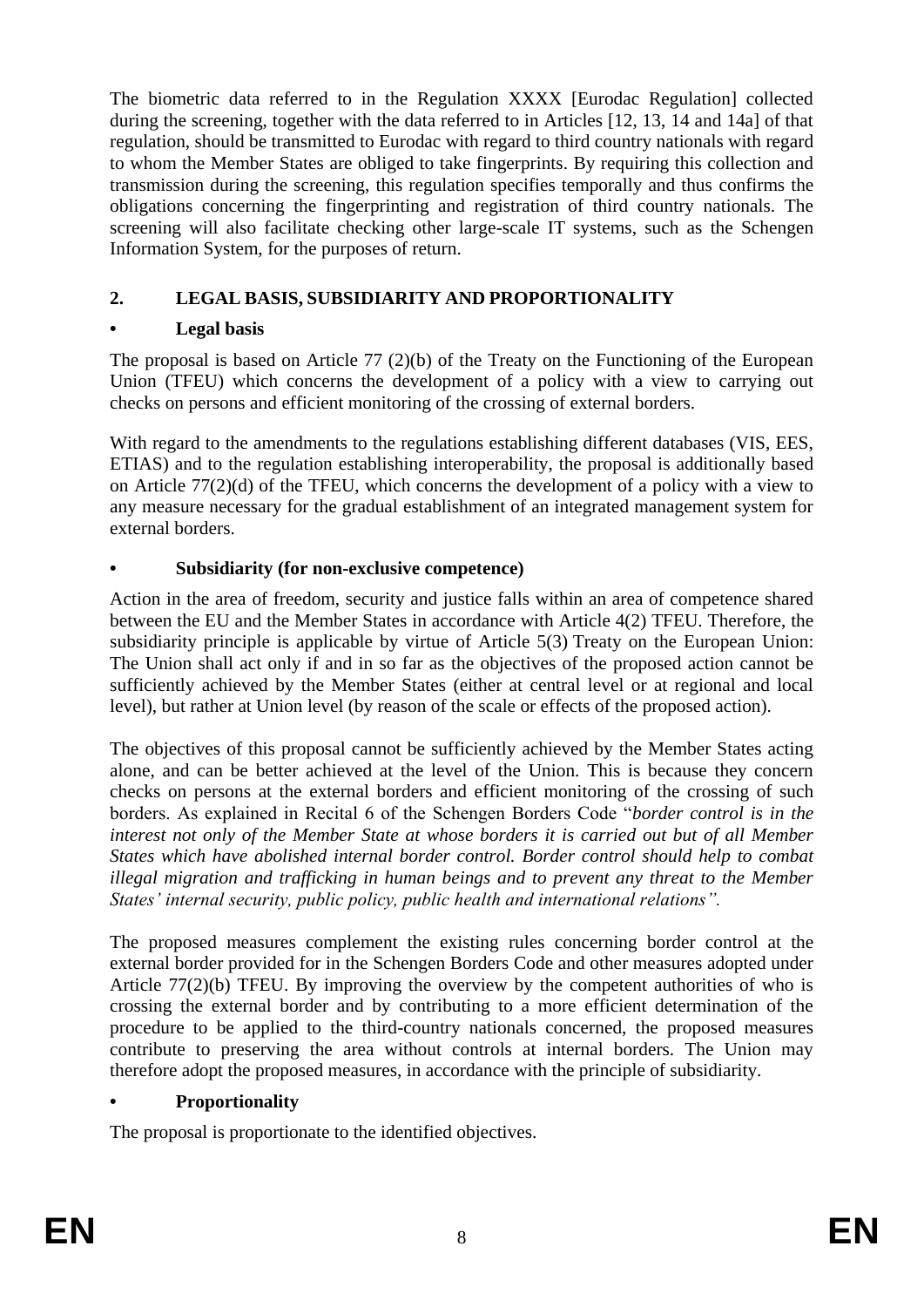The biometric data referred to in the Regulation XXXX [Eurodac Regulation] collected during the screening, together with the data referred to in Articles [12, 13, 14 and 14a] of that regulation, should be transmitted to Eurodac with regard to third country nationals with regard to whom the Member States are obliged to take fingerprints. By requiring this collection and transmission during the screening, this regulation specifies temporally and thus confirms the obligations concerning the fingerprinting and registration of third country nationals. The screening will also facilitate checking other large-scale IT systems, such as the Schengen Information System, for the purposes of return.

## 2. LEGAL BASIS, SUBSIDIARITY AND PROPORTIONALITY

### • Legal basis

The proposal is based on Article 77 (2)(b) of the Treaty on the Functioning of the European Union (TFEU) which concerns the development of a policy with a view to carrying out checks on persons and efficient monitoring of the crossing of external borders.

With regard to the amendments to the regulations establishing different databases (VIS, EES, ETIAS) and to the regulation establishing interoperability, the proposal is additionally based on Article 77(2)(d) of the TFEU, which concerns the development of a policy with a view to any measure necessary for the gradual establishment of an integrated management system for external borders.

### • Subsidiarity (for non-exclusive competence)

Action in the area of freedom, security and justice falls within an area of competence shared between the EU and the Member States in accordance with Article 4(2) TFEU. Therefore, the subsidiarity principle is applicable by virtue of Article 5(3) Treaty on the European Union: The Union shall act only if and in so far as the objectives of the proposed action cannot be sufficiently achieved by the Member States (either at central level or at regional and local level), but rather at Union level (by reason of the scale or effects of the proposed action).

The objectives of this proposal cannot be sufficiently achieved by the Member States acting alone, and can be better achieved at the level of the Union. This is because they concern checks on persons at the external borders and efficient monitoring of the crossing of such borders. As explained in Recital 6 of the Schengen Borders Code "*border control is in the interest not only of the Member State at whose borders it is carried out but of all Member States which have abolished internal border control. Border control should help to combat illegal migration and trafficking in human beings and to prevent any threat to the Member States' internal security, public policy, public health and international relations".*

The proposed measures complement the existing rules concerning border control at the external border provided for in the Schengen Borders Code and other measures adopted under Article 77(2)(b) TFEU. By improving the overview by the competent authorities of who is crossing the external border and by contributing to a more efficient determination of the procedure to be applied to the third-country nationals concerned, the proposed measures contribute to preserving the area without controls at internal borders. The Union may therefore adopt the proposed measures, in accordance with the principle of subsidiarity.

### • Proportionality

The proposal is proportionate to the identified objectives.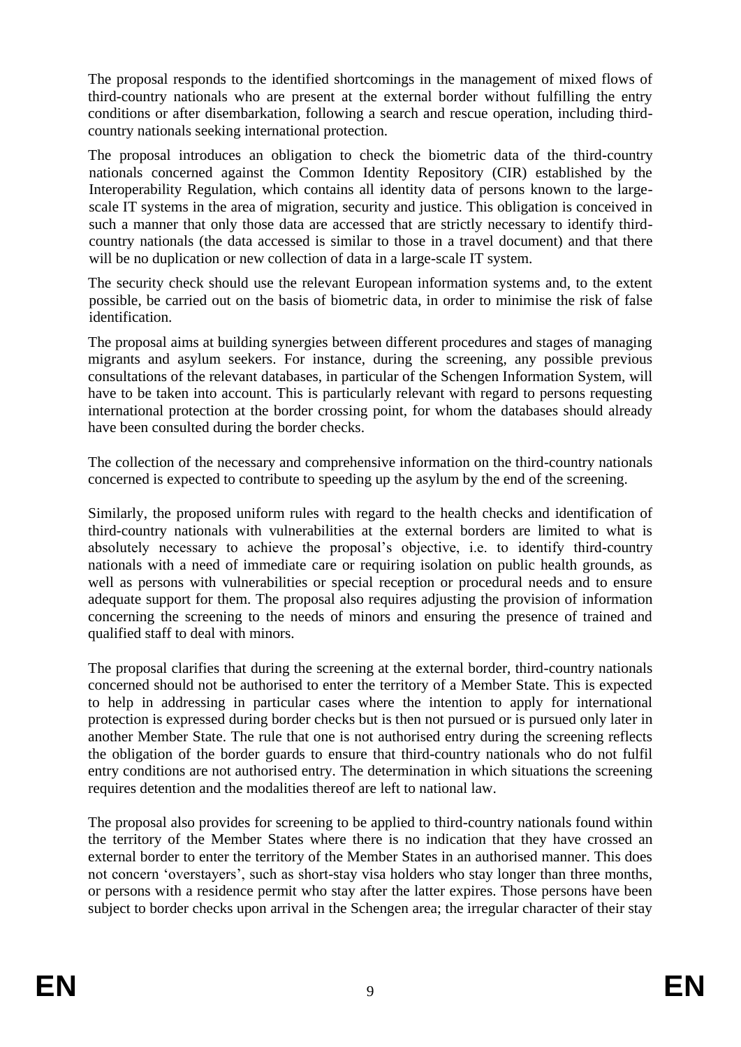The proposal responds to the identified shortcomings in the management of mixed flows of third-country nationals who are present at the external border without fulfilling the entry conditions or after disembarkation, following a search and rescue operation, including third-country nationals seeking international protection.

The proposal introduces an obligation to check the biometric data of the third-country nationals concerned against the Common Identity Repository (CIR) established by the Interoperability Regulation, which contains all identity data of persons known to the large-scale IT systems in the area of migration, security and justice. This obligation is conceived in such a manner that only those data are accessed that are strictly necessary to identify third-country nationals (the data accessed is similar to those in a travel document) and that there will be no duplication or new collection of data in a large-scale IT system.

The security check should use the relevant European information systems and, to the extent possible, be carried out on the basis of biometric data, in order to minimise the risk of false identification.

The proposal aims at building synergies between different procedures and stages of managing migrants and asylum seekers. For instance, during the screening, any possible previous consultations of the relevant databases, in particular of the Schengen Information System, will have to be taken into account. This is particularly relevant with regard to persons requesting international protection at the border crossing point, for whom the databases should already have been consulted during the border checks.

The collection of the necessary and comprehensive information on the third-country nationals concerned is expected to contribute to speeding up the asylum by the end of the screening.

Similarly, the proposed uniform rules with regard to the health checks and identification of third-country nationals with vulnerabilities at the external borders are limited to what is absolutely necessary to achieve the proposal's objective, i.e. to identify third-country nationals with a need of immediate care or requiring isolation on public health grounds, as well as persons with vulnerabilities or special reception or procedural needs and to ensure adequate support for them. The proposal also requires adjusting the provision of information concerning the screening to the needs of minors and ensuring the presence of trained and qualified staff to deal with minors.

The proposal clarifies that during the screening at the external border, third-country nationals concerned should not be authorised to enter the territory of a Member State. This is expected to help in addressing in particular cases where the intention to apply for international protection is expressed during border checks but is then not pursued or is pursued only later in another Member State. The rule that one is not authorised entry during the screening reflects the obligation of the border guards to ensure that third-country nationals who do not fulfil entry conditions are not authorised entry. The determination in which situations the screening requires detention and the modalities thereof are left to national law.

The proposal also provides for screening to be applied to third-country nationals found within the territory of the Member States where there is no indication that they have crossed an external border to enter the territory of the Member States in an authorised manner. This does not concern 'overstayers', such as short-stay visa holders who stay longer than three months, or persons with a residence permit who stay after the latter expires. Those persons have been subject to border checks upon arrival in the Schengen area; the irregular character of their stay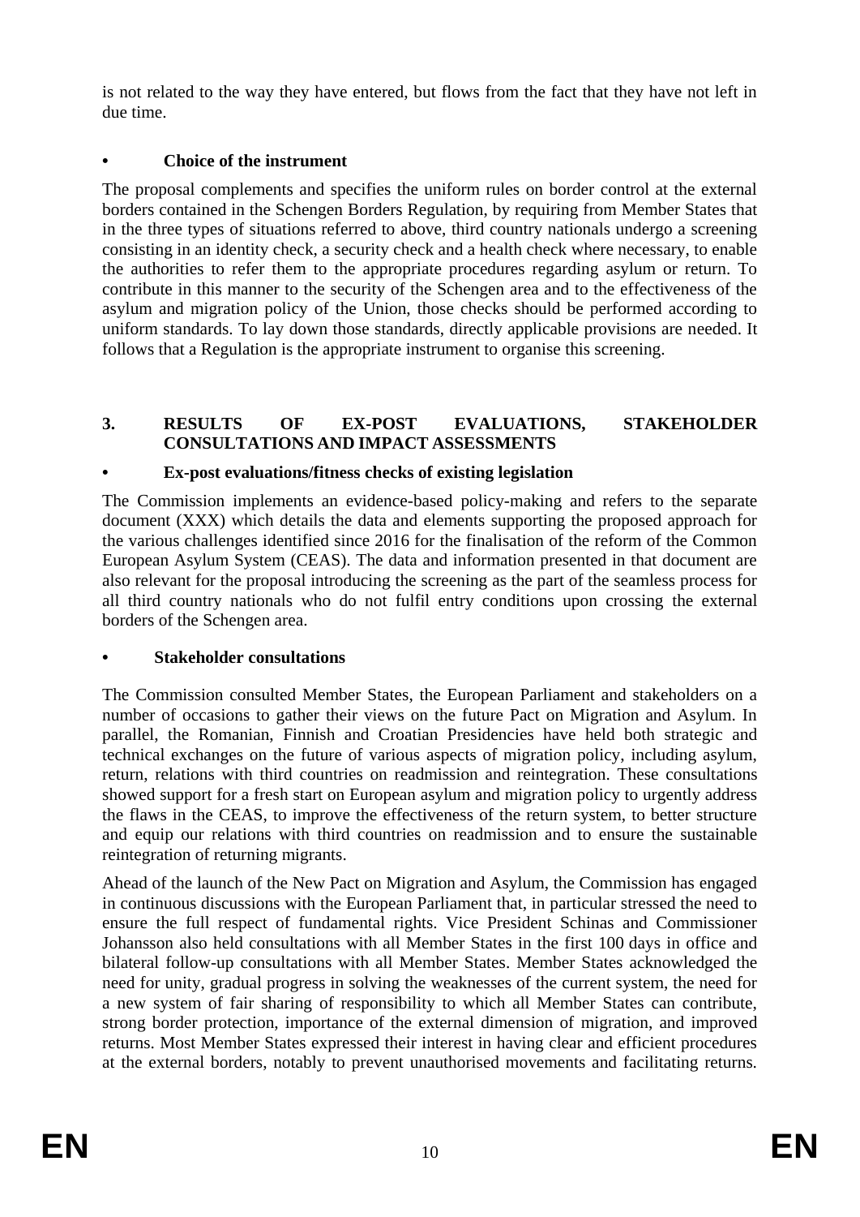is not related to the way they have entered, but flows from the fact that they have not left in due time.

- **Choice of the instrument**

The proposal complements and specifies the uniform rules on border control at the external borders contained in the Schengen Borders Regulation, by requiring from Member States that in the three types of situations referred to above, third country nationals undergo a screening consisting in an identity check, a security check and a health check where necessary, to enable the authorities to refer them to the appropriate procedures regarding asylum or return. To contribute in this manner to the security of the Schengen area and to the effectiveness of the asylum and migration policy of the Union, those checks should be performed according to uniform standards. To lay down those standards, directly applicable provisions are needed. It follows that a Regulation is the appropriate instrument to organise this screening.

## 3. RESULTS OF EX-POST EVALUATIONS, STAKEHOLDER CONSULTATIONS AND IMPACT ASSESSMENTS

- **Ex-post evaluations/fitness checks of existing legislation**

The Commission implements an evidence-based policy-making and refers to the separate document (XXX) which details the data and elements supporting the proposed approach for the various challenges identified since 2016 for the finalisation of the reform of the Common European Asylum System (CEAS). The data and information presented in that document are also relevant for the proposal introducing the screening as the part of the seamless process for all third country nationals who do not fulfil entry conditions upon crossing the external borders of the Schengen area.

- **Stakeholder consultations**

The Commission consulted Member States, the European Parliament and stakeholders on a number of occasions to gather their views on the future Pact on Migration and Asylum. In parallel, the Romanian, Finnish and Croatian Presidencies have held both strategic and technical exchanges on the future of various aspects of migration policy, including asylum, return, relations with third countries on readmission and reintegration. These consultations showed support for a fresh start on European asylum and migration policy to urgently address the flaws in the CEAS, to improve the effectiveness of the return system, to better structure and equip our relations with third countries on readmission and to ensure the sustainable reintegration of returning migrants.

Ahead of the launch of the New Pact on Migration and Asylum, the Commission has engaged in continuous discussions with the European Parliament that, in particular stressed the need to ensure the full respect of fundamental rights. Vice President Schinas and Commissioner Johansson also held consultations with all Member States in the first 100 days in office and bilateral follow-up consultations with all Member States. Member States acknowledged the need for unity, gradual progress in solving the weaknesses of the current system, the need for a new system of fair sharing of responsibility to which all Member States can contribute, strong border protection, importance of the external dimension of migration, and improved returns. Most Member States expressed their interest in having clear and efficient procedures at the external borders, notably to prevent unauthorised movements and facilitating returns.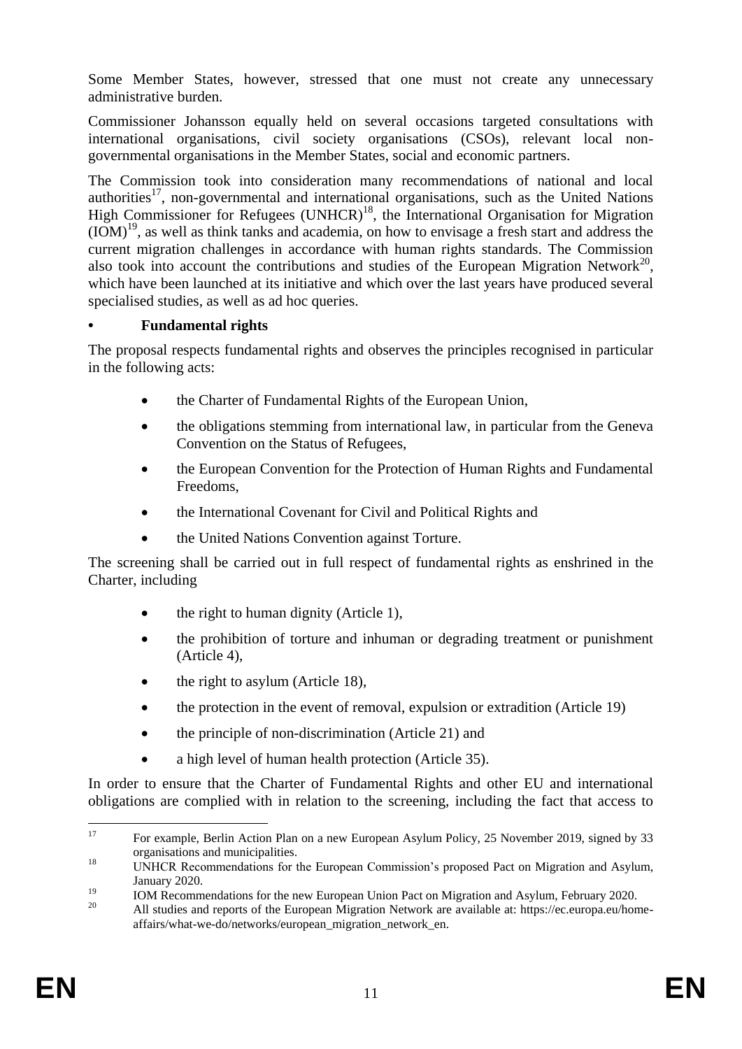Some Member States, however, stressed that one must not create any unnecessary administrative burden.

Commissioner Johansson equally held on several occasions targeted consultations with international organisations, civil society organisations (CSOs), relevant local non-governmental organisations in the Member States, social and economic partners.

The Commission took into consideration many recommendations of national and local authorities[17], non-governmental and international organisations, such as the United Nations High Commissioner for Refugees (UNHCR)[18], the International Organisation for Migration (IOM)[19], as well as think tanks and academia, on how to envisage a fresh start and address the current migration challenges in accordance with human rights standards. The Commission also took into account the contributions and studies of the European Migration Network[20], which have been launched at its initiative and which over the last years have produced several specialised studies, as well as ad hoc queries.

- **Fundamental rights**

The proposal respects fundamental rights and observes the principles recognised in particular in the following acts:

- the Charter of Fundamental Rights of the European Union,
- the obligations stemming from international law, in particular from the Geneva Convention on the Status of Refugees,
- the European Convention for the Protection of Human Rights and Fundamental Freedoms,
- the International Covenant for Civil and Political Rights and
- the United Nations Convention against Torture.

The screening shall be carried out in full respect of fundamental rights as enshrined in the Charter, including

- the right to human dignity (Article 1),
- the prohibition of torture and inhuman or degrading treatment or punishment (Article 4),
- the right to asylum (Article 18),
- the protection in the event of removal, expulsion or extradition (Article 19)
- the principle of non-discrimination (Article 21) and
- a high level of human health protection (Article 35).

In order to ensure that the Charter of Fundamental Rights and other EU and international obligations are complied with in relation to the screening, including the fact that access to

---

[17] For example, Berlin Action Plan on a new European Asylum Policy, 25 November 2019, signed by 33 organisations and municipalities.

[18] UNHCR Recommendations for the European Commission's proposed Pact on Migration and Asylum, January 2020.

[19] IOM Recommendations for the new European Union Pact on Migration and Asylum, February 2020.

[20] All studies and reports of the European Migration Network are available at: https://ec.europa.eu/home-affairs/what-we-do/networks/european_migration_network_en.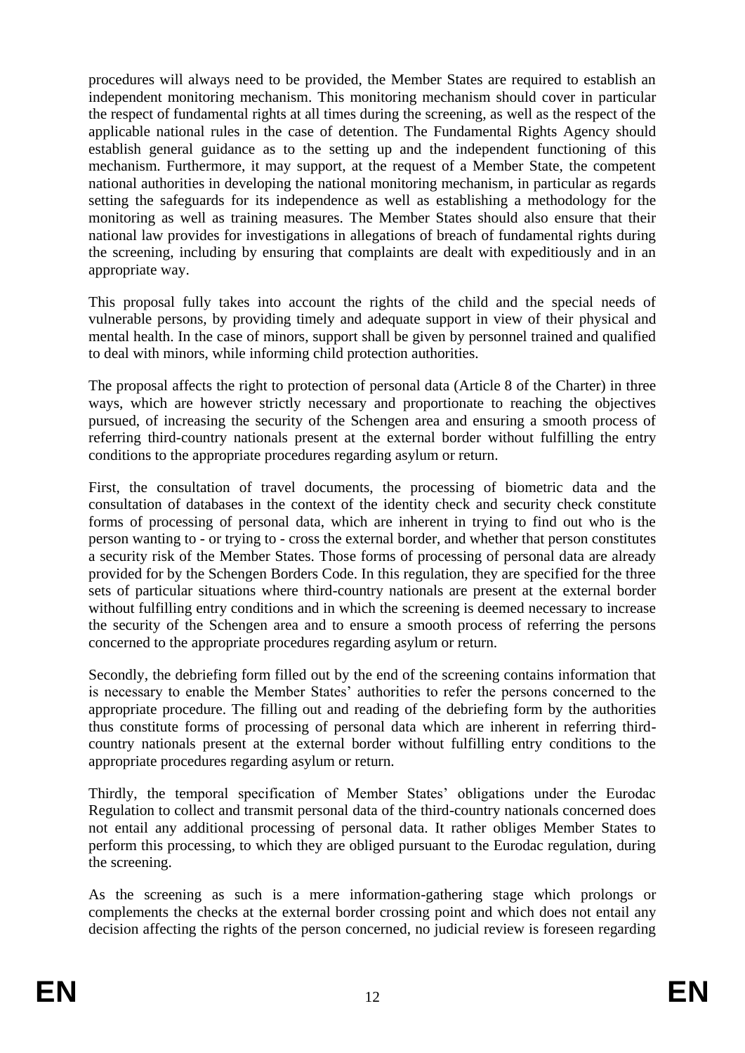procedures will always need to be provided, the Member States are required to establish an independent monitoring mechanism. This monitoring mechanism should cover in particular the respect of fundamental rights at all times during the screening, as well as the respect of the applicable national rules in the case of detention. The Fundamental Rights Agency should establish general guidance as to the setting up and the independent functioning of this mechanism. Furthermore, it may support, at the request of a Member State, the competent national authorities in developing the national monitoring mechanism, in particular as regards setting the safeguards for its independence as well as establishing a methodology for the monitoring as well as training measures. The Member States should also ensure that their national law provides for investigations in allegations of breach of fundamental rights during the screening, including by ensuring that complaints are dealt with expeditiously and in an appropriate way.

This proposal fully takes into account the rights of the child and the special needs of vulnerable persons, by providing timely and adequate support in view of their physical and mental health. In the case of minors, support shall be given by personnel trained and qualified to deal with minors, while informing child protection authorities.

The proposal affects the right to protection of personal data (Article 8 of the Charter) in three ways, which are however strictly necessary and proportionate to reaching the objectives pursued, of increasing the security of the Schengen area and ensuring a smooth process of referring third-country nationals present at the external border without fulfilling the entry conditions to the appropriate procedures regarding asylum or return.

First, the consultation of travel documents, the processing of biometric data and the consultation of databases in the context of the identity check and security check constitute forms of processing of personal data, which are inherent in trying to find out who is the person wanting to - or trying to - cross the external border, and whether that person constitutes a security risk of the Member States. Those forms of processing of personal data are already provided for by the Schengen Borders Code. In this regulation, they are specified for the three sets of particular situations where third-country nationals are present at the external border without fulfilling entry conditions and in which the screening is deemed necessary to increase the security of the Schengen area and to ensure a smooth process of referring the persons concerned to the appropriate procedures regarding asylum or return.

Secondly, the debriefing form filled out by the end of the screening contains information that is necessary to enable the Member States' authorities to refer the persons concerned to the appropriate procedure. The filling out and reading of the debriefing form by the authorities thus constitute forms of processing of personal data which are inherent in referring third-country nationals present at the external border without fulfilling entry conditions to the appropriate procedures regarding asylum or return.

Thirdly, the temporal specification of Member States' obligations under the Eurodac Regulation to collect and transmit personal data of the third-country nationals concerned does not entail any additional processing of personal data. It rather obliges Member States to perform this processing, to which they are obliged pursuant to the Eurodac regulation, during the screening.

As the screening as such is a mere information-gathering stage which prolongs or complements the checks at the external border crossing point and which does not entail any decision affecting the rights of the person concerned, no judicial review is foreseen regarding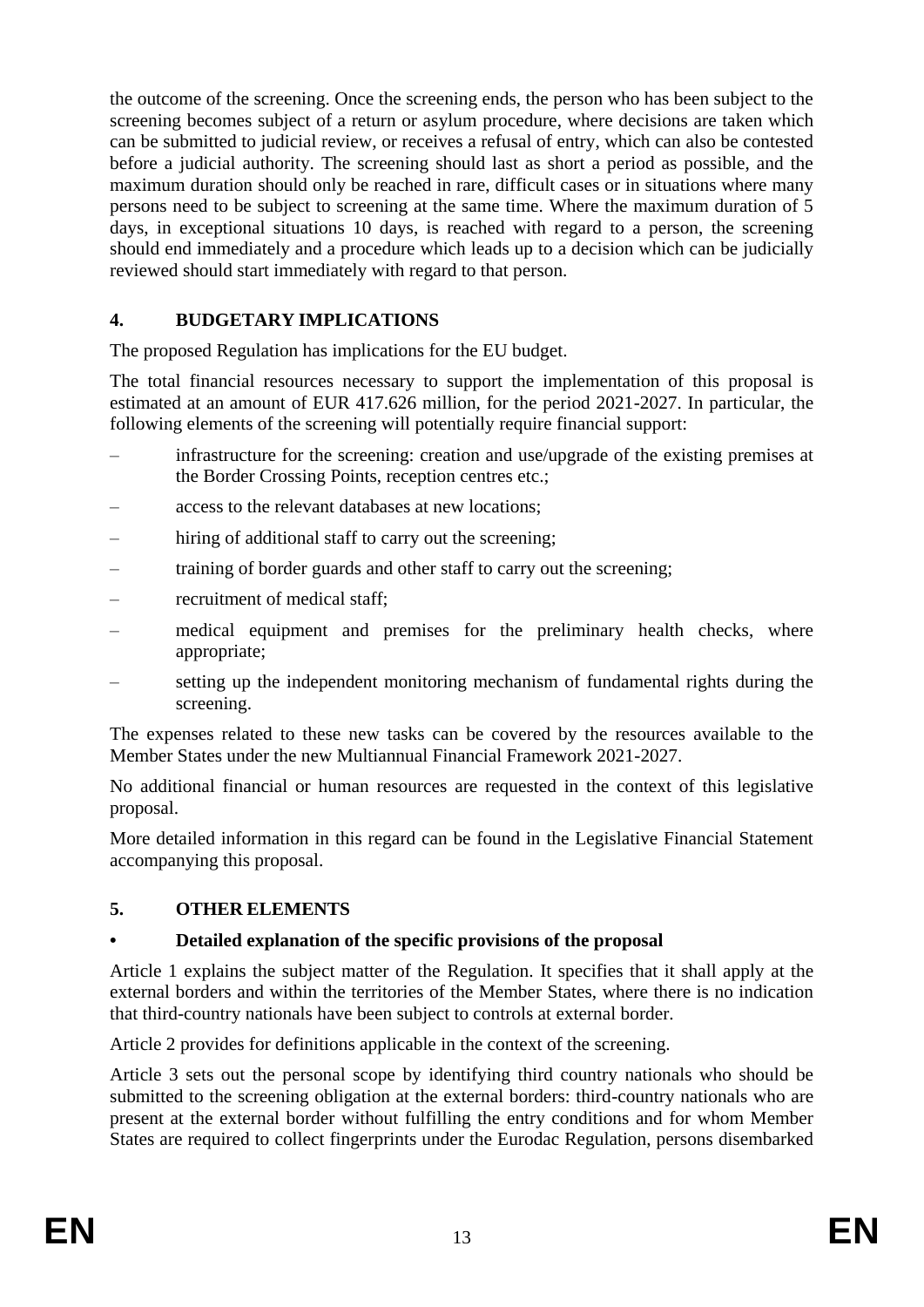the outcome of the screening. Once the screening ends, the person who has been subject to the screening becomes subject of a return or asylum procedure, where decisions are taken which can be submitted to judicial review, or receives a refusal of entry, which can also be contested before a judicial authority. The screening should last as short a period as possible, and the maximum duration should only be reached in rare, difficult cases or in situations where many persons need to be subject to screening at the same time. Where the maximum duration of 5 days, in exceptional situations 10 days, is reached with regard to a person, the screening should end immediately and a procedure which leads up to a decision which can be judicially reviewed should start immediately with regard to that person.

## 4. BUDGETARY IMPLICATIONS

The proposed Regulation has implications for the EU budget.

The total financial resources necessary to support the implementation of this proposal is estimated at an amount of EUR 417.626 million, for the period 2021-2027. In particular, the following elements of the screening will potentially require financial support:

– infrastructure for the screening: creation and use/upgrade of the existing premises at the Border Crossing Points, reception centres etc.;

– access to the relevant databases at new locations;

– hiring of additional staff to carry out the screening;

– training of border guards and other staff to carry out the screening;

– recruitment of medical staff;

– medical equipment and premises for the preliminary health checks, where appropriate;

– setting up the independent monitoring mechanism of fundamental rights during the screening.

The expenses related to these new tasks can be covered by the resources available to the Member States under the new Multiannual Financial Framework 2021-2027.

No additional financial or human resources are requested in the context of this legislative proposal.

More detailed information in this regard can be found in the Legislative Financial Statement accompanying this proposal.

## 5. OTHER ELEMENTS

### • Detailed explanation of the specific provisions of the proposal

Article 1 explains the subject matter of the Regulation. It specifies that it shall apply at the external borders and within the territories of the Member States, where there is no indication that third-country nationals have been subject to controls at external border.

Article 2 provides for definitions applicable in the context of the screening.

Article 3 sets out the personal scope by identifying third country nationals who should be submitted to the screening obligation at the external borders: third-country nationals who are present at the external border without fulfilling the entry conditions and for whom Member States are required to collect fingerprints under the Eurodac Regulation, persons disembarked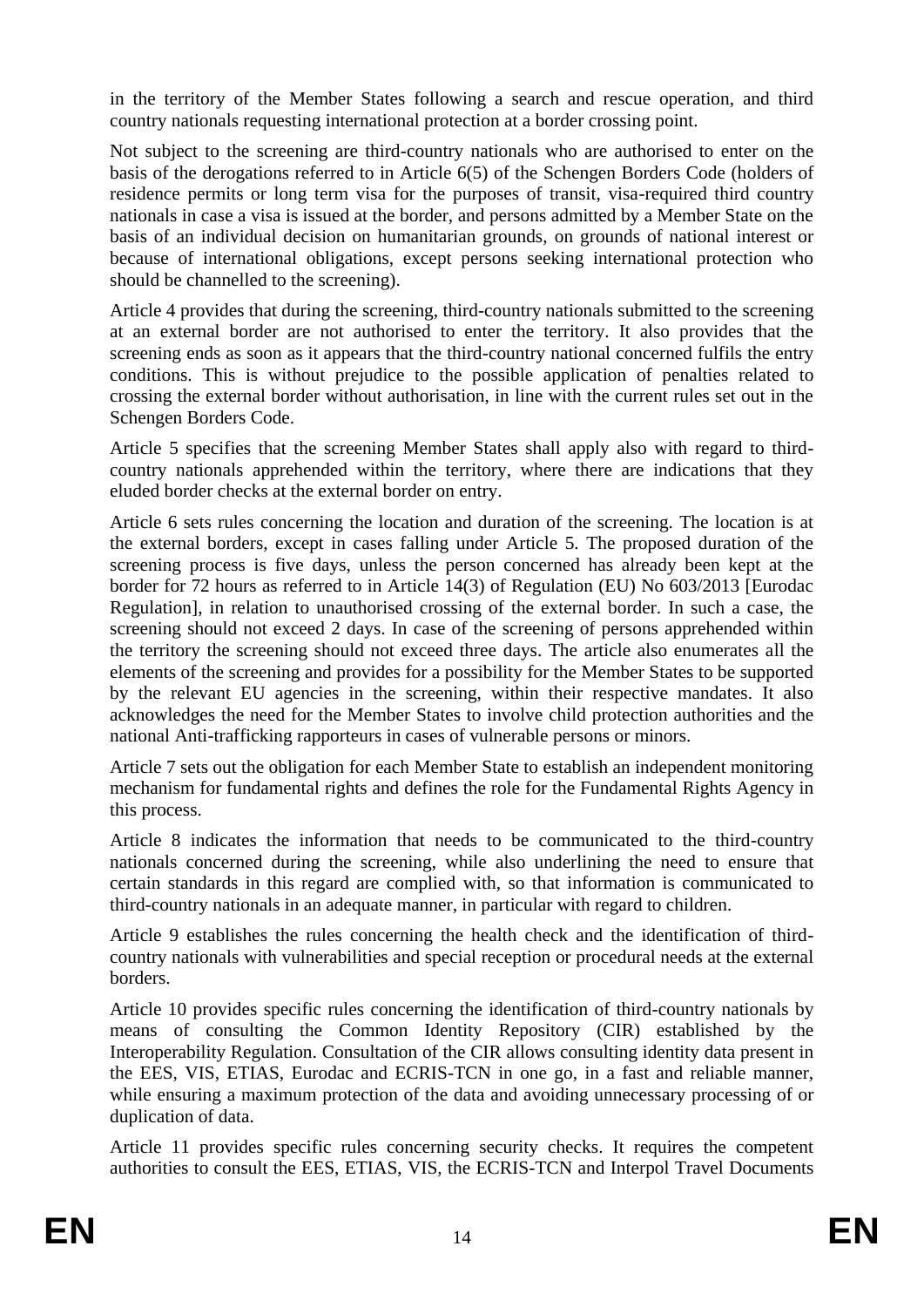in the territory of the Member States following a search and rescue operation, and third country nationals requesting international protection at a border crossing point.

Not subject to the screening are third-country nationals who are authorised to enter on the basis of the derogations referred to in Article 6(5) of the Schengen Borders Code (holders of residence permits or long term visa for the purposes of transit, visa-required third country nationals in case a visa is issued at the border, and persons admitted by a Member State on the basis of an individual decision on humanitarian grounds, on grounds of national interest or because of international obligations, except persons seeking international protection who should be channelled to the screening).

Article 4 provides that during the screening, third-country nationals submitted to the screening at an external border are not authorised to enter the territory. It also provides that the screening ends as soon as it appears that the third-country national concerned fulfils the entry conditions. This is without prejudice to the possible application of penalties related to crossing the external border without authorisation, in line with the current rules set out in the Schengen Borders Code.

Article 5 specifies that the screening Member States shall apply also with regard to third-country nationals apprehended within the territory, where there are indications that they eluded border checks at the external border on entry.

Article 6 sets rules concerning the location and duration of the screening. The location is at the external borders, except in cases falling under Article 5. The proposed duration of the screening process is five days, unless the person concerned has already been kept at the border for 72 hours as referred to in Article 14(3) of Regulation (EU) No 603/2013 [Eurodac Regulation], in relation to unauthorised crossing of the external border. In such a case, the screening should not exceed 2 days. In case of the screening of persons apprehended within the territory the screening should not exceed three days. The article also enumerates all the elements of the screening and provides for a possibility for the Member States to be supported by the relevant EU agencies in the screening, within their respective mandates. It also acknowledges the need for the Member States to involve child protection authorities and the national Anti-trafficking rapporteurs in cases of vulnerable persons or minors.

Article 7 sets out the obligation for each Member State to establish an independent monitoring mechanism for fundamental rights and defines the role for the Fundamental Rights Agency in this process.

Article 8 indicates the information that needs to be communicated to the third-country nationals concerned during the screening, while also underlining the need to ensure that certain standards in this regard are complied with, so that information is communicated to third-country nationals in an adequate manner, in particular with regard to children.

Article 9 establishes the rules concerning the health check and the identification of third-country nationals with vulnerabilities and special reception or procedural needs at the external borders.

Article 10 provides specific rules concerning the identification of third-country nationals by means of consulting the Common Identity Repository (CIR) established by the Interoperability Regulation. Consultation of the CIR allows consulting identity data present in the EES, VIS, ETIAS, Eurodac and ECRIS-TCN in one go, in a fast and reliable manner, while ensuring a maximum protection of the data and avoiding unnecessary processing of or duplication of data.

Article 11 provides specific rules concerning security checks. It requires the competent authorities to consult the EES, ETIAS, VIS, the ECRIS-TCN and Interpol Travel Documents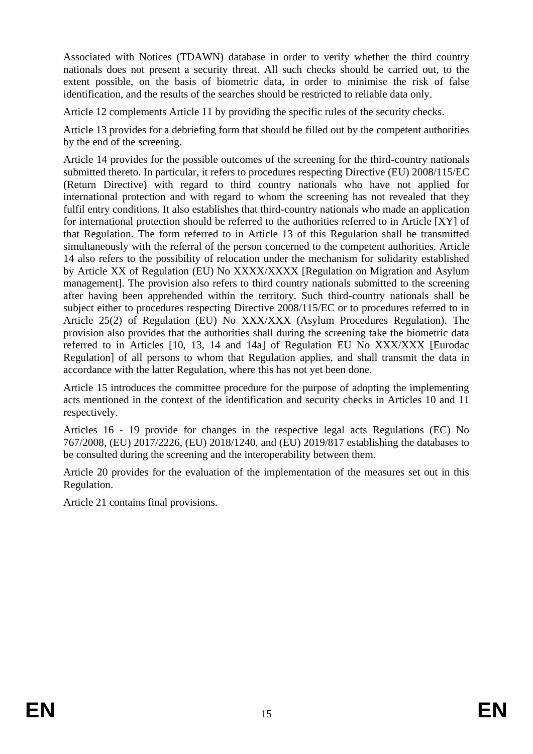Associated with Notices (TDAWN) database in order to verify whether the third country nationals does not present a security threat. All such checks should be carried out, to the extent possible, on the basis of biometric data, in order to minimise the risk of false identification, and the results of the searches should be restricted to reliable data only.

Article 12 complements Article 11 by providing the specific rules of the security checks.

Article 13 provides for a debriefing form that should be filled out by the competent authorities by the end of the screening.

Article 14 provides for the possible outcomes of the screening for the third-country nationals submitted thereto. In particular, it refers to procedures respecting Directive (EU) 2008/115/EC (Return Directive) with regard to third country nationals who have not applied for international protection and with regard to whom the screening has not revealed that they fulfil entry conditions. It also establishes that third-country nationals who made an application for international protection should be referred to the authorities referred to in Article [XY] of that Regulation. The form referred to in Article 13 of this Regulation shall be transmitted simultaneously with the referral of the person concerned to the competent authorities. Article 14 also refers to the possibility of relocation under the mechanism for solidarity established by Article XX of Regulation (EU) No XXXX/XXXX [Regulation on Migration and Asylum management]. The provision also refers to third country nationals submitted to the screening after having been apprehended within the territory. Such third-country nationals shall be subject either to procedures respecting Directive 2008/115/EC or to procedures referred to in Article 25(2) of Regulation (EU) No XXX/XXX (Asylum Procedures Regulation). The provision also provides that the authorities shall during the screening take the biometric data referred to in Articles [10, 13, 14 and 14a] of Regulation EU No XXX/XXX [Eurodac Regulation] of all persons to whom that Regulation applies, and shall transmit the data in accordance with the latter Regulation, where this has not yet been done.

Article 15 introduces the committee procedure for the purpose of adopting the implementing acts mentioned in the context of the identification and security checks in Articles 10 and 11 respectively.

Articles 16 - 19 provide for changes in the respective legal acts Regulations (EC) No 767/2008, (EU) 2017/2226, (EU) 2018/1240, and (EU) 2019/817 establishing the databases to be consulted during the screening and the interoperability between them.

Article 20 provides for the evaluation of the implementation of the measures set out in this Regulation.

Article 21 contains final provisions.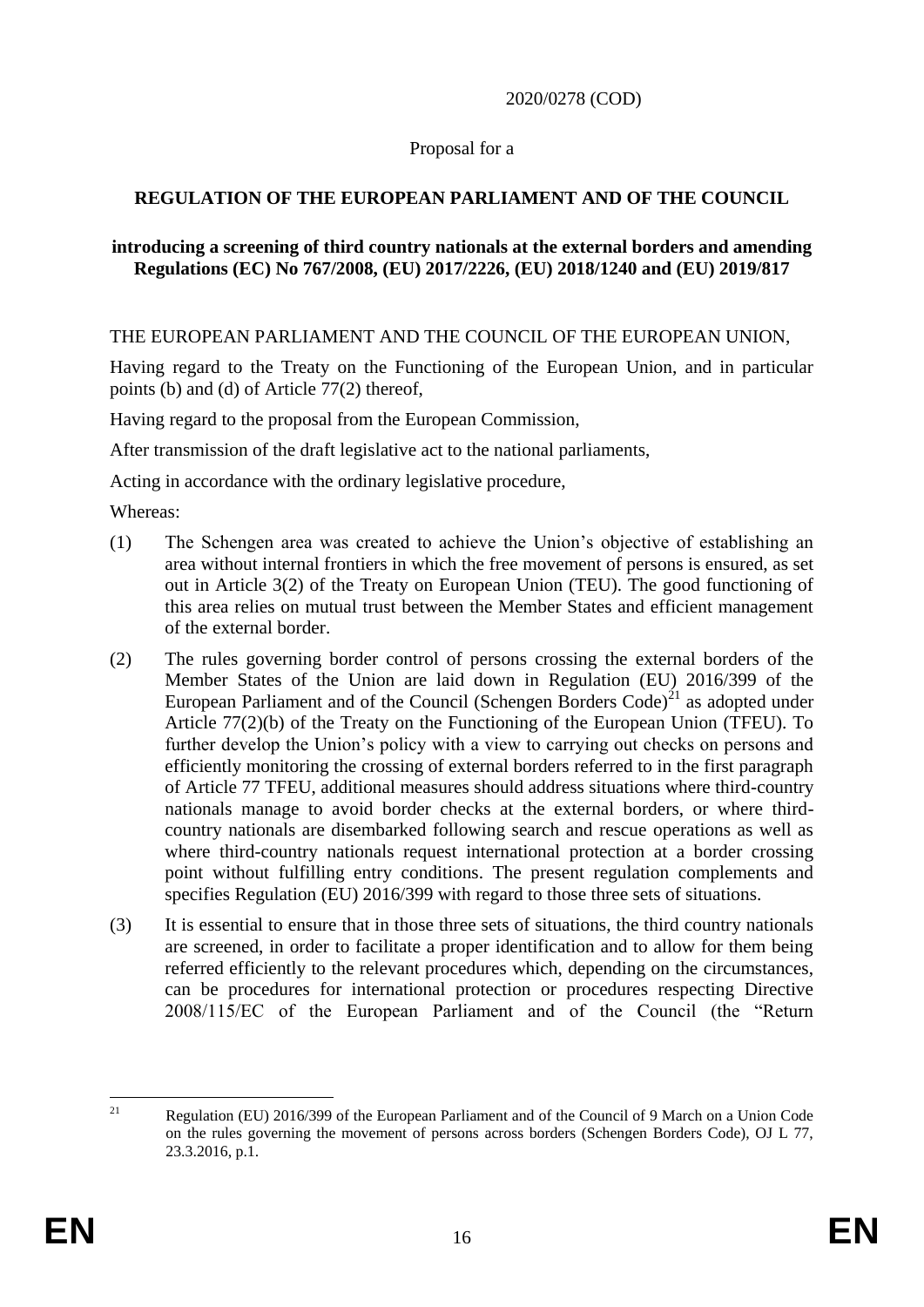2020/0278 (COD)

Proposal for a

**REGULATION OF THE EUROPEAN PARLIAMENT AND OF THE COUNCIL**

**introducing a screening of third country nationals at the external borders and amending Regulations (EC) No 767/2008, (EU) 2017/2226, (EU) 2018/1240 and (EU) 2019/817**

THE EUROPEAN PARLIAMENT AND THE COUNCIL OF THE EUROPEAN UNION,

Having regard to the Treaty on the Functioning of the European Union, and in particular points (b) and (d) of Article 77(2) thereof,

Having regard to the proposal from the European Commission,

After transmission of the draft legislative act to the national parliaments,

Acting in accordance with the ordinary legislative procedure,

Whereas:

(1) The Schengen area was created to achieve the Union's objective of establishing an area without internal frontiers in which the free movement of persons is ensured, as set out in Article 3(2) of the Treaty on European Union (TEU). The good functioning of this area relies on mutual trust between the Member States and efficient management of the external border.

(2) The rules governing border control of persons crossing the external borders of the Member States of the Union are laid down in Regulation (EU) 2016/399 of the European Parliament and of the Council (Schengen Borders Code)[21] as adopted under Article 77(2)(b) of the Treaty on the Functioning of the European Union (TFEU). To further develop the Union's policy with a view to carrying out checks on persons and efficiently monitoring the crossing of external borders referred to in the first paragraph of Article 77 TFEU, additional measures should address situations where third-country nationals manage to avoid border checks at the external borders, or where third-country nationals are disembarked following search and rescue operations as well as where third-country nationals request international protection at a border crossing point without fulfilling entry conditions. The present regulation complements and specifies Regulation (EU) 2016/399 with regard to those three sets of situations.

(3) It is essential to ensure that in those three sets of situations, the third country nationals are screened, in order to facilitate a proper identification and to allow for them being referred efficiently to the relevant procedures which, depending on the circumstances, can be procedures for international protection or procedures respecting Directive 2008/115/EC of the European Parliament and of the Council (the "Return

[21] Regulation (EU) 2016/399 of the European Parliament and of the Council of 9 March on a Union Code on the rules governing the movement of persons across borders (Schengen Borders Code), OJ L 77, 23.3.2016, p.1.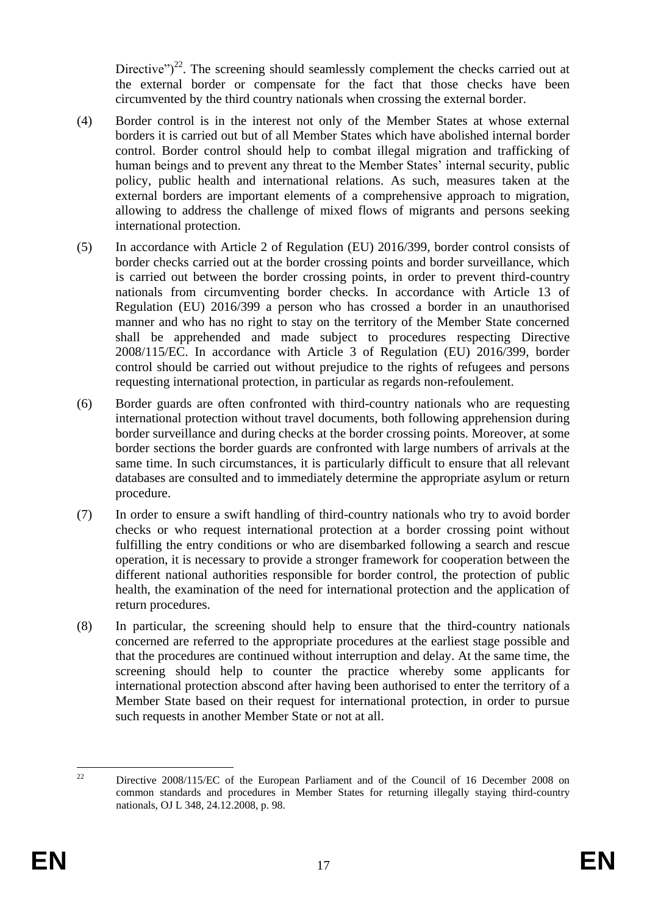Directive")[22]. The screening should seamlessly complement the checks carried out at the external border or compensate for the fact that those checks have been circumvented by the third country nationals when crossing the external border.

(4) Border control is in the interest not only of the Member States at whose external borders it is carried out but of all Member States which have abolished internal border control. Border control should help to combat illegal migration and trafficking of human beings and to prevent any threat to the Member States' internal security, public policy, public health and international relations. As such, measures taken at the external borders are important elements of a comprehensive approach to migration, allowing to address the challenge of mixed flows of migrants and persons seeking international protection.

(5) In accordance with Article 2 of Regulation (EU) 2016/399, border control consists of border checks carried out at the border crossing points and border surveillance, which is carried out between the border crossing points, in order to prevent third-country nationals from circumventing border checks. In accordance with Article 13 of Regulation (EU) 2016/399 a person who has crossed a border in an unauthorised manner and who has no right to stay on the territory of the Member State concerned shall be apprehended and made subject to procedures respecting Directive 2008/115/EC. In accordance with Article 3 of Regulation (EU) 2016/399, border control should be carried out without prejudice to the rights of refugees and persons requesting international protection, in particular as regards non-refoulement.

(6) Border guards are often confronted with third-country nationals who are requesting international protection without travel documents, both following apprehension during border surveillance and during checks at the border crossing points. Moreover, at some border sections the border guards are confronted with large numbers of arrivals at the same time. In such circumstances, it is particularly difficult to ensure that all relevant databases are consulted and to immediately determine the appropriate asylum or return procedure.

(7) In order to ensure a swift handling of third-country nationals who try to avoid border checks or who request international protection at a border crossing point without fulfilling the entry conditions or who are disembarked following a search and rescue operation, it is necessary to provide a stronger framework for cooperation between the different national authorities responsible for border control, the protection of public health, the examination of the need for international protection and the application of return procedures.

(8) In particular, the screening should help to ensure that the third-country nationals concerned are referred to the appropriate procedures at the earliest stage possible and that the procedures are continued without interruption and delay. At the same time, the screening should help to counter the practice whereby some applicants for international protection abscond after having been authorised to enter the territory of a Member State based on their request for international protection, in order to pursue such requests in another Member State or not at all.

[22] Directive 2008/115/EC of the European Parliament and of the Council of 16 December 2008 on common standards and procedures in Member States for returning illegally staying third-country nationals, OJ L 348, 24.12.2008, p. 98.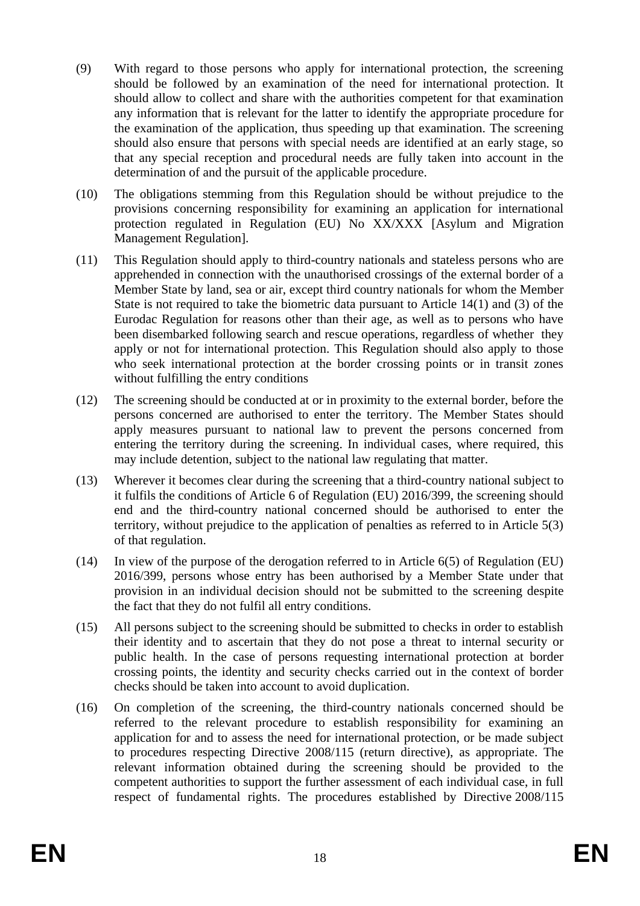(9) With regard to those persons who apply for international protection, the screening should be followed by an examination of the need for international protection. It should allow to collect and share with the authorities competent for that examination any information that is relevant for the latter to identify the appropriate procedure for the examination of the application, thus speeding up that examination. The screening should also ensure that persons with special needs are identified at an early stage, so that any special reception and procedural needs are fully taken into account in the determination of and the pursuit of the applicable procedure.

(10) The obligations stemming from this Regulation should be without prejudice to the provisions concerning responsibility for examining an application for international protection regulated in Regulation (EU) No XX/XXX [Asylum and Migration Management Regulation].

(11) This Regulation should apply to third-country nationals and stateless persons who are apprehended in connection with the unauthorised crossings of the external border of a Member State by land, sea or air, except third country nationals for whom the Member State is not required to take the biometric data pursuant to Article 14(1) and (3) of the Eurodac Regulation for reasons other than their age, as well as to persons who have been disembarked following search and rescue operations, regardless of whether they apply or not for international protection. This Regulation should also apply to those who seek international protection at the border crossing points or in transit zones without fulfilling the entry conditions

(12) The screening should be conducted at or in proximity to the external border, before the persons concerned are authorised to enter the territory. The Member States should apply measures pursuant to national law to prevent the persons concerned from entering the territory during the screening. In individual cases, where required, this may include detention, subject to the national law regulating that matter.

(13) Wherever it becomes clear during the screening that a third-country national subject to it fulfils the conditions of Article 6 of Regulation (EU) 2016/399, the screening should end and the third-country national concerned should be authorised to enter the territory, without prejudice to the application of penalties as referred to in Article 5(3) of that regulation.

(14) In view of the purpose of the derogation referred to in Article 6(5) of Regulation (EU) 2016/399, persons whose entry has been authorised by a Member State under that provision in an individual decision should not be submitted to the screening despite the fact that they do not fulfil all entry conditions.

(15) All persons subject to the screening should be submitted to checks in order to establish their identity and to ascertain that they do not pose a threat to internal security or public health. In the case of persons requesting international protection at border crossing points, the identity and security checks carried out in the context of border checks should be taken into account to avoid duplication.

(16) On completion of the screening, the third-country nationals concerned should be referred to the relevant procedure to establish responsibility for examining an application for and to assess the need for international protection, or be made subject to procedures respecting Directive 2008/115 (return directive), as appropriate. The relevant information obtained during the screening should be provided to the competent authorities to support the further assessment of each individual case, in full respect of fundamental rights. The procedures established by Directive 2008/115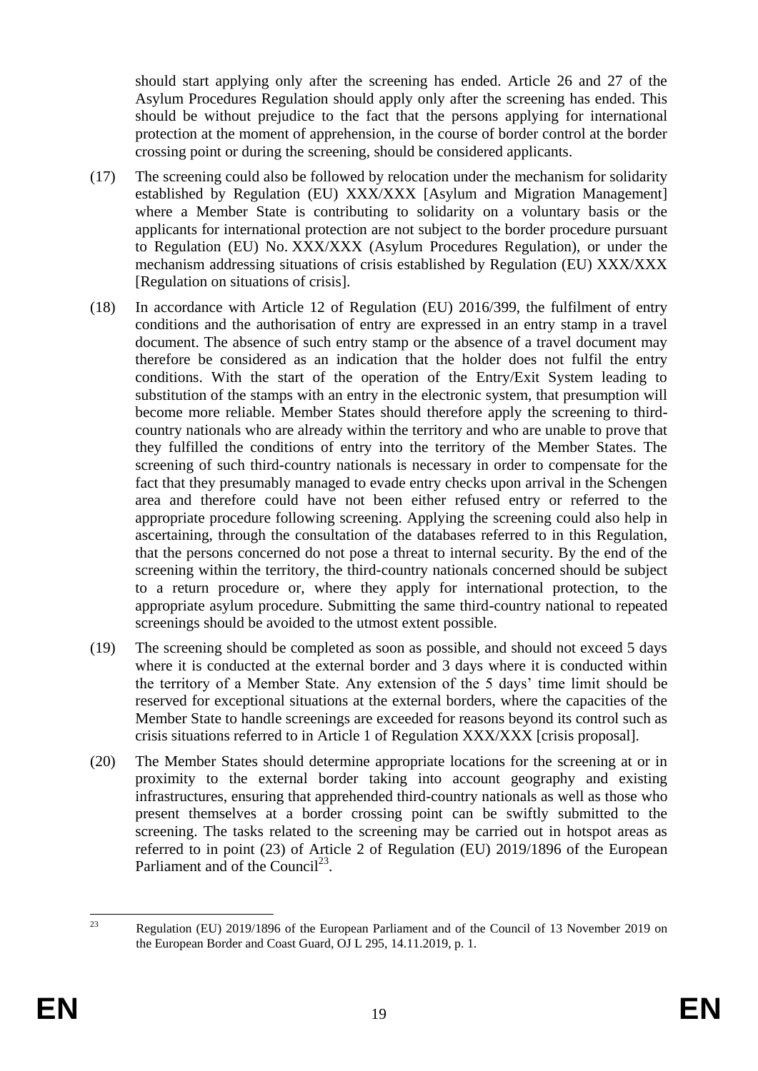should start applying only after the screening has ended. Article 26 and 27 of the Asylum Procedures Regulation should apply only after the screening has ended. This should be without prejudice to the fact that the persons applying for international protection at the moment of apprehension, in the course of border control at the border crossing point or during the screening, should be considered applicants.

(17) The screening could also be followed by relocation under the mechanism for solidarity established by Regulation (EU) XXX/XXX [Asylum and Migration Management] where a Member State is contributing to solidarity on a voluntary basis or the applicants for international protection are not subject to the border procedure pursuant to Regulation (EU) No. XXX/XXX (Asylum Procedures Regulation), or under the mechanism addressing situations of crisis established by Regulation (EU) XXX/XXX [Regulation on situations of crisis].

(18) In accordance with Article 12 of Regulation (EU) 2016/399, the fulfilment of entry conditions and the authorisation of entry are expressed in an entry stamp in a travel document. The absence of such entry stamp or the absence of a travel document may therefore be considered as an indication that the holder does not fulfil the entry conditions. With the start of the operation of the Entry/Exit System leading to substitution of the stamps with an entry in the electronic system, that presumption will become more reliable. Member States should therefore apply the screening to third-country nationals who are already within the territory and who are unable to prove that they fulfilled the conditions of entry into the territory of the Member States. The screening of such third-country nationals is necessary in order to compensate for the fact that they presumably managed to evade entry checks upon arrival in the Schengen area and therefore could have not been either refused entry or referred to the appropriate procedure following screening. Applying the screening could also help in ascertaining, through the consultation of the databases referred to in this Regulation, that the persons concerned do not pose a threat to internal security. By the end of the screening within the territory, the third-country nationals concerned should be subject to a return procedure or, where they apply for international protection, to the appropriate asylum procedure. Submitting the same third-country national to repeated screenings should be avoided to the utmost extent possible.

(19) The screening should be completed as soon as possible, and should not exceed 5 days where it is conducted at the external border and 3 days where it is conducted within the territory of a Member State. Any extension of the 5 days' time limit should be reserved for exceptional situations at the external borders, where the capacities of the Member State to handle screenings are exceeded for reasons beyond its control such as crisis situations referred to in Article 1 of Regulation XXX/XXX [crisis proposal].

(20) The Member States should determine appropriate locations for the screening at or in proximity to the external border taking into account geography and existing infrastructures, ensuring that apprehended third-country nationals as well as those who present themselves at a border crossing point can be swiftly submitted to the screening. The tasks related to the screening may be carried out in hotspot areas as referred to in point (23) of Article 2 of Regulation (EU) 2019/1896 of the European Parliament and of the Council[23].

---

[23] Regulation (EU) 2019/1896 of the European Parliament and of the Council of 13 November 2019 on the European Border and Coast Guard, OJ L 295, 14.11.2019, p. 1.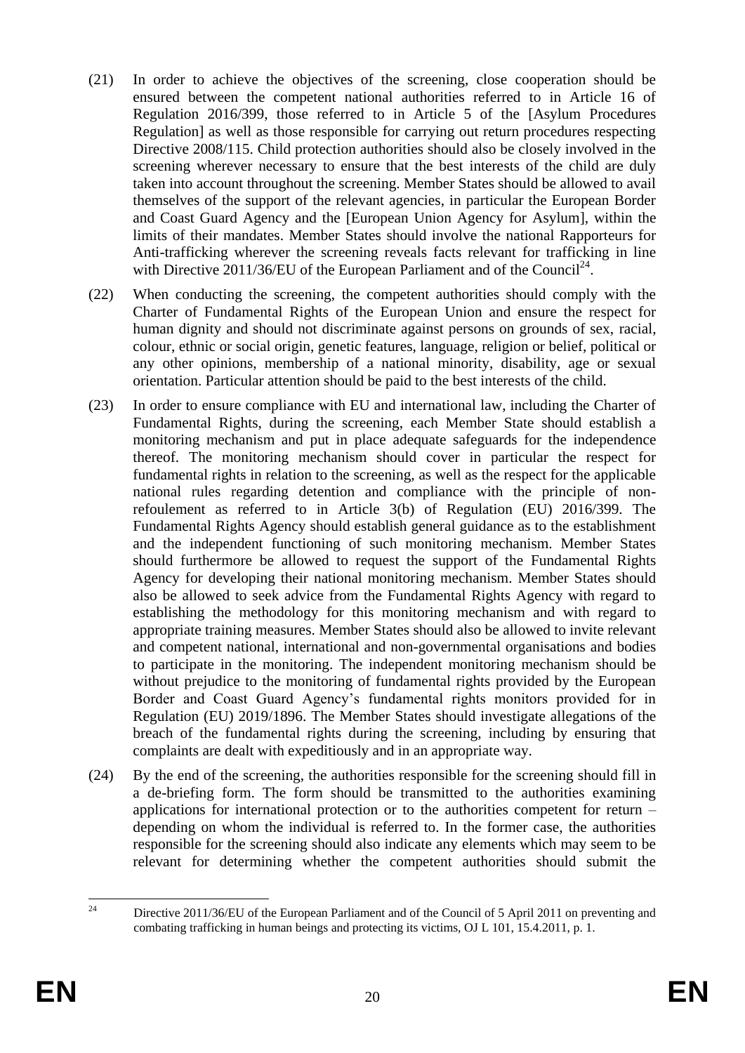(21) In order to achieve the objectives of the screening, close cooperation should be ensured between the competent national authorities referred to in Article 16 of Regulation 2016/399, those referred to in Article 5 of the [Asylum Procedures Regulation] as well as those responsible for carrying out return procedures respecting Directive 2008/115. Child protection authorities should also be closely involved in the screening wherever necessary to ensure that the best interests of the child are duly taken into account throughout the screening. Member States should be allowed to avail themselves of the support of the relevant agencies, in particular the European Border and Coast Guard Agency and the [European Union Agency for Asylum], within the limits of their mandates. Member States should involve the national Rapporteurs for Anti-trafficking wherever the screening reveals facts relevant for trafficking in line with Directive 2011/36/EU of the European Parliament and of the Council[24].

(22) When conducting the screening, the competent authorities should comply with the Charter of Fundamental Rights of the European Union and ensure the respect for human dignity and should not discriminate against persons on grounds of sex, racial, colour, ethnic or social origin, genetic features, language, religion or belief, political or any other opinions, membership of a national minority, disability, age or sexual orientation. Particular attention should be paid to the best interests of the child.

(23) In order to ensure compliance with EU and international law, including the Charter of Fundamental Rights, during the screening, each Member State should establish a monitoring mechanism and put in place adequate safeguards for the independence thereof. The monitoring mechanism should cover in particular the respect for fundamental rights in relation to the screening, as well as the respect for the applicable national rules regarding detention and compliance with the principle of non-refoulement as referred to in Article 3(b) of Regulation (EU) 2016/399. The Fundamental Rights Agency should establish general guidance as to the establishment and the independent functioning of such monitoring mechanism. Member States should furthermore be allowed to request the support of the Fundamental Rights Agency for developing their national monitoring mechanism. Member States should also be allowed to seek advice from the Fundamental Rights Agency with regard to establishing the methodology for this monitoring mechanism and with regard to appropriate training measures. Member States should also be allowed to invite relevant and competent national, international and non-governmental organisations and bodies to participate in the monitoring. The independent monitoring mechanism should be without prejudice to the monitoring of fundamental rights provided by the European Border and Coast Guard Agency's fundamental rights monitors provided for in Regulation (EU) 2019/1896. The Member States should investigate allegations of the breach of the fundamental rights during the screening, including by ensuring that complaints are dealt with expeditiously and in an appropriate way.

(24) By the end of the screening, the authorities responsible for the screening should fill in a de-briefing form. The form should be transmitted to the authorities examining applications for international protection or to the authorities competent for return – depending on whom the individual is referred to. In the former case, the authorities responsible for the screening should also indicate any elements which may seem to be relevant for determining whether the competent authorities should submit the

[24] Directive 2011/36/EU of the European Parliament and of the Council of 5 April 2011 on preventing and combating trafficking in human beings and protecting its victims, OJ L 101, 15.4.2011, p. 1.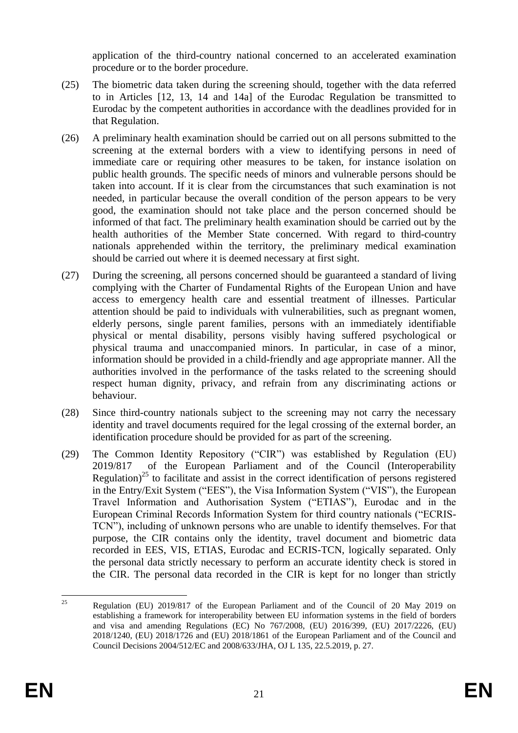application of the third-country national concerned to an accelerated examination procedure or to the border procedure.

(25) The biometric data taken during the screening should, together with the data referred to in Articles [12, 13, 14 and 14a] of the Eurodac Regulation be transmitted to Eurodac by the competent authorities in accordance with the deadlines provided for in that Regulation.

(26) A preliminary health examination should be carried out on all persons submitted to the screening at the external borders with a view to identifying persons in need of immediate care or requiring other measures to be taken, for instance isolation on public health grounds. The specific needs of minors and vulnerable persons should be taken into account. If it is clear from the circumstances that such examination is not needed, in particular because the overall condition of the person appears to be very good, the examination should not take place and the person concerned should be informed of that fact. The preliminary health examination should be carried out by the health authorities of the Member State concerned. With regard to third-country nationals apprehended within the territory, the preliminary medical examination should be carried out where it is deemed necessary at first sight.

(27) During the screening, all persons concerned should be guaranteed a standard of living complying with the Charter of Fundamental Rights of the European Union and have access to emergency health care and essential treatment of illnesses. Particular attention should be paid to individuals with vulnerabilities, such as pregnant women, elderly persons, single parent families, persons with an immediately identifiable physical or mental disability, persons visibly having suffered psychological or physical trauma and unaccompanied minors. In particular, in case of a minor, information should be provided in a child-friendly and age appropriate manner. All the authorities involved in the performance of the tasks related to the screening should respect human dignity, privacy, and refrain from any discriminating actions or behaviour.

(28) Since third-country nationals subject to the screening may not carry the necessary identity and travel documents required for the legal crossing of the external border, an identification procedure should be provided for as part of the screening.

(29) The Common Identity Repository ("CIR") was established by Regulation (EU) 2019/817 of the European Parliament and of the Council (Interoperability Regulation)[25] to facilitate and assist in the correct identification of persons registered in the Entry/Exit System ("EES"), the Visa Information System ("VIS"), the European Travel Information and Authorisation System ("ETIAS"), Eurodac and in the European Criminal Records Information System for third country nationals ("ECRIS-TCN"), including of unknown persons who are unable to identify themselves. For that purpose, the CIR contains only the identity, travel document and biometric data recorded in EES, VIS, ETIAS, Eurodac and ECRIS-TCN, logically separated. Only the personal data strictly necessary to perform an accurate identity check is stored in the CIR. The personal data recorded in the CIR is kept for no longer than strictly

---

[25] Regulation (EU) 2019/817 of the European Parliament and of the Council of 20 May 2019 on establishing a framework for interoperability between EU information systems in the field of borders and visa and amending Regulations (EC) No 767/2008, (EU) 2016/399, (EU) 2017/2226, (EU) 2018/1240, (EU) 2018/1726 and (EU) 2018/1861 of the European Parliament and of the Council and Council Decisions 2004/512/EC and 2008/633/JHA, OJ L 135, 22.5.2019, p. 27.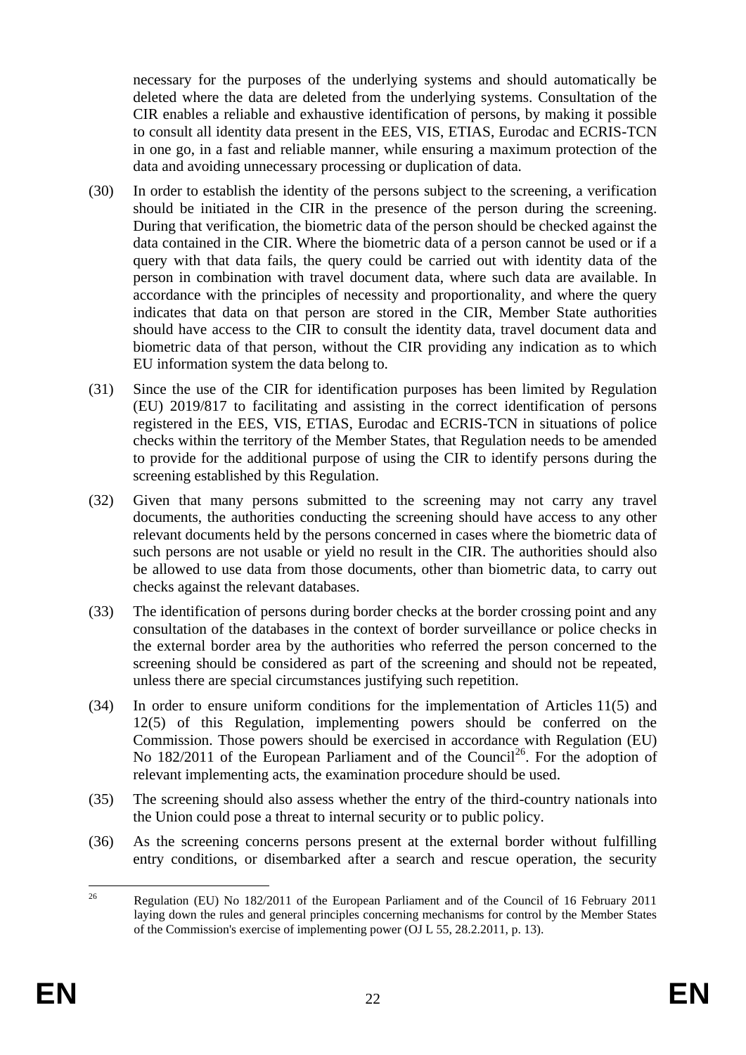necessary for the purposes of the underlying systems and should automatically be deleted where the data are deleted from the underlying systems. Consultation of the CIR enables a reliable and exhaustive identification of persons, by making it possible to consult all identity data present in the EES, VIS, ETIAS, Eurodac and ECRIS-TCN in one go, in a fast and reliable manner, while ensuring a maximum protection of the data and avoiding unnecessary processing or duplication of data.

(30) In order to establish the identity of the persons subject to the screening, a verification should be initiated in the CIR in the presence of the person during the screening. During that verification, the biometric data of the person should be checked against the data contained in the CIR. Where the biometric data of a person cannot be used or if a query with that data fails, the query could be carried out with identity data of the person in combination with travel document data, where such data are available. In accordance with the principles of necessity and proportionality, and where the query indicates that data on that person are stored in the CIR, Member State authorities should have access to the CIR to consult the identity data, travel document data and biometric data of that person, without the CIR providing any indication as to which EU information system the data belong to.

(31) Since the use of the CIR for identification purposes has been limited by Regulation (EU) 2019/817 to facilitating and assisting in the correct identification of persons registered in the EES, VIS, ETIAS, Eurodac and ECRIS-TCN in situations of police checks within the territory of the Member States, that Regulation needs to be amended to provide for the additional purpose of using the CIR to identify persons during the screening established by this Regulation.

(32) Given that many persons submitted to the screening may not carry any travel documents, the authorities conducting the screening should have access to any other relevant documents held by the persons concerned in cases where the biometric data of such persons are not usable or yield no result in the CIR. The authorities should also be allowed to use data from those documents, other than biometric data, to carry out checks against the relevant databases.

(33) The identification of persons during border checks at the border crossing point and any consultation of the databases in the context of border surveillance or police checks in the external border area by the authorities who referred the person concerned to the screening should be considered as part of the screening and should not be repeated, unless there are special circumstances justifying such repetition.

(34) In order to ensure uniform conditions for the implementation of Articles 11(5) and 12(5) of this Regulation, implementing powers should be conferred on the Commission. Those powers should be exercised in accordance with Regulation (EU) No 182/2011 of the European Parliament and of the Council[26]. For the adoption of relevant implementing acts, the examination procedure should be used.

(35) The screening should also assess whether the entry of the third-country nationals into the Union could pose a threat to internal security or to public policy.

(36) As the screening concerns persons present at the external border without fulfilling entry conditions, or disembarked after a search and rescue operation, the security

[26] Regulation (EU) No 182/2011 of the European Parliament and of the Council of 16 February 2011 laying down the rules and general principles concerning mechanisms for control by the Member States of the Commission's exercise of implementing power (OJ L 55, 28.2.2011, p. 13).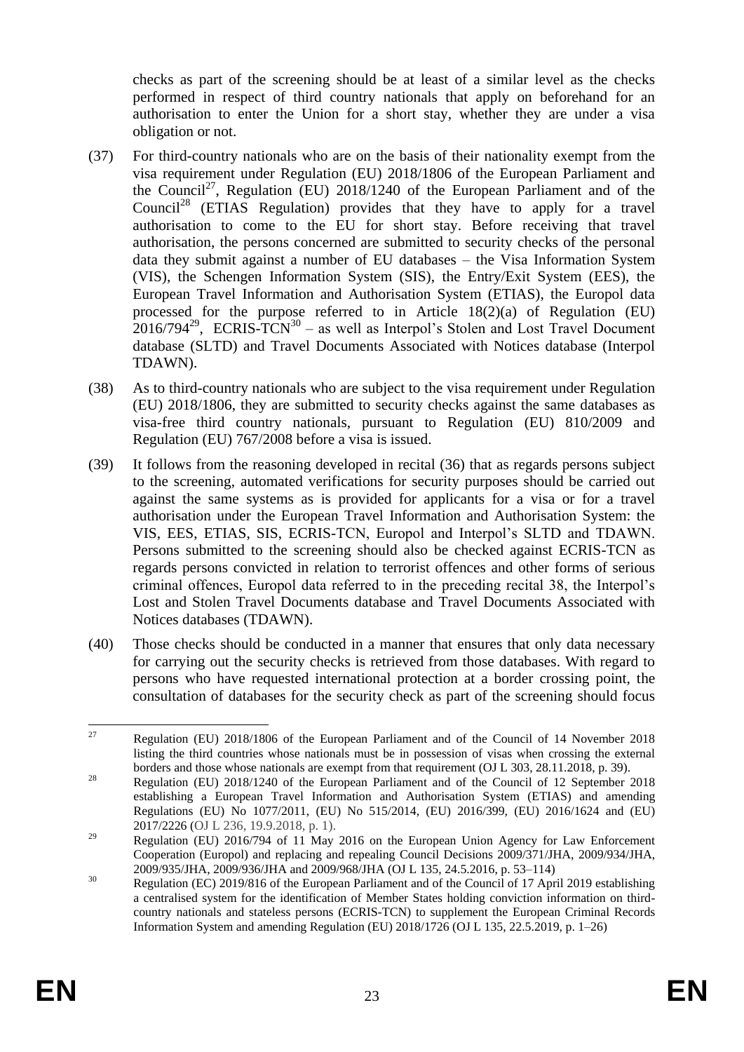checks as part of the screening should be at least of a similar level as the checks performed in respect of third country nationals that apply on beforehand for an authorisation to enter the Union for a short stay, whether they are under a visa obligation or not.

(37) For third-country nationals who are on the basis of their nationality exempt from the visa requirement under Regulation (EU) 2018/1806 of the European Parliament and the Council[27], Regulation (EU) 2018/1240 of the European Parliament and of the Council[28] (ETIAS Regulation) provides that they have to apply for a travel authorisation to come to the EU for short stay. Before receiving that travel authorisation, the persons concerned are submitted to security checks of the personal data they submit against a number of EU databases – the Visa Information System (VIS), the Schengen Information System (SIS), the Entry/Exit System (EES), the European Travel Information and Authorisation System (ETIAS), the Europol data processed for the purpose referred to in Article 18(2)(a) of Regulation (EU) 2016/794[29], ECRIS-TCN[30] – as well as Interpol's Stolen and Lost Travel Document database (SLTD) and Travel Documents Associated with Notices database (Interpol TDAWN).

(38) As to third-country nationals who are subject to the visa requirement under Regulation (EU) 2018/1806, they are submitted to security checks against the same databases as visa-free third country nationals, pursuant to Regulation (EU) 810/2009 and Regulation (EU) 767/2008 before a visa is issued.

(39) It follows from the reasoning developed in recital (36) that as regards persons subject to the screening, automated verifications for security purposes should be carried out against the same systems as is provided for applicants for a visa or for a travel authorisation under the European Travel Information and Authorisation System: the VIS, EES, ETIAS, SIS, ECRIS-TCN, Europol and Interpol's SLTD and TDAWN. Persons submitted to the screening should also be checked against ECRIS-TCN as regards persons convicted in relation to terrorist offences and other forms of serious criminal offences, Europol data referred to in the preceding recital 38, the Interpol's Lost and Stolen Travel Documents database and Travel Documents Associated with Notices databases (TDAWN).

(40) Those checks should be conducted in a manner that ensures that only data necessary for carrying out the security checks is retrieved from those databases. With regard to persons who have requested international protection at a border crossing point, the consultation of databases for the security check as part of the screening should focus

---

[27] Regulation (EU) 2018/1806 of the European Parliament and of the Council of 14 November 2018 listing the third countries whose nationals must be in possession of visas when crossing the external borders and those whose nationals are exempt from that requirement (OJ L 303, 28.11.2018, p. 39).

[28] Regulation (EU) 2018/1240 of the European Parliament and of the Council of 12 September 2018 establishing a European Travel Information and Authorisation System (ETIAS) and amending Regulations (EU) No 1077/2011, (EU) No 515/2014, (EU) 2016/399, (EU) 2016/1624 and (EU) 2017/2226 (OJ L 236, 19.9.2018, p. 1).

[29] Regulation (EU) 2016/794 of 11 May 2016 on the European Union Agency for Law Enforcement Cooperation (Europol) and replacing and repealing Council Decisions 2009/371/JHA, 2009/934/JHA, 2009/935/JHA, 2009/936/JHA and 2009/968/JHA (OJ L 135, 24.5.2016, p. 53–114)

[30] Regulation (EC) 2019/816 of the European Parliament and of the Council of 17 April 2019 establishing a centralised system for the identification of Member States holding conviction information on third-country nationals and stateless persons (ECRIS-TCN) to supplement the European Criminal Records Information System and amending Regulation (EU) 2018/1726 (OJ L 135, 22.5.2019, p. 1–26)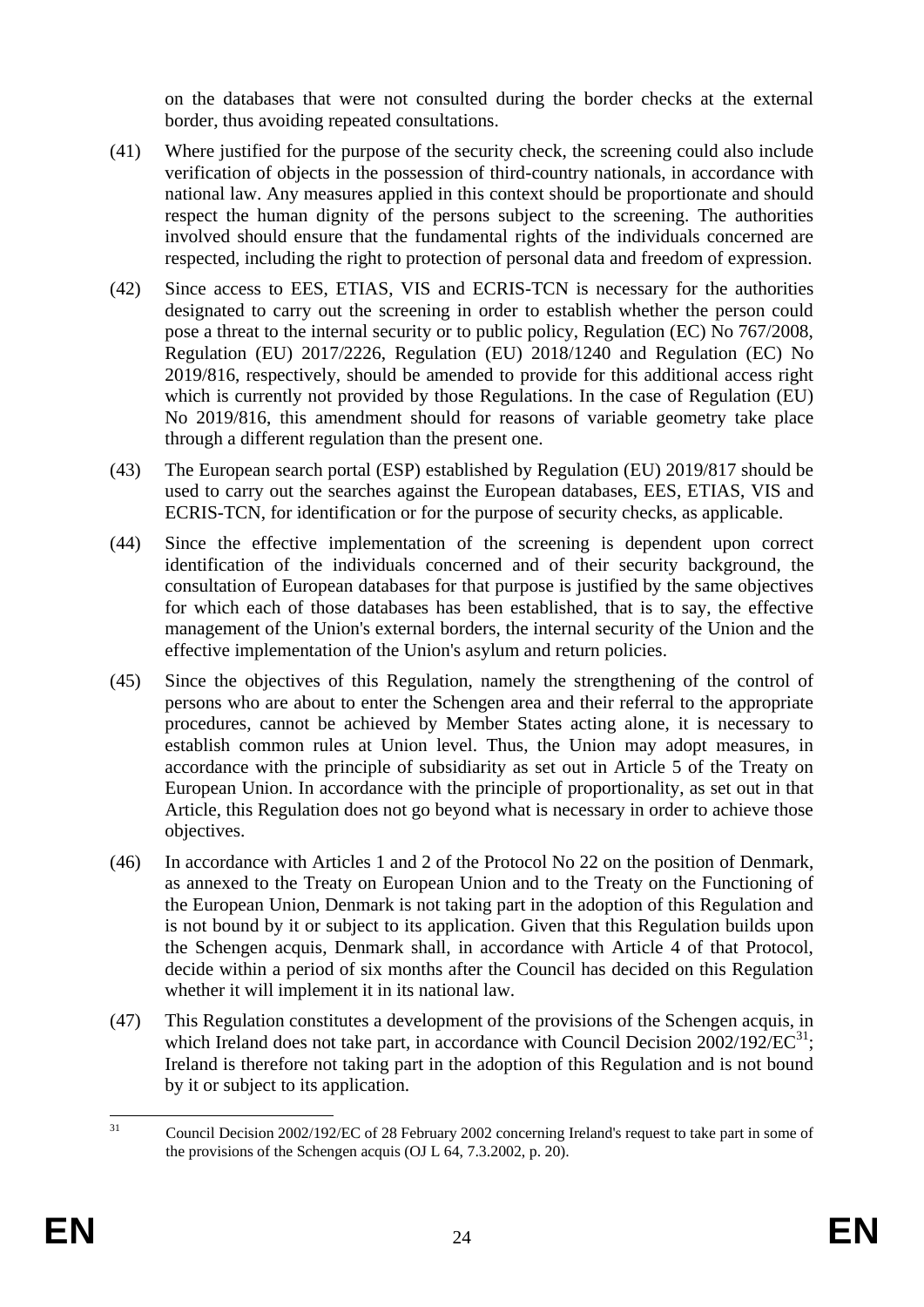on the databases that were not consulted during the border checks at the external border, thus avoiding repeated consultations.

(41) Where justified for the purpose of the security check, the screening could also include verification of objects in the possession of third-country nationals, in accordance with national law. Any measures applied in this context should be proportionate and should respect the human dignity of the persons subject to the screening. The authorities involved should ensure that the fundamental rights of the individuals concerned are respected, including the right to protection of personal data and freedom of expression.

(42) Since access to EES, ETIAS, VIS and ECRIS-TCN is necessary for the authorities designated to carry out the screening in order to establish whether the person could pose a threat to the internal security or to public policy, Regulation (EC) No 767/2008, Regulation (EU) 2017/2226, Regulation (EU) 2018/1240 and Regulation (EC) No 2019/816, respectively, should be amended to provide for this additional access right which is currently not provided by those Regulations. In the case of Regulation (EU) No 2019/816, this amendment should for reasons of variable geometry take place through a different regulation than the present one.

(43) The European search portal (ESP) established by Regulation (EU) 2019/817 should be used to carry out the searches against the European databases, EES, ETIAS, VIS and ECRIS-TCN, for identification or for the purpose of security checks, as applicable.

(44) Since the effective implementation of the screening is dependent upon correct identification of the individuals concerned and of their security background, the consultation of European databases for that purpose is justified by the same objectives for which each of those databases has been established, that is to say, the effective management of the Union's external borders, the internal security of the Union and the effective implementation of the Union's asylum and return policies.

(45) Since the objectives of this Regulation, namely the strengthening of the control of persons who are about to enter the Schengen area and their referral to the appropriate procedures, cannot be achieved by Member States acting alone, it is necessary to establish common rules at Union level. Thus, the Union may adopt measures, in accordance with the principle of subsidiarity as set out in Article 5 of the Treaty on European Union. In accordance with the principle of proportionality, as set out in that Article, this Regulation does not go beyond what is necessary in order to achieve those objectives.

(46) In accordance with Articles 1 and 2 of the Protocol No 22 on the position of Denmark, as annexed to the Treaty on European Union and to the Treaty on the Functioning of the European Union, Denmark is not taking part in the adoption of this Regulation and is not bound by it or subject to its application. Given that this Regulation builds upon the Schengen acquis, Denmark shall, in accordance with Article 4 of that Protocol, decide within a period of six months after the Council has decided on this Regulation whether it will implement it in its national law.

(47) This Regulation constitutes a development of the provisions of the Schengen acquis, in which Ireland does not take part, in accordance with Council Decision 2002/192/EC[31]; Ireland is therefore not taking part in the adoption of this Regulation and is not bound by it or subject to its application.

[31] Council Decision 2002/192/EC of 28 February 2002 concerning Ireland's request to take part in some of the provisions of the Schengen acquis (OJ L 64, 7.3.2002, p. 20).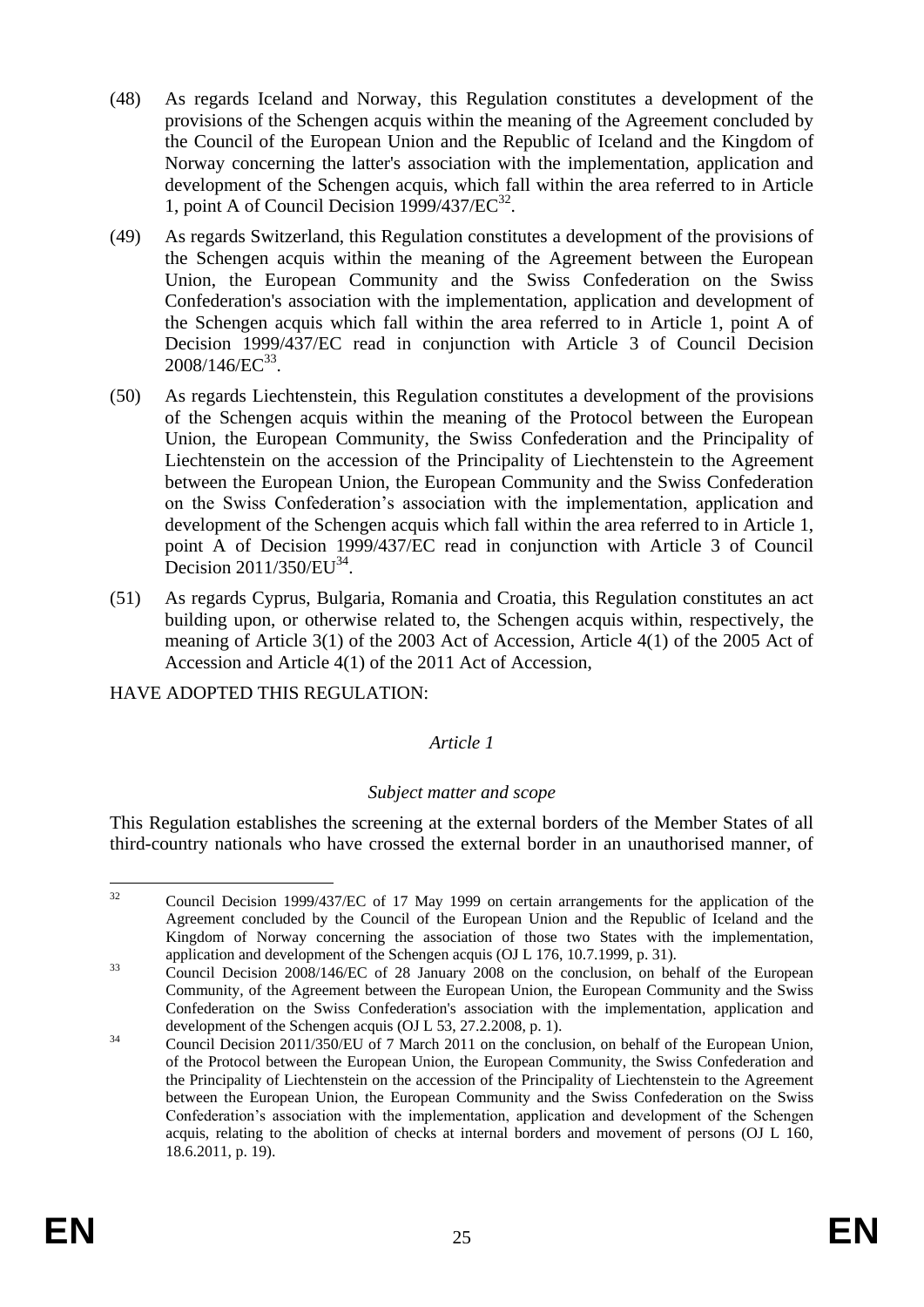(48) As regards Iceland and Norway, this Regulation constitutes a development of the provisions of the Schengen acquis within the meaning of the Agreement concluded by the Council of the European Union and the Republic of Iceland and the Kingdom of Norway concerning the latter's association with the implementation, application and development of the Schengen acquis, which fall within the area referred to in Article 1, point A of Council Decision 1999/437/EC[32].

(49) As regards Switzerland, this Regulation constitutes a development of the provisions of the Schengen acquis within the meaning of the Agreement between the European Union, the European Community and the Swiss Confederation on the Swiss Confederation's association with the implementation, application and development of the Schengen acquis which fall within the area referred to in Article 1, point A of Decision 1999/437/EC read in conjunction with Article 3 of Council Decision 2008/146/EC[33].

(50) As regards Liechtenstein, this Regulation constitutes a development of the provisions of the Schengen acquis within the meaning of the Protocol between the European Union, the European Community, the Swiss Confederation and the Principality of Liechtenstein on the accession of the Principality of Liechtenstein to the Agreement between the European Union, the European Community and the Swiss Confederation on the Swiss Confederation's association with the implementation, application and development of the Schengen acquis which fall within the area referred to in Article 1, point A of Decision 1999/437/EC read in conjunction with Article 3 of Council Decision 2011/350/EU[34].

(51) As regards Cyprus, Bulgaria, Romania and Croatia, this Regulation constitutes an act building upon, or otherwise related to, the Schengen acquis within, respectively, the meaning of Article 3(1) of the 2003 Act of Accession, Article 4(1) of the 2005 Act of Accession and Article 4(1) of the 2011 Act of Accession,

HAVE ADOPTED THIS REGULATION:

*Article 1*

*Subject matter and scope*

This Regulation establishes the screening at the external borders of the Member States of all third-country nationals who have crossed the external border in an unauthorised manner, of

---

[32] Council Decision 1999/437/EC of 17 May 1999 on certain arrangements for the application of the Agreement concluded by the Council of the European Union and the Republic of Iceland and the Kingdom of Norway concerning the association of those two States with the implementation, application and development of the Schengen acquis (OJ L 176, 10.7.1999, p. 31).

[33] Council Decision 2008/146/EC of 28 January 2008 on the conclusion, on behalf of the European Community, of the Agreement between the European Union, the European Community and the Swiss Confederation on the Swiss Confederation's association with the implementation, application and development of the Schengen acquis (OJ L 53, 27.2.2008, p. 1).

[34] Council Decision 2011/350/EU of 7 March 2011 on the conclusion, on behalf of the European Union, of the Protocol between the European Union, the European Community, the Swiss Confederation and the Principality of Liechtenstein on the accession of the Principality of Liechtenstein to the Agreement between the European Union, the European Community and the Swiss Confederation on the Swiss Confederation's association with the implementation, application and development of the Schengen acquis, relating to the abolition of checks at internal borders and movement of persons (OJ L 160, 18.6.2011, p. 19).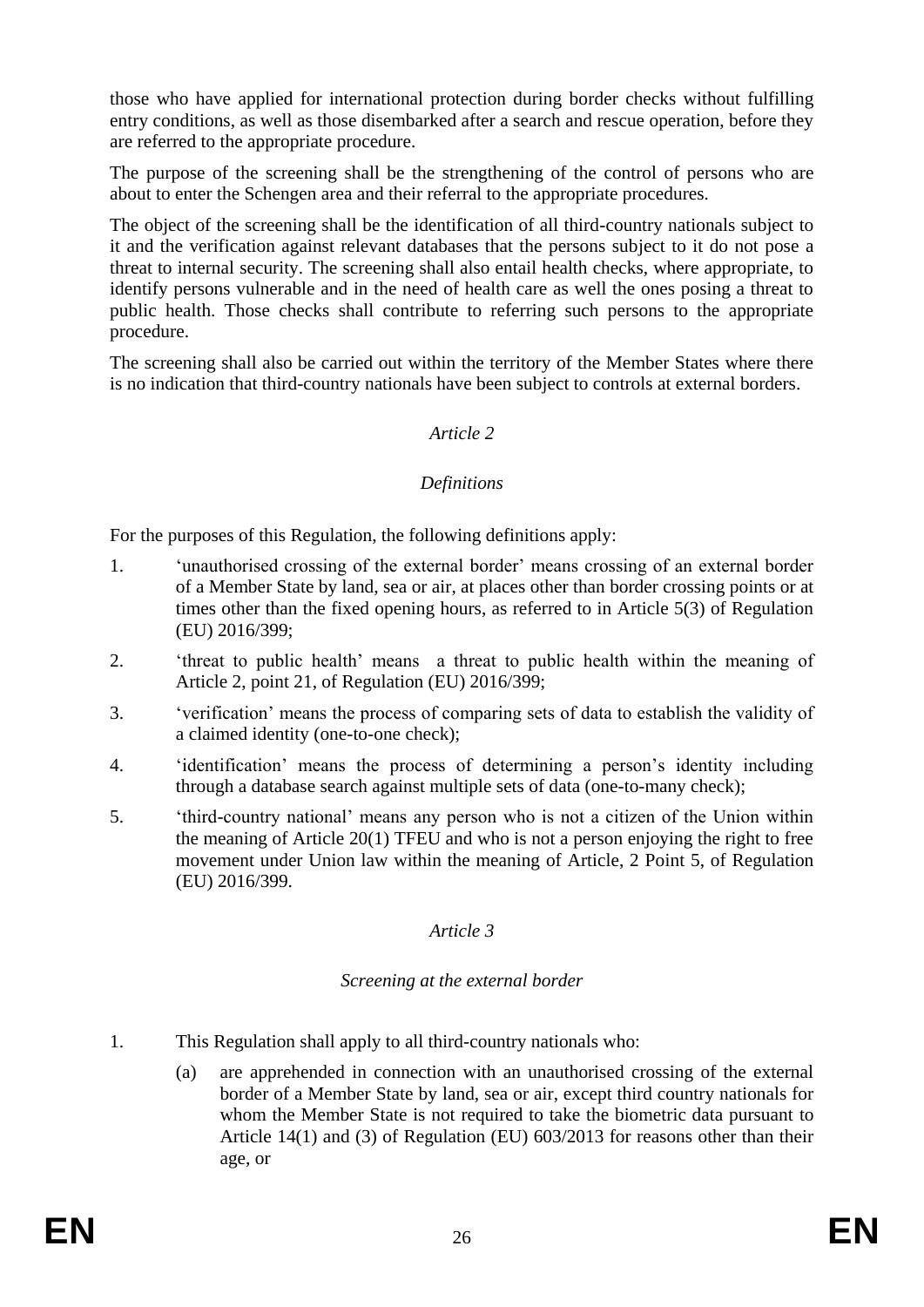those who have applied for international protection during border checks without fulfilling entry conditions, as well as those disembarked after a search and rescue operation, before they are referred to the appropriate procedure.

The purpose of the screening shall be the strengthening of the control of persons who are about to enter the Schengen area and their referral to the appropriate procedures.

The object of the screening shall be the identification of all third-country nationals subject to it and the verification against relevant databases that the persons subject to it do not pose a threat to internal security. The screening shall also entail health checks, where appropriate, to identify persons vulnerable and in the need of health care as well the ones posing a threat to public health. Those checks shall contribute to referring such persons to the appropriate procedure.

The screening shall also be carried out within the territory of the Member States where there is no indication that third-country nationals have been subject to controls at external borders.

*Article 2*

*Definitions*

For the purposes of this Regulation, the following definitions apply:

1. 'unauthorised crossing of the external border' means crossing of an external border of a Member State by land, sea or air, at places other than border crossing points or at times other than the fixed opening hours, as referred to in Article 5(3) of Regulation (EU) 2016/399;
2. 'threat to public health' means a threat to public health within the meaning of Article 2, point 21, of Regulation (EU) 2016/399;
3. 'verification' means the process of comparing sets of data to establish the validity of a claimed identity (one-to-one check);
4. 'identification' means the process of determining a person's identity including through a database search against multiple sets of data (one-to-many check);
5. 'third-country national' means any person who is not a citizen of the Union within the meaning of Article 20(1) TFEU and who is not a person enjoying the right to free movement under Union law within the meaning of Article, 2 Point 5, of Regulation (EU) 2016/399.

*Article 3*

*Screening at the external border*

1. This Regulation shall apply to all third-country nationals who:
   (a) are apprehended in connection with an unauthorised crossing of the external border of a Member State by land, sea or air, except third country nationals for whom the Member State is not required to take the biometric data pursuant to Article 14(1) and (3) of Regulation (EU) 603/2013 for reasons other than their age, or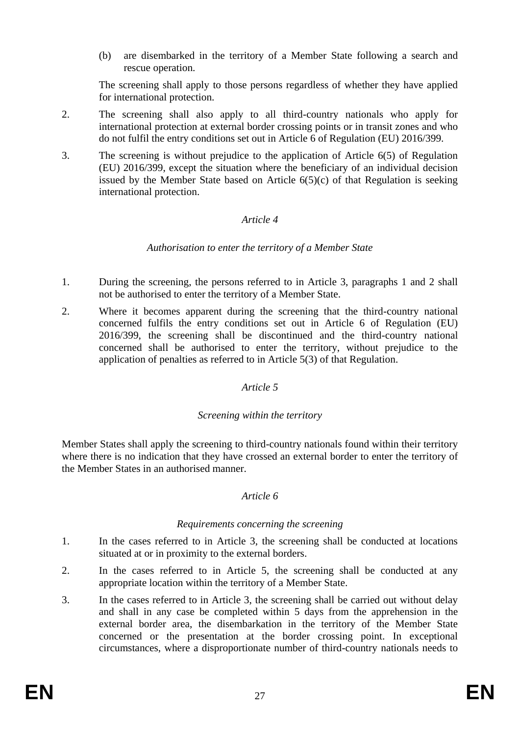(b) are disembarked in the territory of a Member State following a search and rescue operation.

The screening shall apply to those persons regardless of whether they have applied for international protection.

2. The screening shall also apply to all third-country nationals who apply for international protection at external border crossing points or in transit zones and who do not fulfil the entry conditions set out in Article 6 of Regulation (EU) 2016/399.

3. The screening is without prejudice to the application of Article 6(5) of Regulation (EU) 2016/399, except the situation where the beneficiary of an individual decision issued by the Member State based on Article 6(5)(c) of that Regulation is seeking international protection.

*Article 4*

*Authorisation to enter the territory of a Member State*

1. During the screening, the persons referred to in Article 3, paragraphs 1 and 2 shall not be authorised to enter the territory of a Member State.

2. Where it becomes apparent during the screening that the third-country national concerned fulfils the entry conditions set out in Article 6 of Regulation (EU) 2016/399, the screening shall be discontinued and the third-country national concerned shall be authorised to enter the territory, without prejudice to the application of penalties as referred to in Article 5(3) of that Regulation.

*Article 5*

*Screening within the territory*

Member States shall apply the screening to third-country nationals found within their territory where there is no indication that they have crossed an external border to enter the territory of the Member States in an authorised manner.

*Article 6*

*Requirements concerning the screening*

1. In the cases referred to in Article 3, the screening shall be conducted at locations situated at or in proximity to the external borders.

2. In the cases referred to in Article 5, the screening shall be conducted at any appropriate location within the territory of a Member State.

3. In the cases referred to in Article 3, the screening shall be carried out without delay and shall in any case be completed within 5 days from the apprehension in the external border area, the disembarkation in the territory of the Member State concerned or the presentation at the border crossing point. In exceptional circumstances, where a disproportionate number of third-country nationals needs to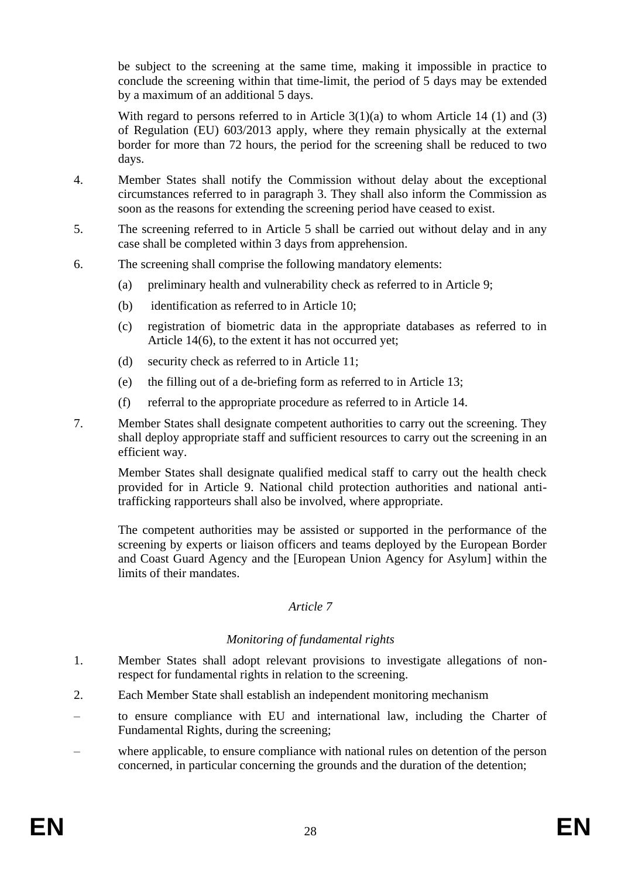be subject to the screening at the same time, making it impossible in practice to conclude the screening within that time-limit, the period of 5 days may be extended by a maximum of an additional 5 days.

With regard to persons referred to in Article 3(1)(a) to whom Article 14 (1) and (3) of Regulation (EU) 603/2013 apply, where they remain physically at the external border for more than 72 hours, the period for the screening shall be reduced to two days.

4. Member States shall notify the Commission without delay about the exceptional circumstances referred to in paragraph 3. They shall also inform the Commission as soon as the reasons for extending the screening period have ceased to exist.

5. The screening referred to in Article 5 shall be carried out without delay and in any case shall be completed within 3 days from apprehension.

6. The screening shall comprise the following mandatory elements:

   (a) preliminary health and vulnerability check as referred to in Article 9;

   (b) identification as referred to in Article 10;

   (c) registration of biometric data in the appropriate databases as referred to in Article 14(6), to the extent it has not occurred yet;

   (d) security check as referred to in Article 11;

   (e) the filling out of a de-briefing form as referred to in Article 13;

   (f) referral to the appropriate procedure as referred to in Article 14.

7. Member States shall designate competent authorities to carry out the screening. They shall deploy appropriate staff and sufficient resources to carry out the screening in an efficient way.

   Member States shall designate qualified medical staff to carry out the health check provided for in Article 9. National child protection authorities and national anti-trafficking rapporteurs shall also be involved, where appropriate.

   The competent authorities may be assisted or supported in the performance of the screening by experts or liaison officers and teams deployed by the European Border and Coast Guard Agency and the [European Union Agency for Asylum] within the limits of their mandates.

*Article 7*

*Monitoring of fundamental rights*

1. Member States shall adopt relevant provisions to investigate allegations of non-respect for fundamental rights in relation to the screening.

2. Each Member State shall establish an independent monitoring mechanism

– to ensure compliance with EU and international law, including the Charter of Fundamental Rights, during the screening;

– where applicable, to ensure compliance with national rules on detention of the person concerned, in particular concerning the grounds and the duration of the detention;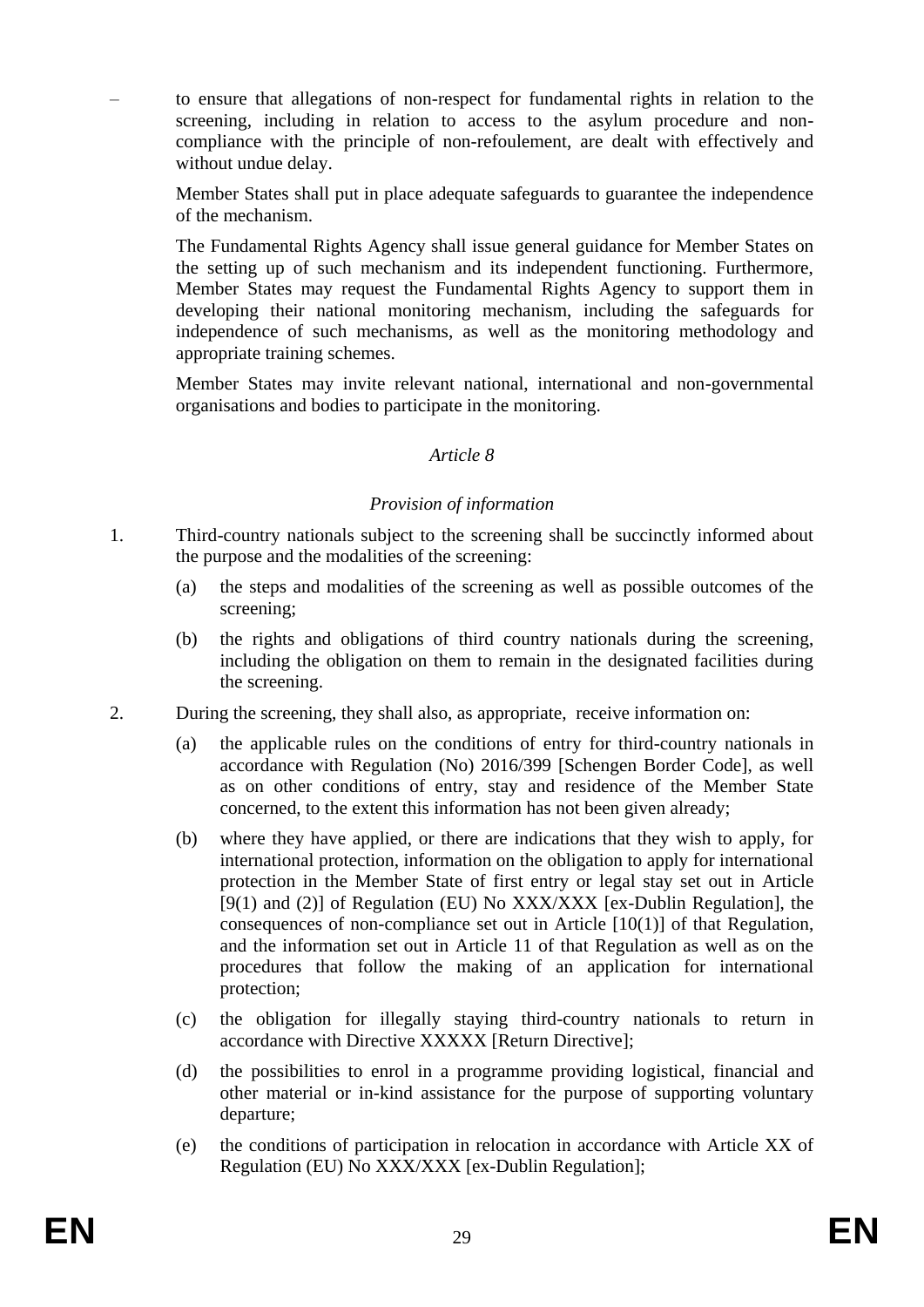– to ensure that allegations of non-respect for fundamental rights in relation to the screening, including in relation to access to the asylum procedure and non-compliance with the principle of non-refoulement, are dealt with effectively and without undue delay.

Member States shall put in place adequate safeguards to guarantee the independence of the mechanism.

The Fundamental Rights Agency shall issue general guidance for Member States on the setting up of such mechanism and its independent functioning. Furthermore, Member States may request the Fundamental Rights Agency to support them in developing their national monitoring mechanism, including the safeguards for independence of such mechanisms, as well as the monitoring methodology and appropriate training schemes.

Member States may invite relevant national, international and non-governmental organisations and bodies to participate in the monitoring.

*Article 8*

*Provision of information*

1. Third-country nationals subject to the screening shall be succinctly informed about the purpose and the modalities of the screening:

   (a) the steps and modalities of the screening as well as possible outcomes of the screening;

   (b) the rights and obligations of third country nationals during the screening, including the obligation on them to remain in the designated facilities during the screening.

2. During the screening, they shall also, as appropriate, receive information on:

   (a) the applicable rules on the conditions of entry for third-country nationals in accordance with Regulation (No) 2016/399 [Schengen Border Code], as well as on other conditions of entry, stay and residence of the Member State concerned, to the extent this information has not been given already;

   (b) where they have applied, or there are indications that they wish to apply, for international protection, information on the obligation to apply for international protection in the Member State of first entry or legal stay set out in Article [9(1) and (2)] of Regulation (EU) No XXX/XXX [ex-Dublin Regulation], the consequences of non-compliance set out in Article [10(1)] of that Regulation, and the information set out in Article 11 of that Regulation as well as on the procedures that follow the making of an application for international protection;

   (c) the obligation for illegally staying third-country nationals to return in accordance with Directive XXXXX [Return Directive];

   (d) the possibilities to enrol in a programme providing logistical, financial and other material or in-kind assistance for the purpose of supporting voluntary departure;

   (e) the conditions of participation in relocation in accordance with Article XX of Regulation (EU) No XXX/XXX [ex-Dublin Regulation];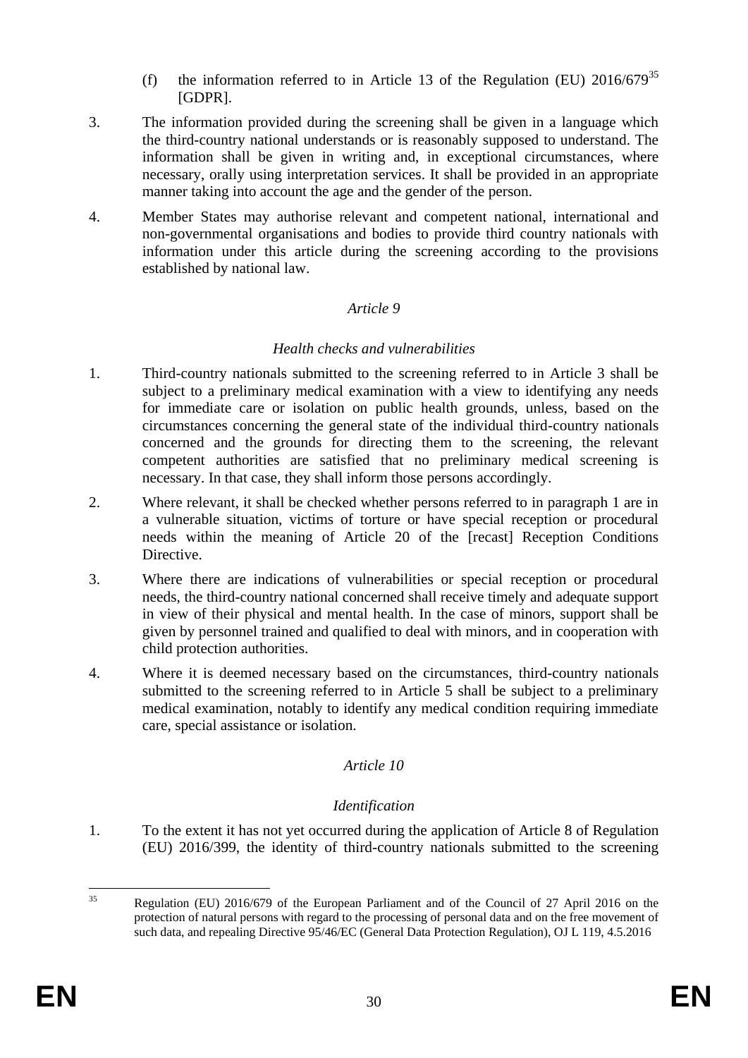(f) the information referred to in Article 13 of the Regulation (EU) 2016/679[35] [GDPR].

3. The information provided during the screening shall be given in a language which the third-country national understands or is reasonably supposed to understand. The information shall be given in writing and, in exceptional circumstances, where necessary, orally using interpretation services. It shall be provided in an appropriate manner taking into account the age and the gender of the person.

4. Member States may authorise relevant and competent national, international and non-governmental organisations and bodies to provide third country nationals with information under this article during the screening according to the provisions established by national law.

*Article 9*

*Health checks and vulnerabilities*

1. Third-country nationals submitted to the screening referred to in Article 3 shall be subject to a preliminary medical examination with a view to identifying any needs for immediate care or isolation on public health grounds, unless, based on the circumstances concerning the general state of the individual third-country nationals concerned and the grounds for directing them to the screening, the relevant competent authorities are satisfied that no preliminary medical screening is necessary. In that case, they shall inform those persons accordingly.

2. Where relevant, it shall be checked whether persons referred to in paragraph 1 are in a vulnerable situation, victims of torture or have special reception or procedural needs within the meaning of Article 20 of the [recast] Reception Conditions Directive.

3. Where there are indications of vulnerabilities or special reception or procedural needs, the third-country national concerned shall receive timely and adequate support in view of their physical and mental health. In the case of minors, support shall be given by personnel trained and qualified to deal with minors, and in cooperation with child protection authorities.

4. Where it is deemed necessary based on the circumstances, third-country nationals submitted to the screening referred to in Article 5 shall be subject to a preliminary medical examination, notably to identify any medical condition requiring immediate care, special assistance or isolation.

*Article 10*

*Identification*

1. To the extent it has not yet occurred during the application of Article 8 of Regulation (EU) 2016/399, the identity of third-country nationals submitted to the screening

[35] Regulation (EU) 2016/679 of the European Parliament and of the Council of 27 April 2016 on the protection of natural persons with regard to the processing of personal data and on the free movement of such data, and repealing Directive 95/46/EC (General Data Protection Regulation), OJ L 119, 4.5.2016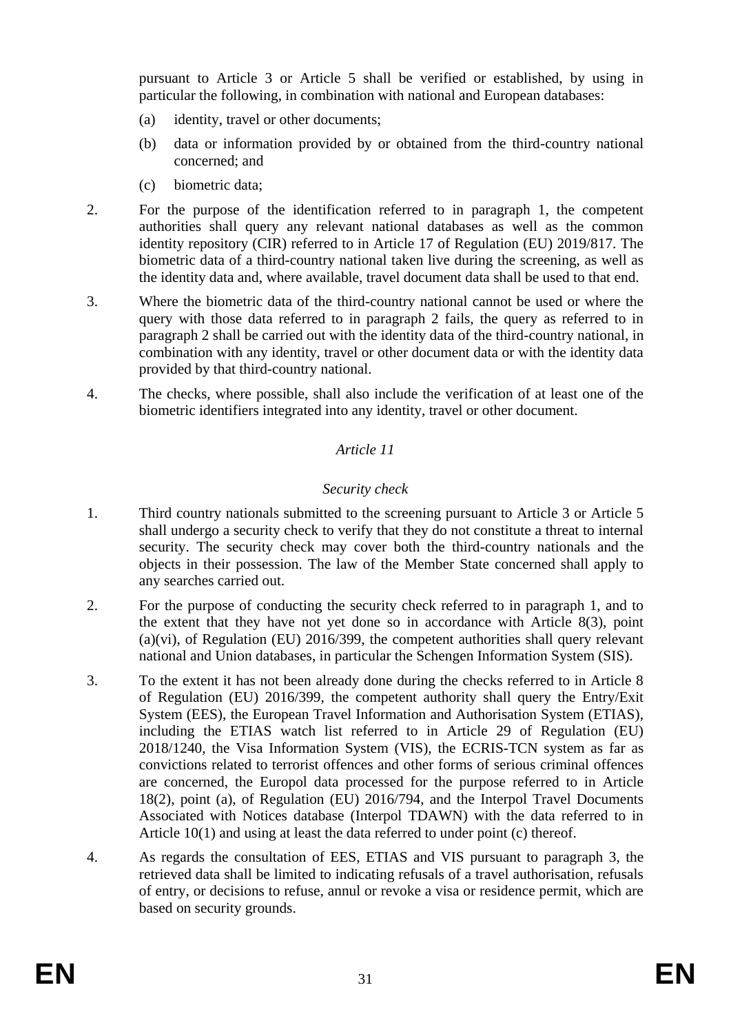pursuant to Article 3 or Article 5 shall be verified or established, by using in particular the following, in combination with national and European databases:

(a) identity, travel or other documents;

(b) data or information provided by or obtained from the third-country national concerned; and

(c) biometric data;

2. For the purpose of the identification referred to in paragraph 1, the competent authorities shall query any relevant national databases as well as the common identity repository (CIR) referred to in Article 17 of Regulation (EU) 2019/817. The biometric data of a third-country national taken live during the screening, as well as the identity data and, where available, travel document data shall be used to that end.

3. Where the biometric data of the third-country national cannot be used or where the query with those data referred to in paragraph 2 fails, the query as referred to in paragraph 2 shall be carried out with the identity data of the third-country national, in combination with any identity, travel or other document data or with the identity data provided by that third-country national.

4. The checks, where possible, shall also include the verification of at least one of the biometric identifiers integrated into any identity, travel or other document.

*Article 11*

*Security check*

1. Third country nationals submitted to the screening pursuant to Article 3 or Article 5 shall undergo a security check to verify that they do not constitute a threat to internal security. The security check may cover both the third-country nationals and the objects in their possession. The law of the Member State concerned shall apply to any searches carried out.

2. For the purpose of conducting the security check referred to in paragraph 1, and to the extent that they have not yet done so in accordance with Article 8(3), point (a)(vi), of Regulation (EU) 2016/399, the competent authorities shall query relevant national and Union databases, in particular the Schengen Information System (SIS).

3. To the extent it has not been already done during the checks referred to in Article 8 of Regulation (EU) 2016/399, the competent authority shall query the Entry/Exit System (EES), the European Travel Information and Authorisation System (ETIAS), including the ETIAS watch list referred to in Article 29 of Regulation (EU) 2018/1240, the Visa Information System (VIS), the ECRIS-TCN system as far as convictions related to terrorist offences and other forms of serious criminal offences are concerned, the Europol data processed for the purpose referred to in Article 18(2), point (a), of Regulation (EU) 2016/794, and the Interpol Travel Documents Associated with Notices database (Interpol TDAWN) with the data referred to in Article 10(1) and using at least the data referred to under point (c) thereof.

4. As regards the consultation of EES, ETIAS and VIS pursuant to paragraph 3, the retrieved data shall be limited to indicating refusals of a travel authorisation, refusals of entry, or decisions to refuse, annul or revoke a visa or residence permit, which are based on security grounds.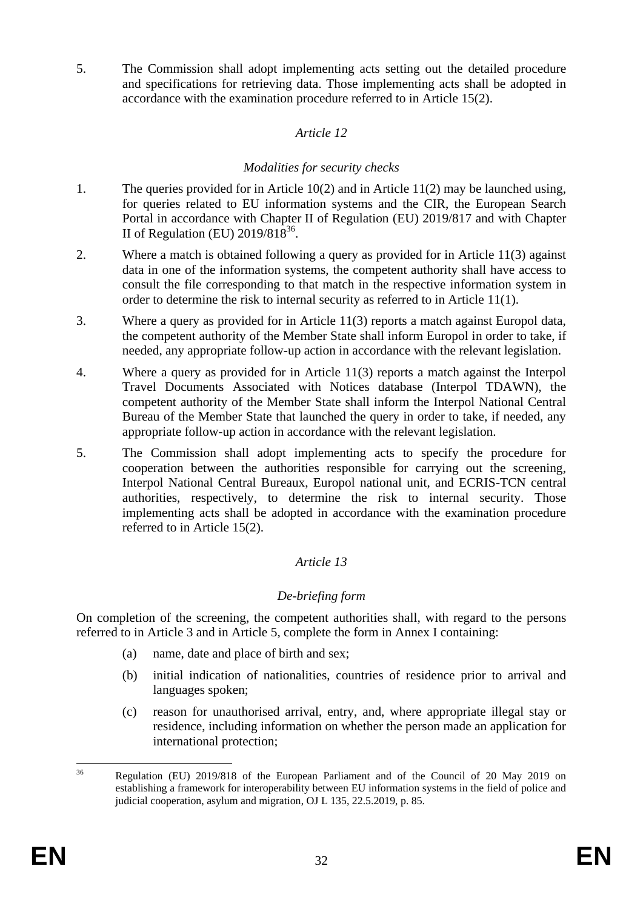5. The Commission shall adopt implementing acts setting out the detailed procedure and specifications for retrieving data. Those implementing acts shall be adopted in accordance with the examination procedure referred to in Article 15(2).

### *Article 12*

### *Modalities for security checks*

1. The queries provided for in Article 10(2) and in Article 11(2) may be launched using, for queries related to EU information systems and the CIR, the European Search Portal in accordance with Chapter II of Regulation (EU) 2019/817 and with Chapter II of Regulation (EU) 2019/818[36].

2. Where a match is obtained following a query as provided for in Article 11(3) against data in one of the information systems, the competent authority shall have access to consult the file corresponding to that match in the respective information system in order to determine the risk to internal security as referred to in Article 11(1).

3. Where a query as provided for in Article 11(3) reports a match against Europol data, the competent authority of the Member State shall inform Europol in order to take, if needed, any appropriate follow-up action in accordance with the relevant legislation.

4. Where a query as provided for in Article 11(3) reports a match against the Interpol Travel Documents Associated with Notices database (Interpol TDAWN), the competent authority of the Member State shall inform the Interpol National Central Bureau of the Member State that launched the query in order to take, if needed, any appropriate follow-up action in accordance with the relevant legislation.

5. The Commission shall adopt implementing acts to specify the procedure for cooperation between the authorities responsible for carrying out the screening, Interpol National Central Bureaux, Europol national unit, and ECRIS-TCN central authorities, respectively, to determine the risk to internal security. Those implementing acts shall be adopted in accordance with the examination procedure referred to in Article 15(2).

### *Article 13*

### *De-briefing form*

On completion of the screening, the competent authorities shall, with regard to the persons referred to in Article 3 and in Article 5, complete the form in Annex I containing:

(a) name, date and place of birth and sex;

(b) initial indication of nationalities, countries of residence prior to arrival and languages spoken;

(c) reason for unauthorised arrival, entry, and, where appropriate illegal stay or residence, including information on whether the person made an application for international protection;

[36] Regulation (EU) 2019/818 of the European Parliament and of the Council of 20 May 2019 on establishing a framework for interoperability between EU information systems in the field of police and judicial cooperation, asylum and migration, OJ L 135, 22.5.2019, p. 85.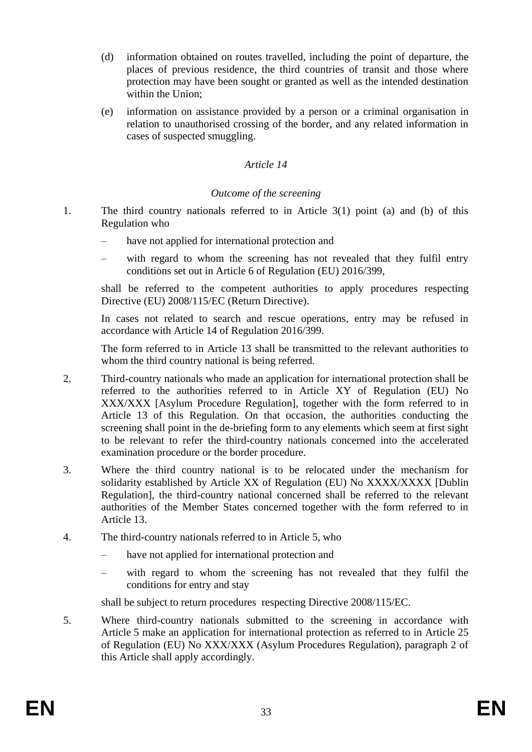(d) information obtained on routes travelled, including the point of departure, the places of previous residence, the third countries of transit and those where protection may have been sought or granted as well as the intended destination within the Union;

(e) information on assistance provided by a person or a criminal organisation in relation to unauthorised crossing of the border, and any related information in cases of suspected smuggling.

*Article 14*

*Outcome of the screening*

1. The third country nationals referred to in Article 3(1) point (a) and (b) of this Regulation who

   – have not applied for international protection and

   – with regard to whom the screening has not revealed that they fulfil entry conditions set out in Article 6 of Regulation (EU) 2016/399,

   shall be referred to the competent authorities to apply procedures respecting Directive (EU) 2008/115/EC (Return Directive).

   In cases not related to search and rescue operations, entry may be refused in accordance with Article 14 of Regulation 2016/399.

   The form referred to in Article 13 shall be transmitted to the relevant authorities to whom the third country national is being referred.

2. Third-country nationals who made an application for international protection shall be referred to the authorities referred to in Article XY of Regulation (EU) No XXX/XXX [Asylum Procedure Regulation], together with the form referred to in Article 13 of this Regulation. On that occasion, the authorities conducting the screening shall point in the de-briefing form to any elements which seem at first sight to be relevant to refer the third-country nationals concerned into the accelerated examination procedure or the border procedure.

3. Where the third country national is to be relocated under the mechanism for solidarity established by Article XX of Regulation (EU) No XXXX/XXXX [Dublin Regulation], the third-country national concerned shall be referred to the relevant authorities of the Member States concerned together with the form referred to in Article 13.

4. The third-country nationals referred to in Article 5, who

   – have not applied for international protection and

   – with regard to whom the screening has not revealed that they fulfil the conditions for entry and stay

   shall be subject to return procedures respecting Directive 2008/115/EC.

5. Where third-country nationals submitted to the screening in accordance with Article 5 make an application for international protection as referred to in Article 25 of Regulation (EU) No XXX/XXX (Asylum Procedures Regulation), paragraph 2 of this Article shall apply accordingly.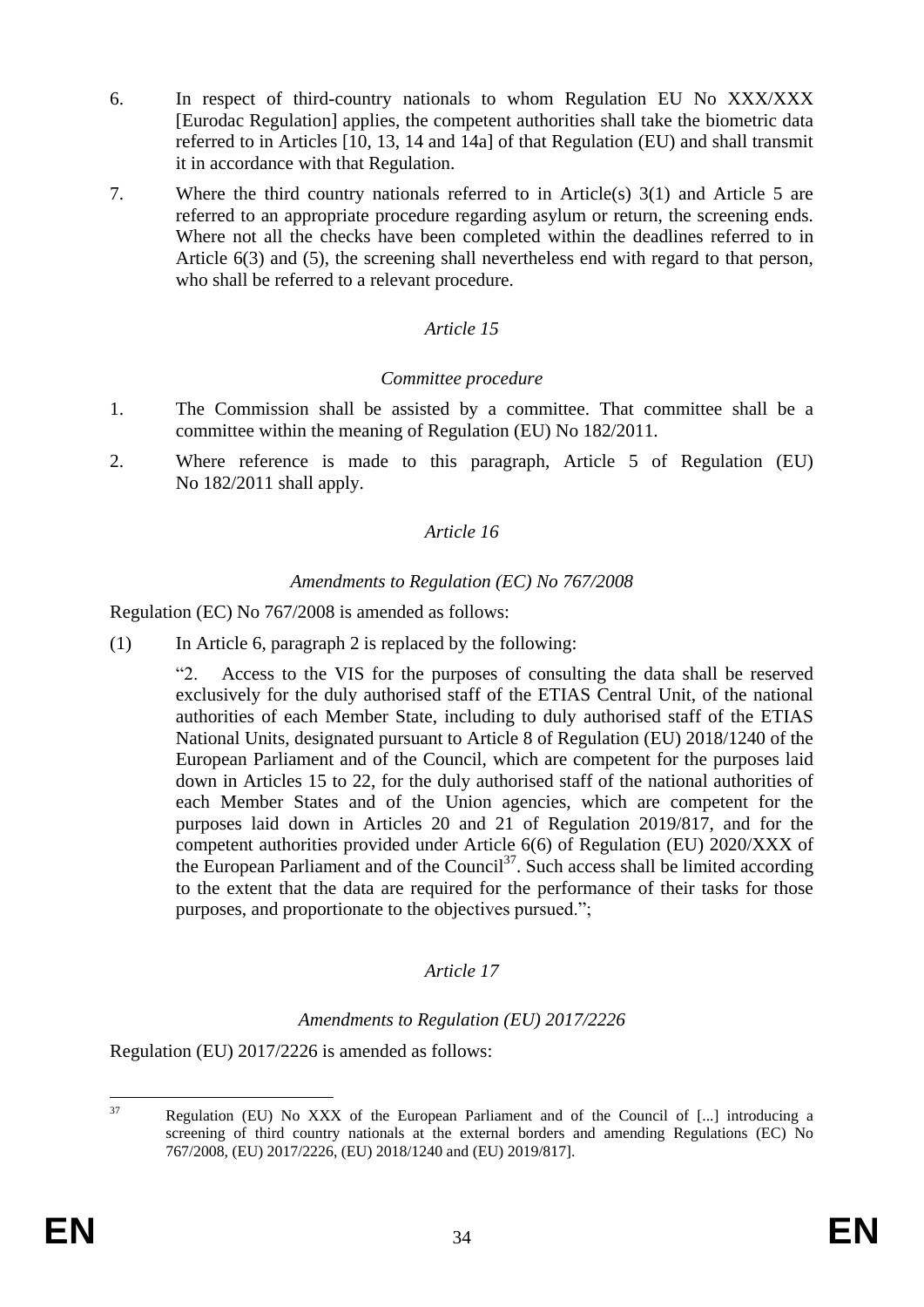6. In respect of third-country nationals to whom Regulation EU No XXX/XXX [Eurodac Regulation] applies, the competent authorities shall take the biometric data referred to in Articles [10, 13, 14 and 14a] of that Regulation (EU) and shall transmit it in accordance with that Regulation.

7. Where the third country nationals referred to in Article(s) 3(1) and Article 5 are referred to an appropriate procedure regarding asylum or return, the screening ends. Where not all the checks have been completed within the deadlines referred to in Article 6(3) and (5), the screening shall nevertheless end with regard to that person, who shall be referred to a relevant procedure.

*Article 15*

*Committee procedure*

1. The Commission shall be assisted by a committee. That committee shall be a committee within the meaning of Regulation (EU) No 182/2011.

2. Where reference is made to this paragraph, Article 5 of Regulation (EU) No 182/2011 shall apply.

*Article 16*

*Amendments to Regulation (EC) No 767/2008*

Regulation (EC) No 767/2008 is amended as follows:

(1) In Article 6, paragraph 2 is replaced by the following:

"2. Access to the VIS for the purposes of consulting the data shall be reserved exclusively for the duly authorised staff of the ETIAS Central Unit, of the national authorities of each Member State, including to duly authorised staff of the ETIAS National Units, designated pursuant to Article 8 of Regulation (EU) 2018/1240 of the European Parliament and of the Council, which are competent for the purposes laid down in Articles 15 to 22, for the duly authorised staff of the national authorities of each Member States and of the Union agencies, which are competent for the purposes laid down in Articles 20 and 21 of Regulation 2019/817, and for the competent authorities provided under Article 6(6) of Regulation (EU) 2020/XXX of the European Parliament and of the Council[37]. Such access shall be limited according to the extent that the data are required for the performance of their tasks for those purposes, and proportionate to the objectives pursued.";

*Article 17*

*Amendments to Regulation (EU) 2017/2226*

Regulation (EU) 2017/2226 is amended as follows:

---

[37] Regulation (EU) No XXX of the European Parliament and of the Council of [...] introducing a screening of third country nationals at the external borders and amending Regulations (EC) No 767/2008, (EU) 2017/2226, (EU) 2018/1240 and (EU) 2019/817].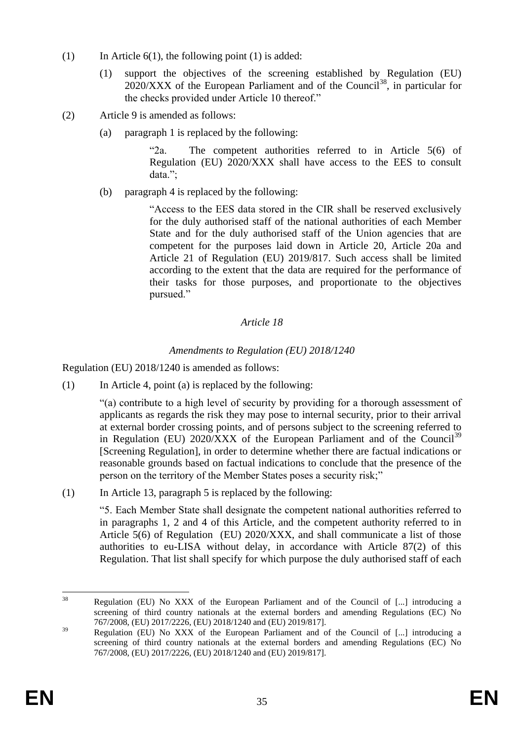(1) In Article 6(1), the following point (1) is added:

> (1) support the objectives of the screening established by Regulation (EU) 2020/XXX of the European Parliament and of the Council[38], in particular for the checks provided under Article 10 thereof."

(2) Article 9 is amended as follows:

> (a) paragraph 1 is replaced by the following:
>
> > "2a. The competent authorities referred to in Article 5(6) of Regulation (EU) 2020/XXX shall have access to the EES to consult data.";
>
> (b) paragraph 4 is replaced by the following:
>
> > "Access to the EES data stored in the CIR shall be reserved exclusively for the duly authorised staff of the national authorities of each Member State and for the duly authorised staff of the Union agencies that are competent for the purposes laid down in Article 20, Article 20a and Article 21 of Regulation (EU) 2019/817. Such access shall be limited according to the extent that the data are required for the performance of their tasks for those purposes, and proportionate to the objectives pursued."

*Article 18*

*Amendments to Regulation (EU) 2018/1240*

Regulation (EU) 2018/1240 is amended as follows:

(1) In Article 4, point (a) is replaced by the following:

> "(a) contribute to a high level of security by providing for a thorough assessment of applicants as regards the risk they may pose to internal security, prior to their arrival at external border crossing points, and of persons subject to the screening referred to in Regulation (EU) 2020/XXX of the European Parliament and of the Council[39] [Screening Regulation], in order to determine whether there are factual indications or reasonable grounds based on factual indications to conclude that the presence of the person on the territory of the Member States poses a security risk;"

(1) In Article 13, paragraph 5 is replaced by the following:

> "5. Each Member State shall designate the competent national authorities referred to in paragraphs 1, 2 and 4 of this Article, and the competent authority referred to in Article 5(6) of Regulation (EU) 2020/XXX, and shall communicate a list of those authorities to eu-LISA without delay, in accordance with Article 87(2) of this Regulation. That list shall specify for which purpose the duly authorised staff of each

---

[38] Regulation (EU) No XXX of the European Parliament and of the Council of [...] introducing a screening of third country nationals at the external borders and amending Regulations (EC) No 767/2008, (EU) 2017/2226, (EU) 2018/1240 and (EU) 2019/817].

[39] Regulation (EU) No XXX of the European Parliament and of the Council of [...] introducing a screening of third country nationals at the external borders and amending Regulations (EC) No 767/2008, (EU) 2017/2226, (EU) 2018/1240 and (EU) 2019/817].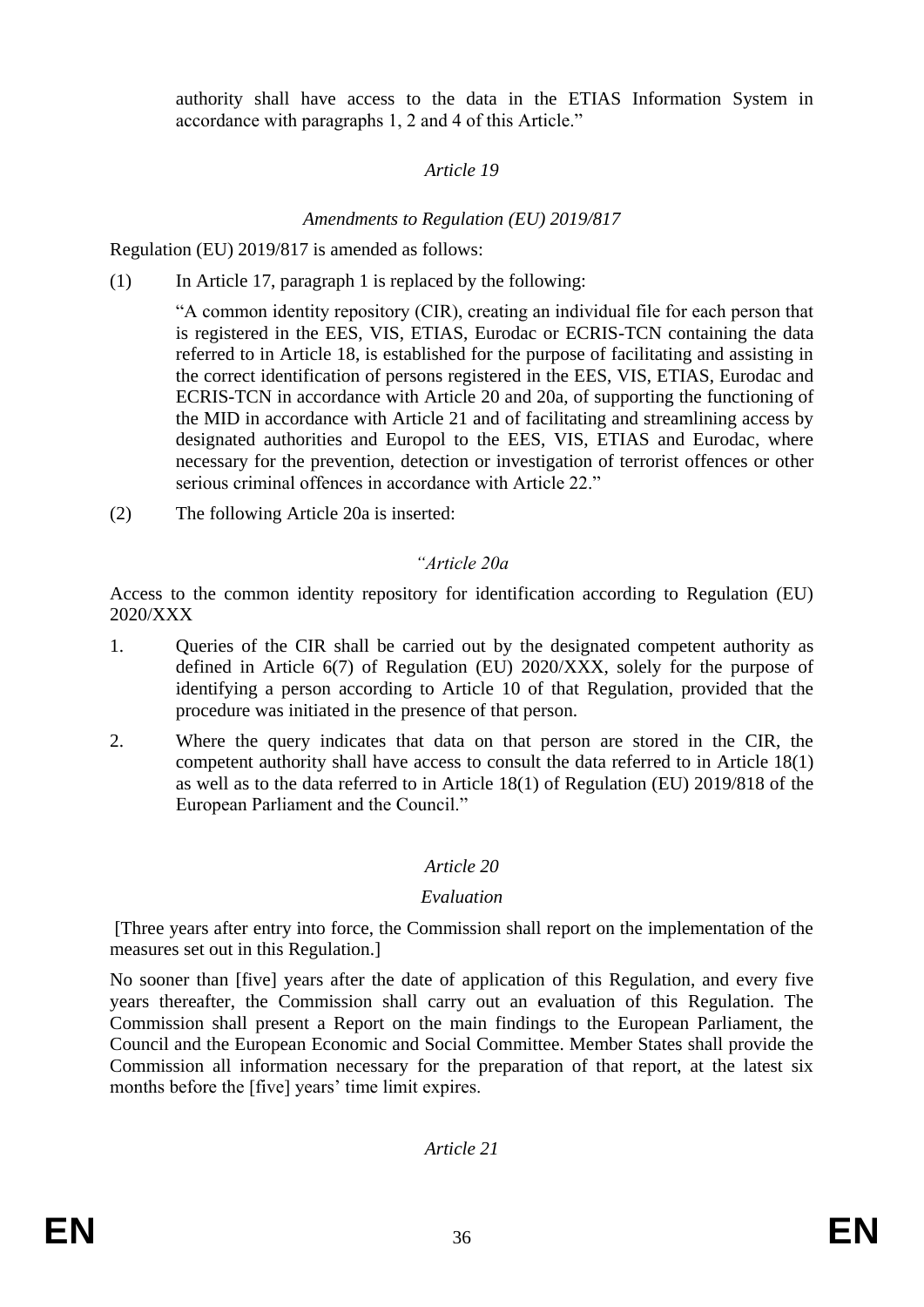authority shall have access to the data in the ETIAS Information System in accordance with paragraphs 1, 2 and 4 of this Article."

*Article 19*

*Amendments to Regulation (EU) 2019/817*

Regulation (EU) 2019/817 is amended as follows:

(1) In Article 17, paragraph 1 is replaced by the following:

"A common identity repository (CIR), creating an individual file for each person that is registered in the EES, VIS, ETIAS, Eurodac or ECRIS-TCN containing the data referred to in Article 18, is established for the purpose of facilitating and assisting in the correct identification of persons registered in the EES, VIS, ETIAS, Eurodac and ECRIS-TCN in accordance with Article 20 and 20a, of supporting the functioning of the MID in accordance with Article 21 and of facilitating and streamlining access by designated authorities and Europol to the EES, VIS, ETIAS and Eurodac, where necessary for the prevention, detection or investigation of terrorist offences or other serious criminal offences in accordance with Article 22."

(2) The following Article 20a is inserted:

*"Article 20a*

Access to the common identity repository for identification according to Regulation (EU) 2020/XXX

1. Queries of the CIR shall be carried out by the designated competent authority as defined in Article 6(7) of Regulation (EU) 2020/XXX, solely for the purpose of identifying a person according to Article 10 of that Regulation, provided that the procedure was initiated in the presence of that person.

2. Where the query indicates that data on that person are stored in the CIR, the competent authority shall have access to consult the data referred to in Article 18(1) as well as to the data referred to in Article 18(1) of Regulation (EU) 2019/818 of the European Parliament and the Council."

*Article 20*

*Evaluation*

[Three years after entry into force, the Commission shall report on the implementation of the measures set out in this Regulation.]

No sooner than [five] years after the date of application of this Regulation, and every five years thereafter, the Commission shall carry out an evaluation of this Regulation. The Commission shall present a Report on the main findings to the European Parliament, the Council and the European Economic and Social Committee. Member States shall provide the Commission all information necessary for the preparation of that report, at the latest six months before the [five] years' time limit expires.

*Article 21*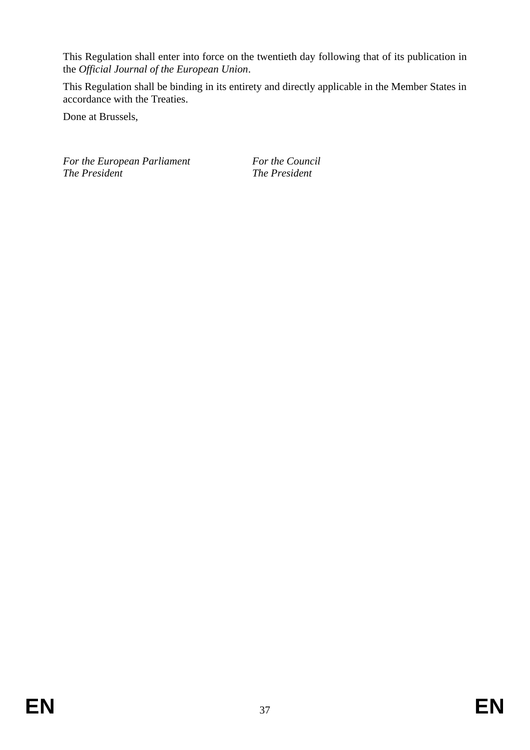This Regulation shall enter into force on the twentieth day following that of its publication in the *Official Journal of the European Union*.

This Regulation shall be binding in its entirety and directly applicable in the Member States in accordance with the Treaties.

Done at Brussels,

| *For the European Parliament* | *For the Council* |
| --- | --- |
| *The President* | *The President* |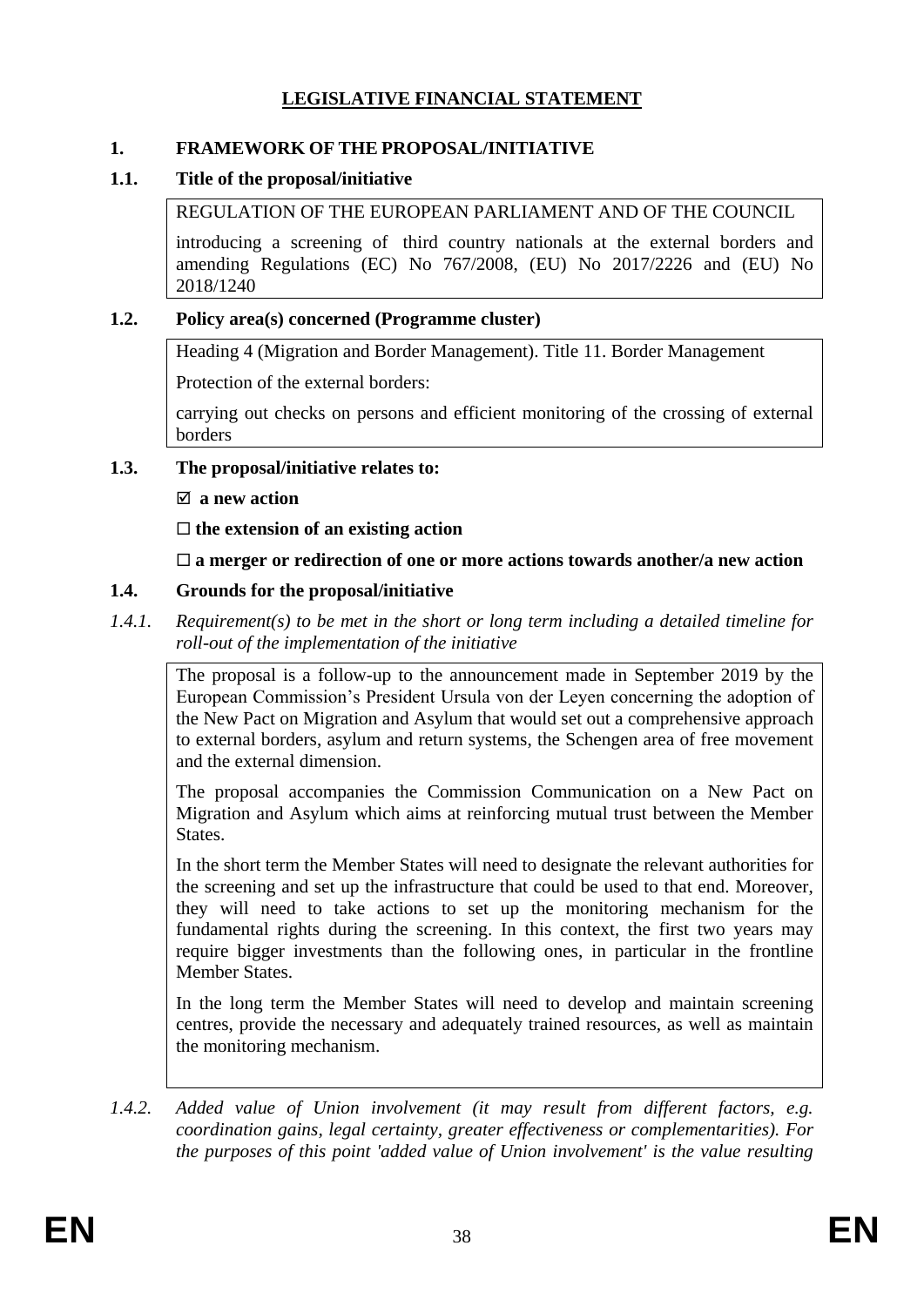# LEGISLATIVE FINANCIAL STATEMENT

## 1. FRAMEWORK OF THE PROPOSAL/INITIATIVE

### 1.1. Title of the proposal/initiative

REGULATION OF THE EUROPEAN PARLIAMENT AND OF THE COUNCIL

introducing a screening of third country nationals at the external borders and amending Regulations (EC) No 767/2008, (EU) No 2017/2226 and (EU) No 2018/1240

### 1.2. Policy area(s) concerned (Programme cluster)

Heading 4 (Migration and Border Management). Title 11. Border Management

Protection of the external borders:

carrying out checks on persons and efficient monitoring of the crossing of external borders

### 1.3. The proposal/initiative relates to:

☑ **a new action**

☐ **the extension of an existing action**

☐ **a merger or redirection of one or more actions towards another/a new action**

### 1.4. Grounds for the proposal/initiative

*1.4.1. Requirement(s) to be met in the short or long term including a detailed timeline for roll-out of the implementation of the initiative*

The proposal is a follow-up to the announcement made in September 2019 by the European Commission's President Ursula von der Leyen concerning the adoption of the New Pact on Migration and Asylum that would set out a comprehensive approach to external borders, asylum and return systems, the Schengen area of free movement and the external dimension.

The proposal accompanies the Commission Communication on a New Pact on Migration and Asylum which aims at reinforcing mutual trust between the Member States.

In the short term the Member States will need to designate the relevant authorities for the screening and set up the infrastructure that could be used to that end. Moreover, they will need to take actions to set up the monitoring mechanism for the fundamental rights during the screening. In this context, the first two years may require bigger investments than the following ones, in particular in the frontline Member States.

In the long term the Member States will need to develop and maintain screening centres, provide the necessary and adequately trained resources, as well as maintain the monitoring mechanism.

*1.4.2. Added value of Union involvement (it may result from different factors, e.g. coordination gains, legal certainty, greater effectiveness or complementarities). For the purposes of this point 'added value of Union involvement' is the value resulting*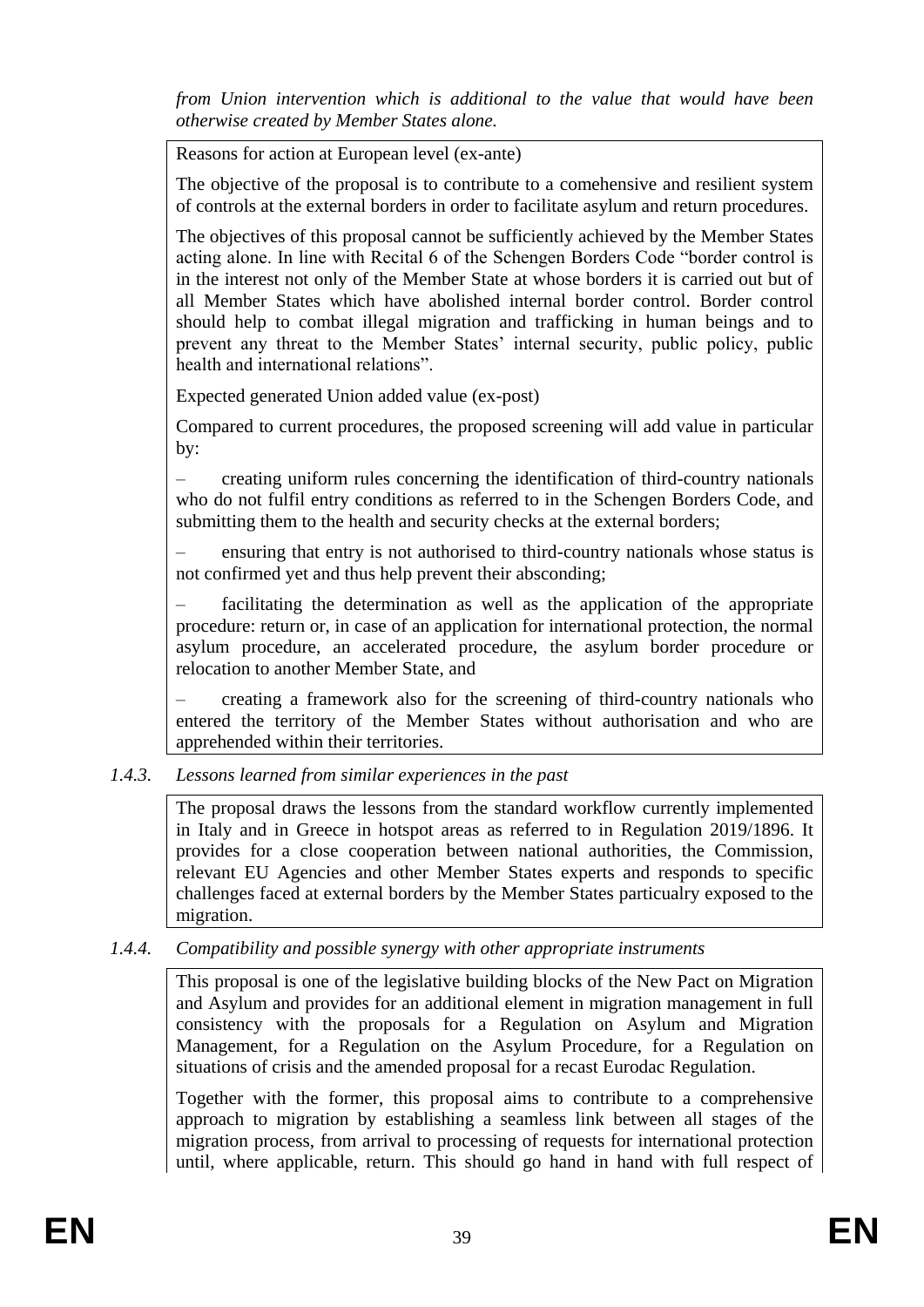*from Union intervention which is additional to the value that would have been otherwise created by Member States alone.*

Reasons for action at European level (ex-ante)

The objective of the proposal is to contribute to a comehensive and resilient system of controls at the external borders in order to facilitate asylum and return procedures.

The objectives of this proposal cannot be sufficiently achieved by the Member States acting alone. In line with Recital 6 of the Schengen Borders Code "border control is in the interest not only of the Member State at whose borders it is carried out but of all Member States which have abolished internal border control. Border control should help to combat illegal migration and trafficking in human beings and to prevent any threat to the Member States' internal security, public policy, public health and international relations".

Expected generated Union added value (ex-post)

Compared to current procedures, the proposed screening will add value in particular by:

– creating uniform rules concerning the identification of third-country nationals who do not fulfil entry conditions as referred to in the Schengen Borders Code, and submitting them to the health and security checks at the external borders;

– ensuring that entry is not authorised to third-country nationals whose status is not confirmed yet and thus help prevent their absconding;

– facilitating the determination as well as the application of the appropriate procedure: return or, in case of an application for international protection, the normal asylum procedure, an accelerated procedure, the asylum border procedure or relocation to another Member State, and

– creating a framework also for the screening of third-country nationals who entered the territory of the Member States without authorisation and who are apprehended within their territories.

### 1.4.3. *Lessons learned from similar experiences in the past*

The proposal draws the lessons from the standard workflow currently implemented in Italy and in Greece in hotspot areas as referred to in Regulation 2019/1896. It provides for a close cooperation between national authorities, the Commission, relevant EU Agencies and other Member States experts and responds to specific challenges faced at external borders by the Member States particualry exposed to the migration.

### 1.4.4. *Compatibility and possible synergy with other appropriate instruments*

This proposal is one of the legislative building blocks of the New Pact on Migration and Asylum and provides for an additional element in migration management in full consistency with the proposals for a Regulation on Asylum and Migration Management, for a Regulation on the Asylum Procedure, for a Regulation on situations of crisis and the amended proposal for a recast Eurodac Regulation.

Together with the former, this proposal aims to contribute to a comprehensive approach to migration by establishing a seamless link between all stages of the migration process, from arrival to processing of requests for international protection until, where applicable, return. This should go hand in hand with full respect of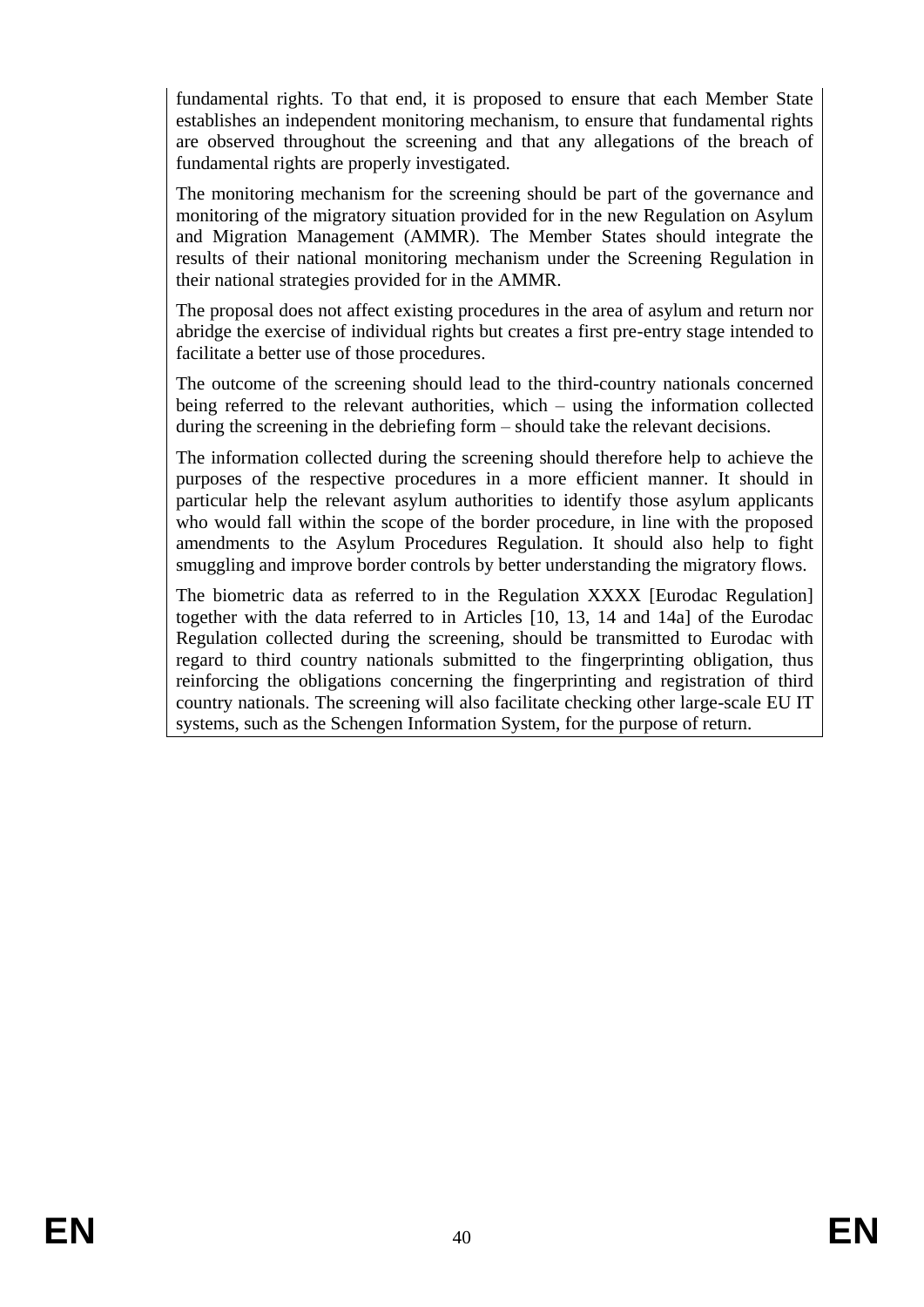fundamental rights. To that end, it is proposed to ensure that each Member State establishes an independent monitoring mechanism, to ensure that fundamental rights are observed throughout the screening and that any allegations of the breach of fundamental rights are properly investigated.

The monitoring mechanism for the screening should be part of the governance and monitoring of the migratory situation provided for in the new Regulation on Asylum and Migration Management (AMMR). The Member States should integrate the results of their national monitoring mechanism under the Screening Regulation in their national strategies provided for in the AMMR.

The proposal does not affect existing procedures in the area of asylum and return nor abridge the exercise of individual rights but creates a first pre-entry stage intended to facilitate a better use of those procedures.

The outcome of the screening should lead to the third-country nationals concerned being referred to the relevant authorities, which – using the information collected during the screening in the debriefing form – should take the relevant decisions.

The information collected during the screening should therefore help to achieve the purposes of the respective procedures in a more efficient manner. It should in particular help the relevant asylum authorities to identify those asylum applicants who would fall within the scope of the border procedure, in line with the proposed amendments to the Asylum Procedures Regulation. It should also help to fight smuggling and improve border controls by better understanding the migratory flows.

The biometric data as referred to in the Regulation XXXX [Eurodac Regulation] together with the data referred to in Articles [10, 13, 14 and 14a] of the Eurodac Regulation collected during the screening, should be transmitted to Eurodac with regard to third country nationals submitted to the fingerprinting obligation, thus reinforcing the obligations concerning the fingerprinting and registration of third country nationals. The screening will also facilitate checking other large-scale EU IT systems, such as the Schengen Information System, for the purpose of return.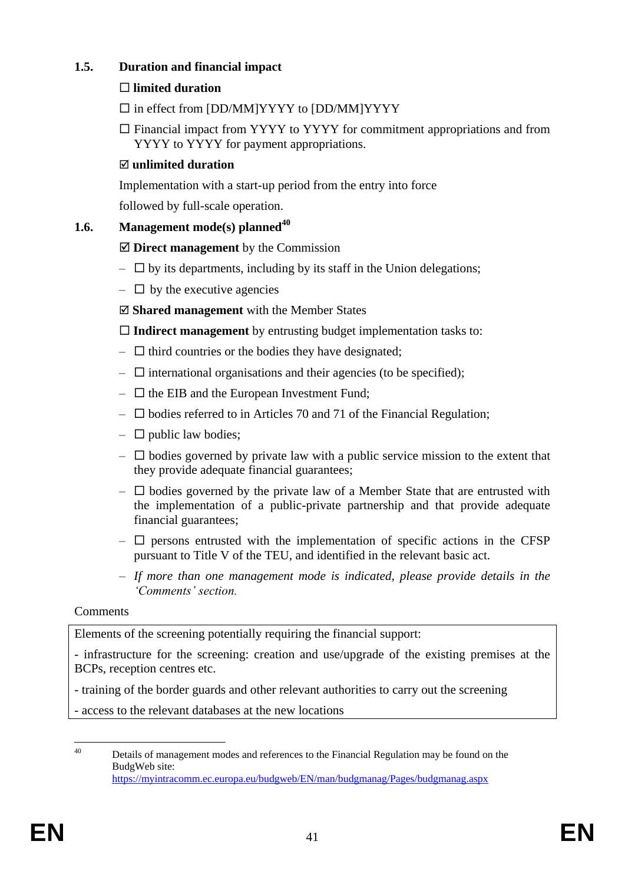### 1.5. Duration and financial impact

☐ **limited duration**

☐ in effect from [DD/MM]YYYY to [DD/MM]YYYY

☐ Financial impact from YYYY to YYYY for commitment appropriations and from YYYY to YYYY for payment appropriations.

☑ **unlimited duration**

Implementation with a start-up period from the entry into force

followed by full-scale operation.

### 1.6. Management mode(s) planned[40]

☑ **Direct management** by the Commission

– ☐ by its departments, including by its staff in the Union delegations;

– ☐ by the executive agencies

☑ **Shared management** with the Member States

☐ **Indirect management** by entrusting budget implementation tasks to:

– ☐ third countries or the bodies they have designated;

– ☐ international organisations and their agencies (to be specified);

– ☐ the EIB and the European Investment Fund;

– ☐ bodies referred to in Articles 70 and 71 of the Financial Regulation;

– ☐ public law bodies;

– ☐ bodies governed by private law with a public service mission to the extent that they provide adequate financial guarantees;

– ☐ bodies governed by the private law of a Member State that are entrusted with the implementation of a public-private partnership and that provide adequate financial guarantees;

– ☐ persons entrusted with the implementation of specific actions in the CFSP pursuant to Title V of the TEU, and identified in the relevant basic act.

– *If more than one management mode is indicated, please provide details in the 'Comments' section.*

Comments

| Elements of the screening potentially requiring the financial support:<br><br>- infrastructure for the screening: creation and use/upgrade of the existing premises at the BCPs, reception centres etc.<br><br>- training of the border guards and other relevant authorities to carry out the screening<br><br>- access to the relevant databases at the new locations |
|---|

[40] Details of management modes and references to the Financial Regulation may be found on the BudgWeb site: https://myintracomm.ec.europa.eu/budgweb/EN/man/budgmanag/Pages/budgmanag.aspx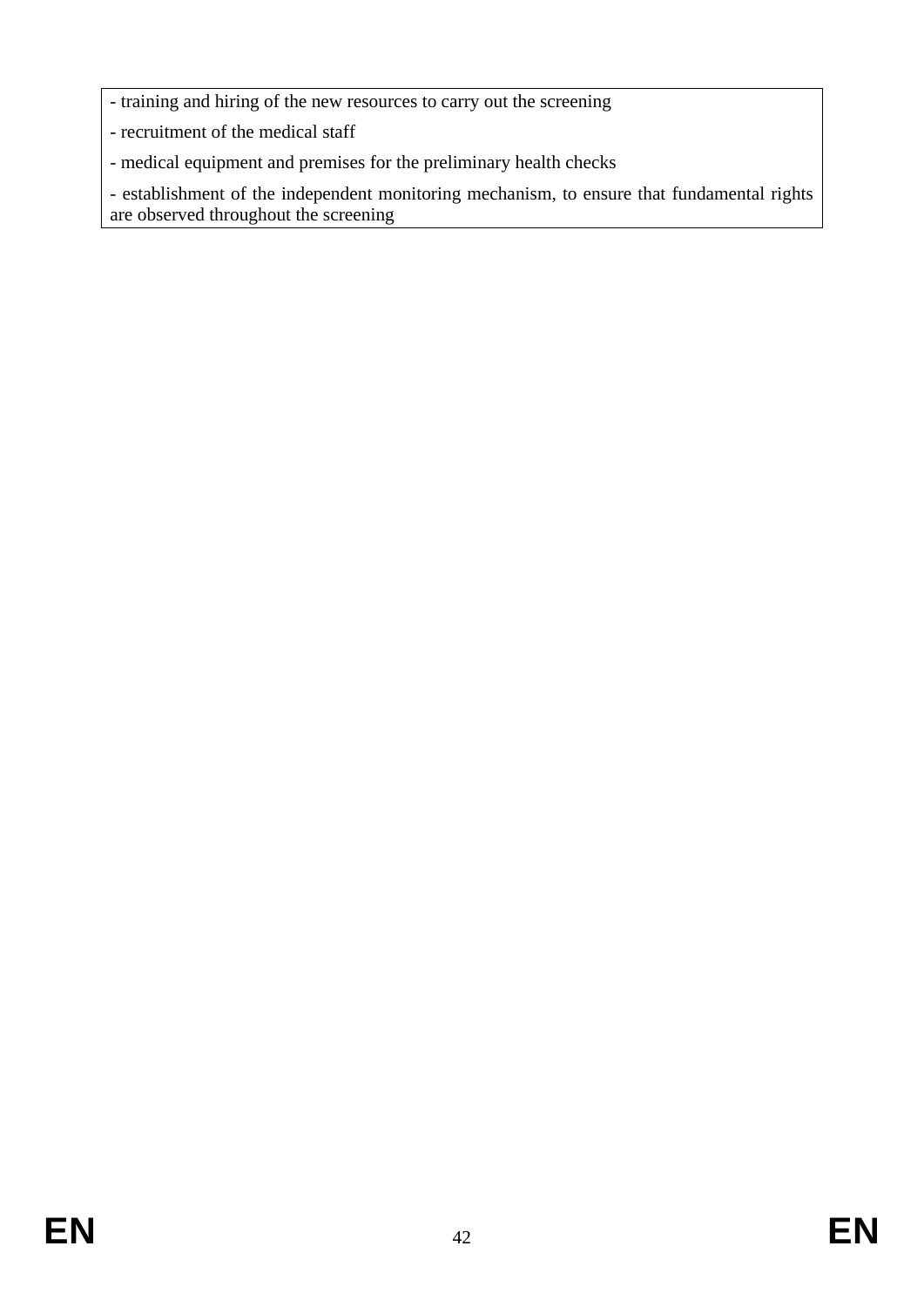- training and hiring of the new resources to carry out the screening

- recruitment of the medical staff

- medical equipment and premises for the preliminary health checks

- establishment of the independent monitoring mechanism, to ensure that fundamental rights are observed throughout the screening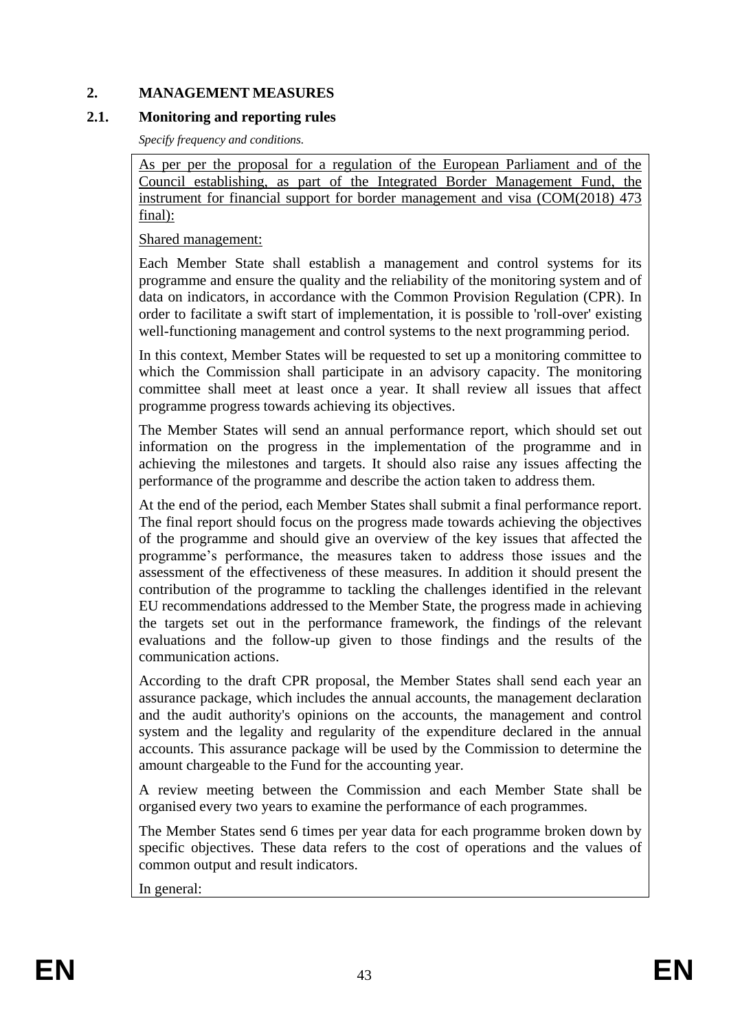## 2. MANAGEMENT MEASURES

### 2.1. Monitoring and reporting rules

*Specify frequency and conditions.*

As per per the proposal for a regulation of the European Parliament and of the Council establishing, as part of the Integrated Border Management Fund, the instrument for financial support for border management and visa (COM(2018) 473 final):

Shared management:

Each Member State shall establish a management and control systems for its programme and ensure the quality and the reliability of the monitoring system and of data on indicators, in accordance with the Common Provision Regulation (CPR). In order to facilitate a swift start of implementation, it is possible to 'roll-over' existing well-functioning management and control systems to the next programming period.

In this context, Member States will be requested to set up a monitoring committee to which the Commission shall participate in an advisory capacity. The monitoring committee shall meet at least once a year. It shall review all issues that affect programme progress towards achieving its objectives.

The Member States will send an annual performance report, which should set out information on the progress in the implementation of the programme and in achieving the milestones and targets. It should also raise any issues affecting the performance of the programme and describe the action taken to address them.

At the end of the period, each Member States shall submit a final performance report. The final report should focus on the progress made towards achieving the objectives of the programme and should give an overview of the key issues that affected the programme's performance, the measures taken to address those issues and the assessment of the effectiveness of these measures. In addition it should present the contribution of the programme to tackling the challenges identified in the relevant EU recommendations addressed to the Member State, the progress made in achieving the targets set out in the performance framework, the findings of the relevant evaluations and the follow-up given to those findings and the results of the communication actions.

According to the draft CPR proposal, the Member States shall send each year an assurance package, which includes the annual accounts, the management declaration and the audit authority's opinions on the accounts, the management and control system and the legality and regularity of the expenditure declared in the annual accounts. This assurance package will be used by the Commission to determine the amount chargeable to the Fund for the accounting year.

A review meeting between the Commission and each Member State shall be organised every two years to examine the performance of each programmes.

The Member States send 6 times per year data for each programme broken down by specific objectives. These data refers to the cost of operations and the values of common output and result indicators.

In general: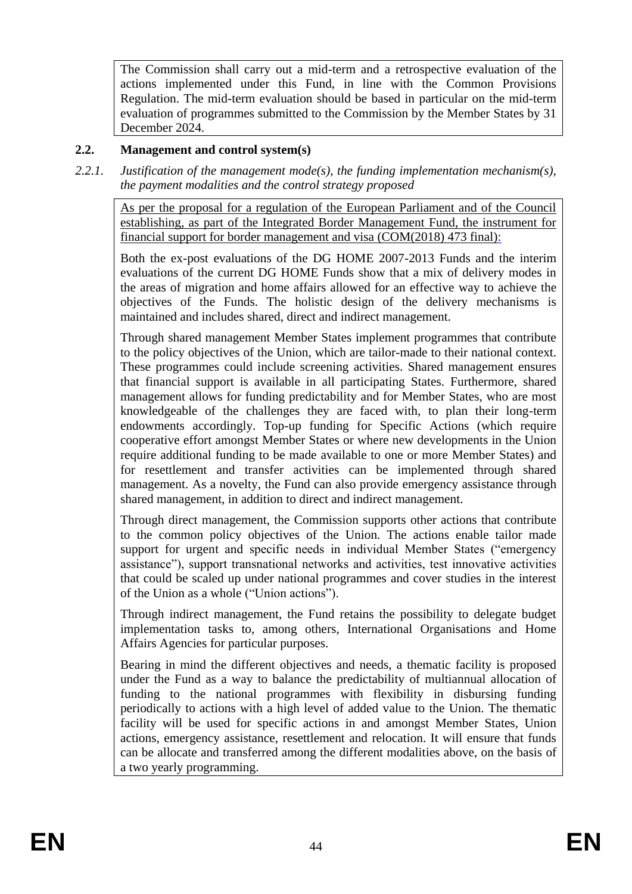The Commission shall carry out a mid-term and a retrospective evaluation of the actions implemented under this Fund, in line with the Common Provisions Regulation. The mid-term evaluation should be based in particular on the mid-term evaluation of programmes submitted to the Commission by the Member States by 31 December 2024.

## 2.2. Management and control system(s)

### *2.2.1. Justification of the management mode(s), the funding implementation mechanism(s), the payment modalities and the control strategy proposed*

As per the proposal for a regulation of the European Parliament and of the Council establishing, as part of the Integrated Border Management Fund, the instrument for financial support for border management and visa (COM(2018) 473 final):

Both the ex-post evaluations of the DG HOME 2007-2013 Funds and the interim evaluations of the current DG HOME Funds show that a mix of delivery modes in the areas of migration and home affairs allowed for an effective way to achieve the objectives of the Funds. The holistic design of the delivery mechanisms is maintained and includes shared, direct and indirect management.

Through shared management Member States implement programmes that contribute to the policy objectives of the Union, which are tailor-made to their national context. These programmes could include screening activities. Shared management ensures that financial support is available in all participating States. Furthermore, shared management allows for funding predictability and for Member States, who are most knowledgeable of the challenges they are faced with, to plan their long-term endowments accordingly. Top-up funding for Specific Actions (which require cooperative effort amongst Member States or where new developments in the Union require additional funding to be made available to one or more Member States) and for resettlement and transfer activities can be implemented through shared management. As a novelty, the Fund can also provide emergency assistance through shared management, in addition to direct and indirect management.

Through direct management, the Commission supports other actions that contribute to the common policy objectives of the Union. The actions enable tailor made support for urgent and specific needs in individual Member States ("emergency assistance"), support transnational networks and activities, test innovative activities that could be scaled up under national programmes and cover studies in the interest of the Union as a whole ("Union actions").

Through indirect management, the Fund retains the possibility to delegate budget implementation tasks to, among others, International Organisations and Home Affairs Agencies for particular purposes.

Bearing in mind the different objectives and needs, a thematic facility is proposed under the Fund as a way to balance the predictability of multiannual allocation of funding to the national programmes with flexibility in disbursing funding periodically to actions with a high level of added value to the Union. The thematic facility will be used for specific actions in and amongst Member States, Union actions, emergency assistance, resettlement and relocation. It will ensure that funds can be allocate and transferred among the different modalities above, on the basis of a two yearly programming.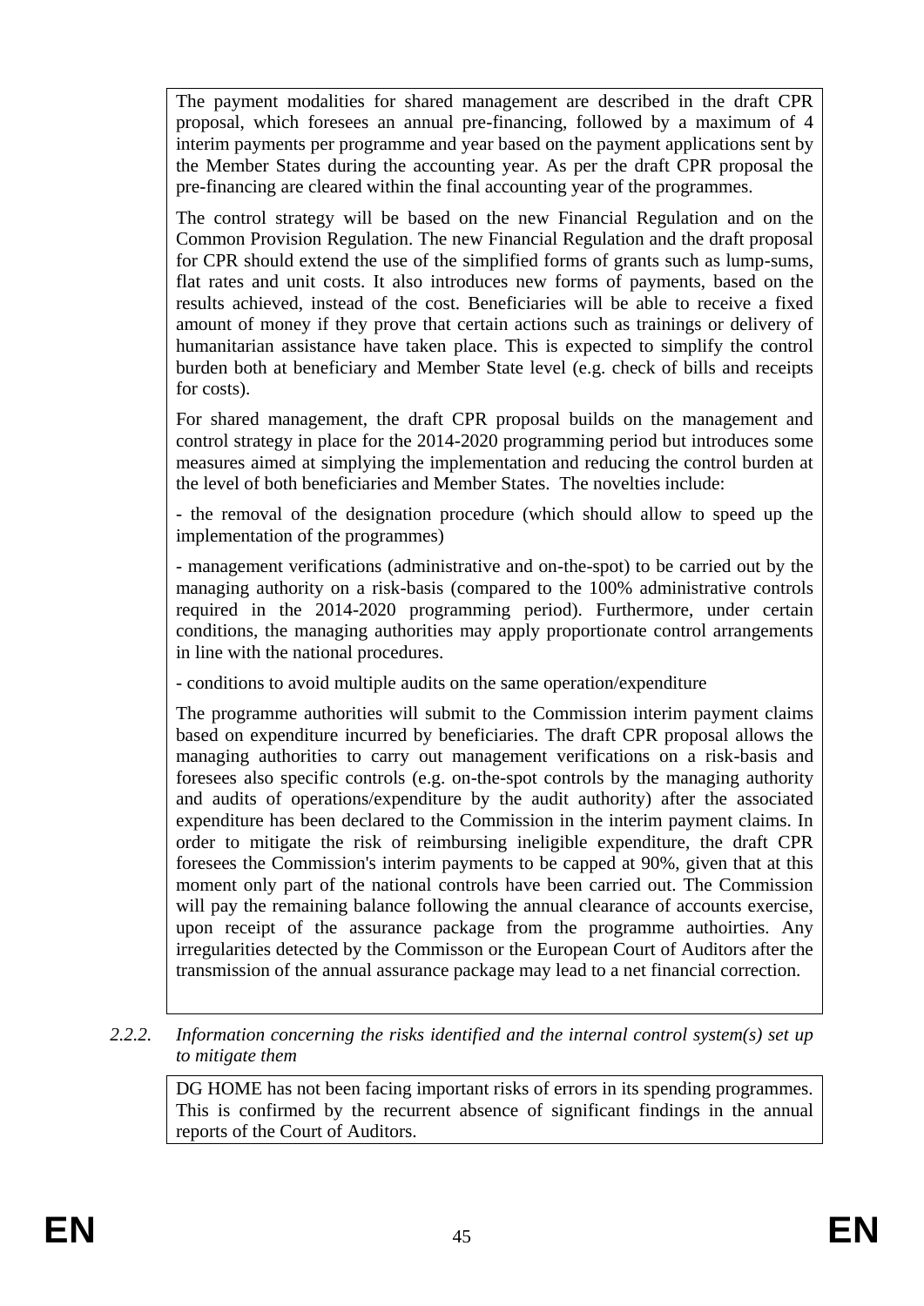The payment modalities for shared management are described in the draft CPR proposal, which foresees an annual pre-financing, followed by a maximum of 4 interim payments per programme and year based on the payment applications sent by the Member States during the accounting year. As per the draft CPR proposal the pre-financing are cleared within the final accounting year of the programmes.

The control strategy will be based on the new Financial Regulation and on the Common Provision Regulation. The new Financial Regulation and the draft proposal for CPR should extend the use of the simplified forms of grants such as lump-sums, flat rates and unit costs. It also introduces new forms of payments, based on the results achieved, instead of the cost. Beneficiaries will be able to receive a fixed amount of money if they prove that certain actions such as trainings or delivery of humanitarian assistance have taken place. This is expected to simplify the control burden both at beneficiary and Member State level (e.g. check of bills and receipts for costs).

For shared management, the draft CPR proposal builds on the management and control strategy in place for the 2014-2020 programming period but introduces some measures aimed at simplying the implementation and reducing the control burden at the level of both beneficiaries and Member States. The novelties include:

- the removal of the designation procedure (which should allow to speed up the implementation of the programmes)

- management verifications (administrative and on-the-spot) to be carried out by the managing authority on a risk-basis (compared to the 100% administrative controls required in the 2014-2020 programming period). Furthermore, under certain conditions, the managing authorities may apply proportionate control arrangements in line with the national procedures.

- conditions to avoid multiple audits on the same operation/expenditure

The programme authorities will submit to the Commission interim payment claims based on expenditure incurred by beneficiaries. The draft CPR proposal allows the managing authorities to carry out management verifications on a risk-basis and foresees also specific controls (e.g. on-the-spot controls by the managing authority and audits of operations/expenditure by the audit authority) after the associated expenditure has been declared to the Commission in the interim payment claims. In order to mitigate the risk of reimbursing ineligible expenditure, the draft CPR foresees the Commission's interim payments to be capped at 90%, given that at this moment only part of the national controls have been carried out. The Commission will pay the remaining balance following the annual clearance of accounts exercise, upon receipt of the assurance package from the programme authoirties. Any irregularities detected by the Commisson or the European Court of Auditors after the transmission of the annual assurance package may lead to a net financial correction.

### 2.2.2. *Information concerning the risks identified and the internal control system(s) set up to mitigate them*

DG HOME has not been facing important risks of errors in its spending programmes. This is confirmed by the recurrent absence of significant findings in the annual reports of the Court of Auditors.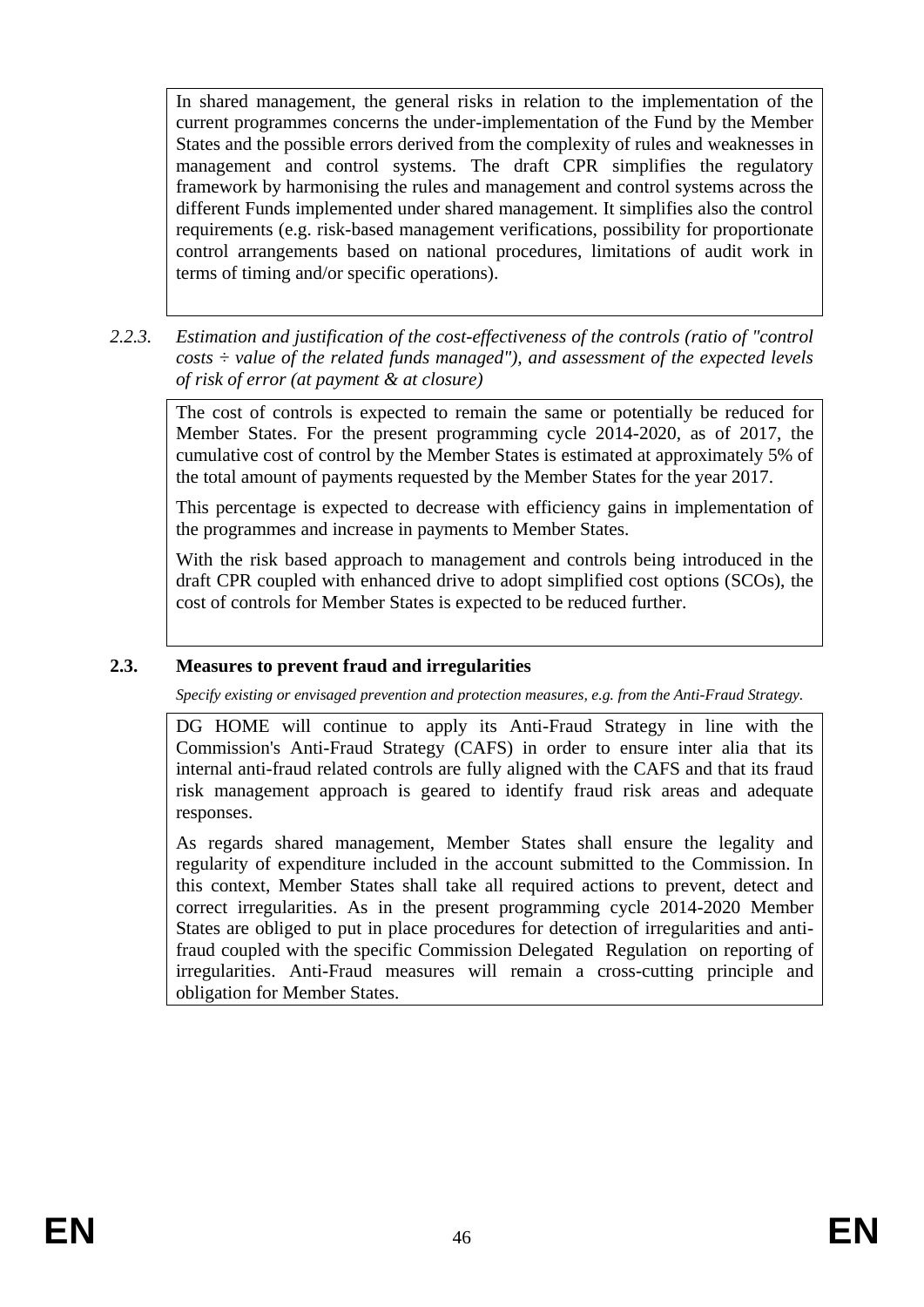In shared management, the general risks in relation to the implementation of the current programmes concerns the under-implementation of the Fund by the Member States and the possible errors derived from the complexity of rules and weaknesses in management and control systems. The draft CPR simplifies the regulatory framework by harmonising the rules and management and control systems across the different Funds implemented under shared management. It simplifies also the control requirements (e.g. risk-based management verifications, possibility for proportionate control arrangements based on national procedures, limitations of audit work in terms of timing and/or specific operations).

### 2.2.3. *Estimation and justification of the cost-effectiveness of the controls (ratio of "control costs ÷ value of the related funds managed"), and assessment of the expected levels of risk of error (at payment & at closure)*

The cost of controls is expected to remain the same or potentially be reduced for Member States. For the present programming cycle 2014-2020, as of 2017, the cumulative cost of control by the Member States is estimated at approximately 5% of the total amount of payments requested by the Member States for the year 2017.

This percentage is expected to decrease with efficiency gains in implementation of the programmes and increase in payments to Member States.

With the risk based approach to management and controls being introduced in the draft CPR coupled with enhanced drive to adopt simplified cost options (SCOs), the cost of controls for Member States is expected to be reduced further.

## 2.3. Measures to prevent fraud and irregularities

*Specify existing or envisaged prevention and protection measures, e.g. from the Anti-Fraud Strategy.*

DG HOME will continue to apply its Anti-Fraud Strategy in line with the Commission's Anti-Fraud Strategy (CAFS) in order to ensure inter alia that its internal anti-fraud related controls are fully aligned with the CAFS and that its fraud risk management approach is geared to identify fraud risk areas and adequate responses.

As regards shared management, Member States shall ensure the legality and regularity of expenditure included in the account submitted to the Commission. In this context, Member States shall take all required actions to prevent, detect and correct irregularities. As in the present programming cycle 2014-2020 Member States are obliged to put in place procedures for detection of irregularities and anti-fraud coupled with the specific Commission Delegated Regulation on reporting of irregularities. Anti-Fraud measures will remain a cross-cutting principle and obligation for Member States.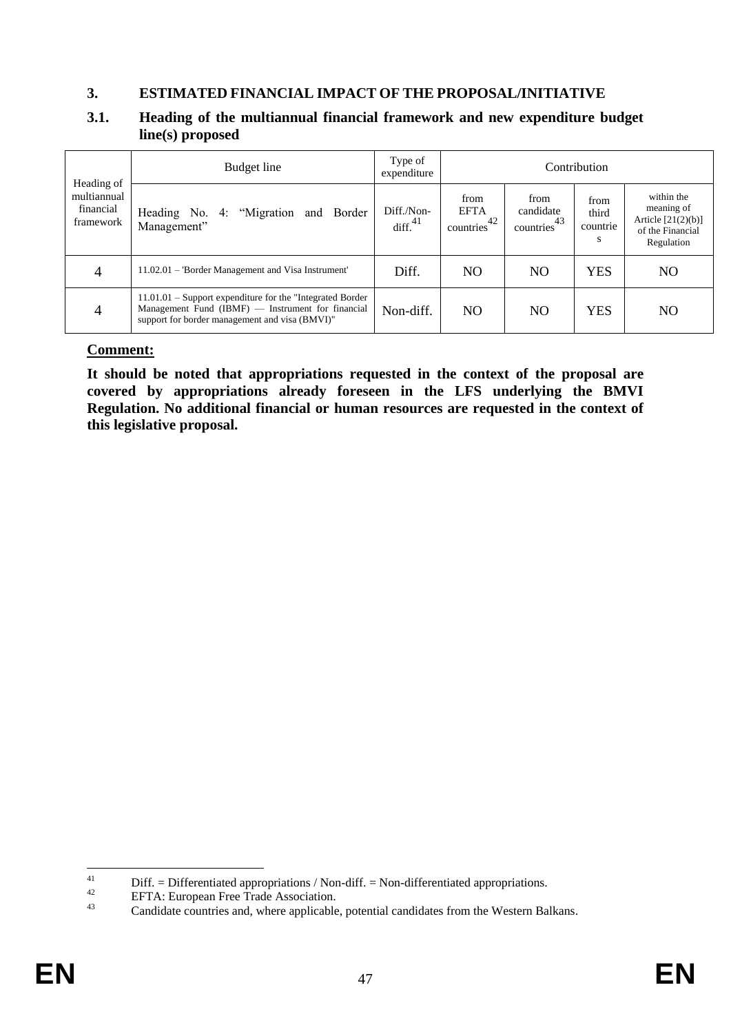## 3. ESTIMATED FINANCIAL IMPACT OF THE PROPOSAL/INITIATIVE

### 3.1. Heading of the multiannual financial framework and new expenditure budget line(s) proposed

| Heading of multiannual financial framework | Budget line | Type of expenditure | Contribution | | | |
|---|---|---|---|---|---|---|
| | Heading No. 4: "Migration and Border Management" | Diff./Non-diff.[41] | from EFTA countries[42] | from candidate countries[43] | from third countries | within the meaning of Article [21(2)(b)] of the Financial Regulation |
| 4 | 11.02.01 – 'Border Management and Visa Instrument' | Diff. | NO | NO | YES | NO |
| 4 | 11.01.01 – Support expenditure for the "Integrated Border Management Fund (IBMF) — Instrument for financial support for border management and visa (BMVI)" | Non-diff. | NO | NO | YES | NO |

**Comment:**

**It should be noted that appropriations requested in the context of the proposal are covered by appropriations already foreseen in the LFS underlying the BMVI Regulation. No additional financial or human resources are requested in the context of this legislative proposal.**

---

[41] Diff. = Differentiated appropriations / Non-diff. = Non-differentiated appropriations.

[42] EFTA: European Free Trade Association.

[43] Candidate countries and, where applicable, potential candidates from the Western Balkans.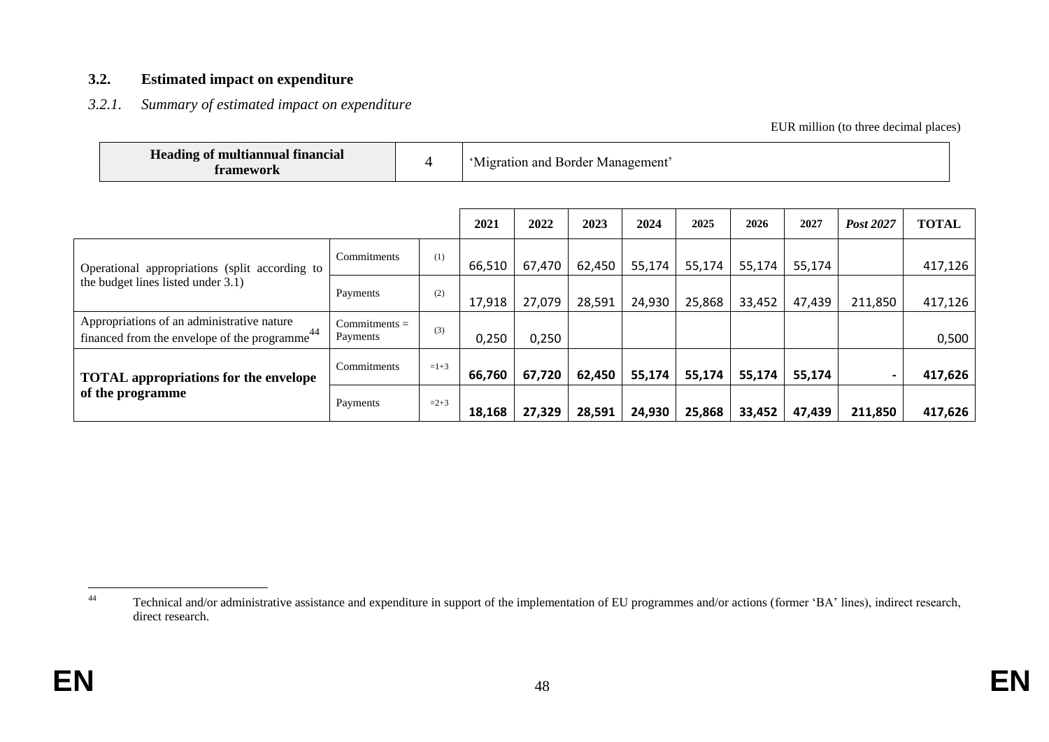## 3.2. Estimated impact on expenditure

### *3.2.1. Summary of estimated impact on expenditure*

EUR million (to three decimal places)

| Heading of multiannual financial framework | 4 | 'Migration and Border Management' |
|---|---|---|

| | | | 2021 | 2022 | 2023 | 2024 | 2025 | 2026 | 2027 | *Post 2027* | TOTAL |
|---|---|---|---|---|---|---|---|---|---|---|---|
| Operational appropriations (split according to the budget lines listed under 3.1) | Commitments | (1) | 66,510 | 67,470 | 62,450 | 55,174 | 55,174 | 55,174 | 55,174 | | 417,126 |
| | Payments | (2) | 17,918 | 27,079 | 28,591 | 24,930 | 25,868 | 33,452 | 47,439 | 211,850 | 417,126 |
| Appropriations of an administrative nature financed from the envelope of the programme[44] | Commitments = Payments | (3) | 0,250 | 0,250 | | | | | | | 0,500 |
| **TOTAL appropriations for the envelope of the programme** | Commitments | =1+3 | **66,760** | **67,720** | **62,450** | **55,174** | **55,174** | **55,174** | **55,174** | **-** | **417,626** |
| | Payments | =2+3 | **18,168** | **27,329** | **28,591** | **24,930** | **25,868** | **33,452** | **47,439** | **211,850** | **417,626** |

[44] Technical and/or administrative assistance and expenditure in support of the implementation of EU programmes and/or actions (former 'BA' lines), indirect research, direct research.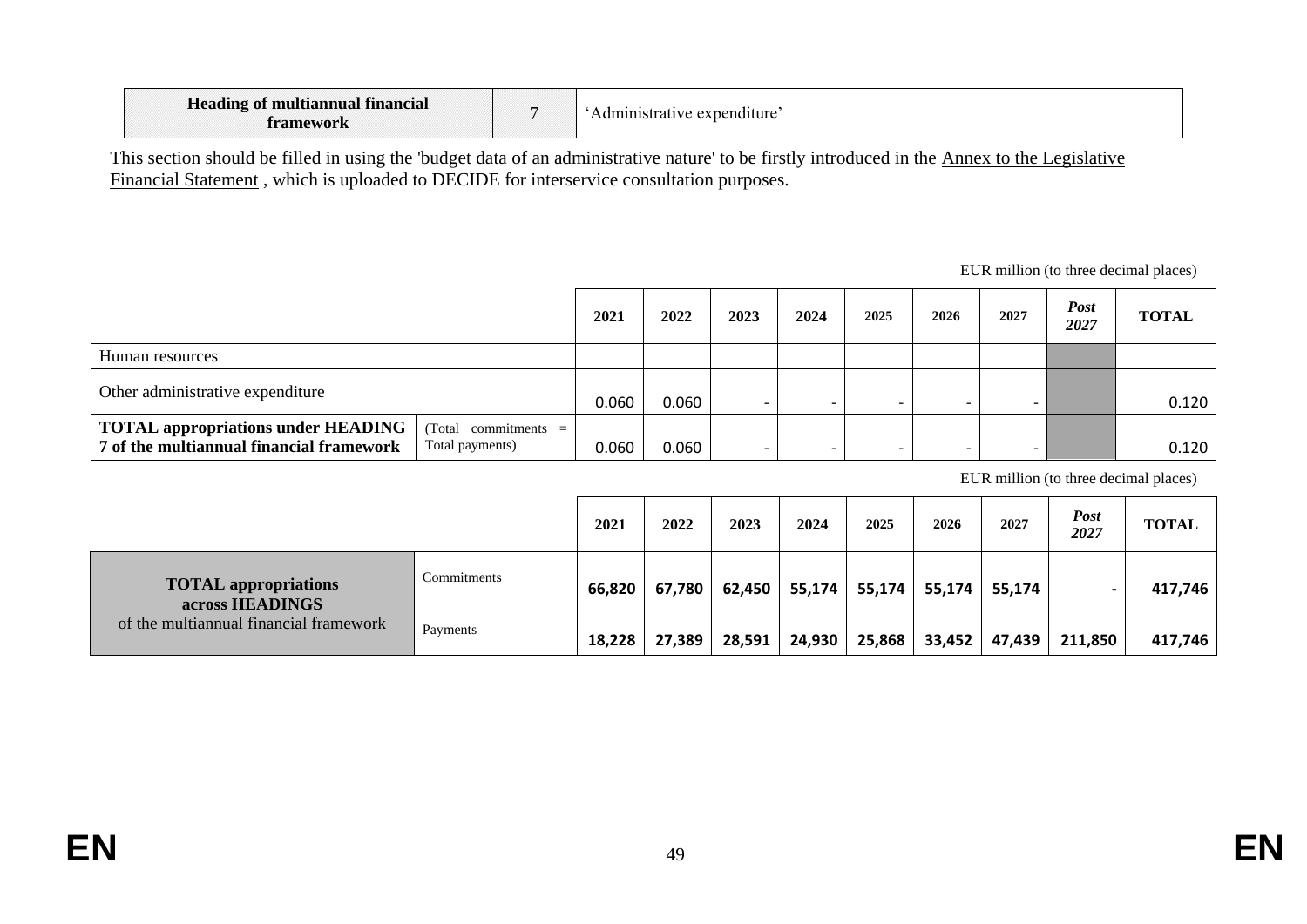| Heading of multiannual financial framework | 7 | 'Administrative expenditure' |
|---|---|---|

This section should be filled in using the 'budget data of an administrative nature' to be firstly introduced in the Annex to the Legislative Financial Statement , which is uploaded to DECIDE for interservice consultation purposes.

EUR million (to three decimal places)

| | | 2021 | 2022 | 2023 | 2024 | 2025 | 2026 | 2027 | *Post 2027* | TOTAL |
|---|---|---|---|---|---|---|---|---|---|---|
| Human resources | | | | | | | | | | |
| Other administrative expenditure | | 0.060 | 0.060 | - | - | - | - | - | | 0.120 |
| **TOTAL appropriations under HEADING 7 of the multiannual financial framework** | (Total commitments = Total payments) | 0.060 | 0.060 | - | - | - | - | - | | 0.120 |

EUR million (to three decimal places)

| | | 2021 | 2022 | 2023 | 2024 | 2025 | 2026 | 2027 | *Post 2027* | TOTAL |
|---|---|---|---|---|---|---|---|---|---|---|
| **TOTAL appropriations across HEADINGS** of the multiannual financial framework | Commitments | 66,820 | 67,780 | 62,450 | 55,174 | 55,174 | 55,174 | 55,174 | - | 417,746 |
| | Payments | 18,228 | 27,389 | 28,591 | 24,930 | 25,868 | 33,452 | 47,439 | 211,850 | 417,746 |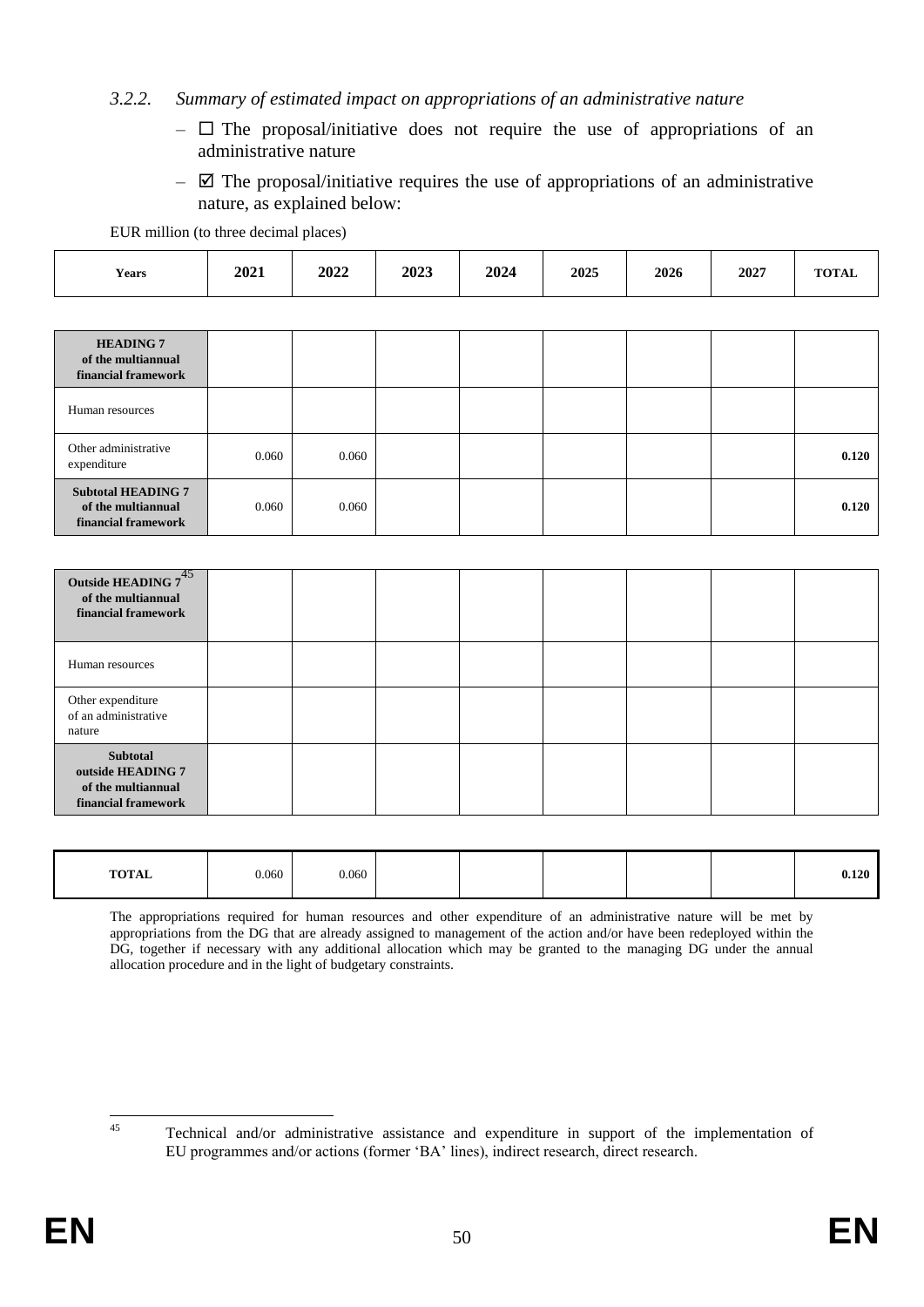### 3.2.2. *Summary of estimated impact on appropriations of an administrative nature*

- ☐ The proposal/initiative does not require the use of appropriations of an administrative nature
- ☑ The proposal/initiative requires the use of appropriations of an administrative nature, as explained below:

EUR million (to three decimal places)

| Years | 2021 | 2022 | 2023 | 2024 | 2025 | 2026 | 2027 | TOTAL |
|---|---|---|---|---|---|---|---|---|
| **HEADING 7 of the multiannual financial framework** | | | | | | | | |
| Human resources | | | | | | | | |
| Other administrative expenditure | 0.060 | 0.060 | | | | | | **0.120** |
| **Subtotal HEADING 7 of the multiannual financial framework** | 0.060 | 0.060 | | | | | | **0.120** |
| **Outside HEADING 7[45] of the multiannual financial framework** | | | | | | | | |
| Human resources | | | | | | | | |
| Other expenditure of an administrative nature | | | | | | | | |
| **Subtotal outside HEADING 7 of the multiannual financial framework** | | | | | | | | |
| **TOTAL** | 0.060 | 0.060 | | | | | | **0.120** |

The appropriations required for human resources and other expenditure of an administrative nature will be met by appropriations from the DG that are already assigned to management of the action and/or have been redeployed within the DG, together if necessary with any additional allocation which may be granted to the managing DG under the annual allocation procedure and in the light of budgetary constraints.

[45] Technical and/or administrative assistance and expenditure in support of the implementation of EU programmes and/or actions (former 'BA' lines), indirect research, direct research.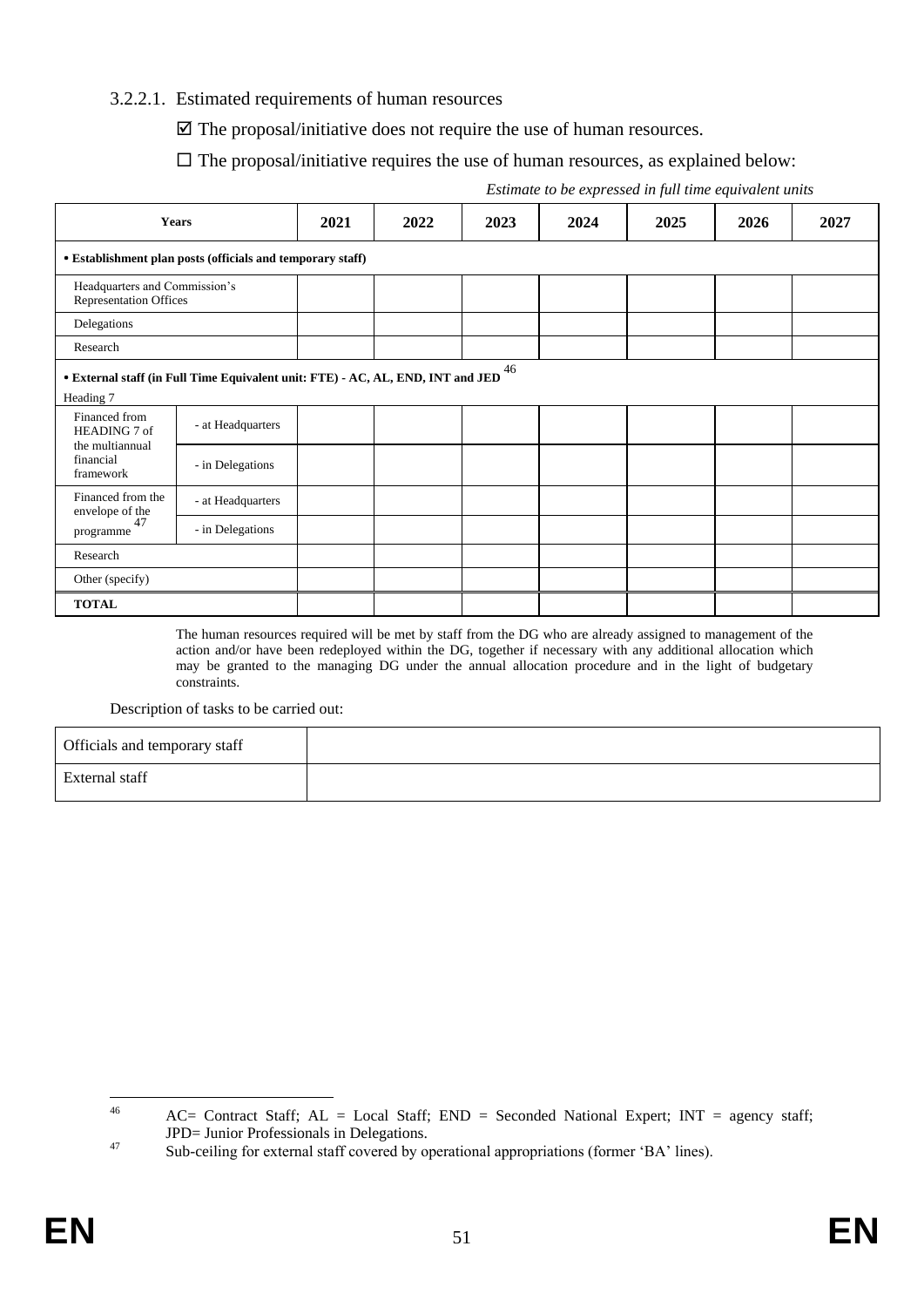3.2.2.1. Estimated requirements of human resources

☑ The proposal/initiative does not require the use of human resources.

☐ The proposal/initiative requires the use of human resources, as explained below:

*Estimate to be expressed in full time equivalent units*

| Years | | 2021 | 2022 | 2023 | 2024 | 2025 | 2026 | 2027 |
|---|---|---|---|---|---|---|---|---|
| **• Establishment plan posts (officials and temporary staff)** | | | | | | | | |
| Headquarters and Commission's Representation Offices | | | | | | | | |
| Delegations | | | | | | | | |
| Research | | | | | | | | |
| **• External staff (in Full Time Equivalent unit: FTE) - AC, AL, END, INT and JED** [46] Heading 7 | | | | | | | | |
| Financed from HEADING 7 of the multiannual financial framework | - at Headquarters | | | | | | | |
| | - in Delegations | | | | | | | |
| Financed from the envelope of the programme [47] | - at Headquarters | | | | | | | |
| | - in Delegations | | | | | | | |
| Research | | | | | | | | |
| Other (specify) | | | | | | | | |
| **TOTAL** | | | | | | | | |

The human resources required will be met by staff from the DG who are already assigned to management of the action and/or have been redeployed within the DG, together if necessary with any additional allocation which may be granted to the managing DG under the annual allocation procedure and in the light of budgetary constraints.

Description of tasks to be carried out:

| Officials and temporary staff | |
|---|---|
| External staff | |

[46] AC= Contract Staff; AL = Local Staff; END = Seconded National Expert; INT = agency staff; JPD= Junior Professionals in Delegations.

[47] Sub-ceiling for external staff covered by operational appropriations (former 'BA' lines).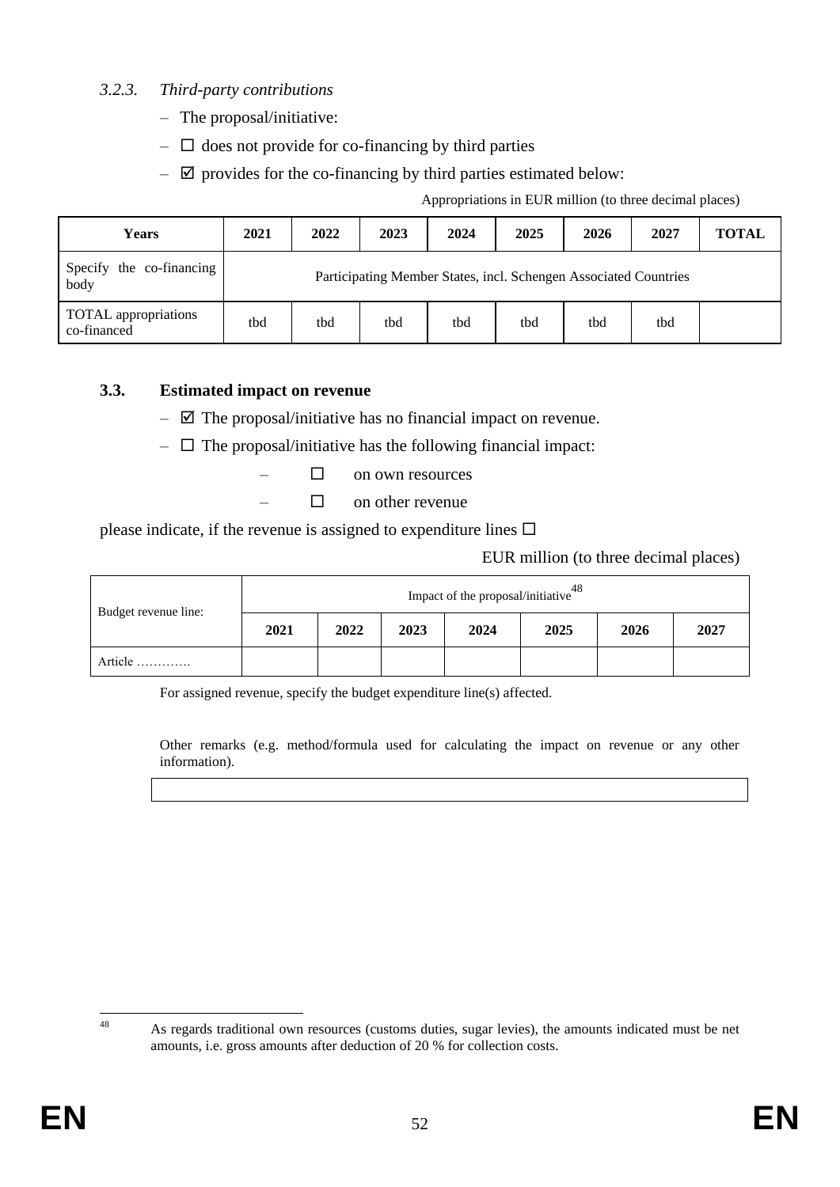*3.2.3. Third-party contributions*

- The proposal/initiative:
- ☐ does not provide for co-financing by third parties
- ☑ provides for the co-financing by third parties estimated below:

Appropriations in EUR million (to three decimal places)

| Years | 2021 | 2022 | 2023 | 2024 | 2025 | 2026 | 2027 | TOTAL |
|---|---|---|---|---|---|---|---|---|
| Specify the co-financing body | Participating Member States, incl. Schengen Associated Countries | | | | | | | |
| TOTAL appropriations co-financed | tbd | tbd | tbd | tbd | tbd | tbd | tbd | |

### 3.3. Estimated impact on revenue

- ☑ The proposal/initiative has no financial impact on revenue.
- ☐ The proposal/initiative has the following financial impact:
  - ☐ on own resources
  - ☐ on other revenue

please indicate, if the revenue is assigned to expenditure lines ☐

EUR million (to three decimal places)

| Budget revenue line: | Impact of the proposal/initiative[48] | | | | | | |
|---|---|---|---|---|---|---|---|
| | 2021 | 2022 | 2023 | 2024 | 2025 | 2026 | 2027 |
| Article …………. | | | | | | | |

For assigned revenue, specify the budget expenditure line(s) affected.

Other remarks (e.g. method/formula used for calculating the impact on revenue or any other information).

[48] As regards traditional own resources (customs duties, sugar levies), the amounts indicated must be net amounts, i.e. gross amounts after deduction of 20 % for collection costs.